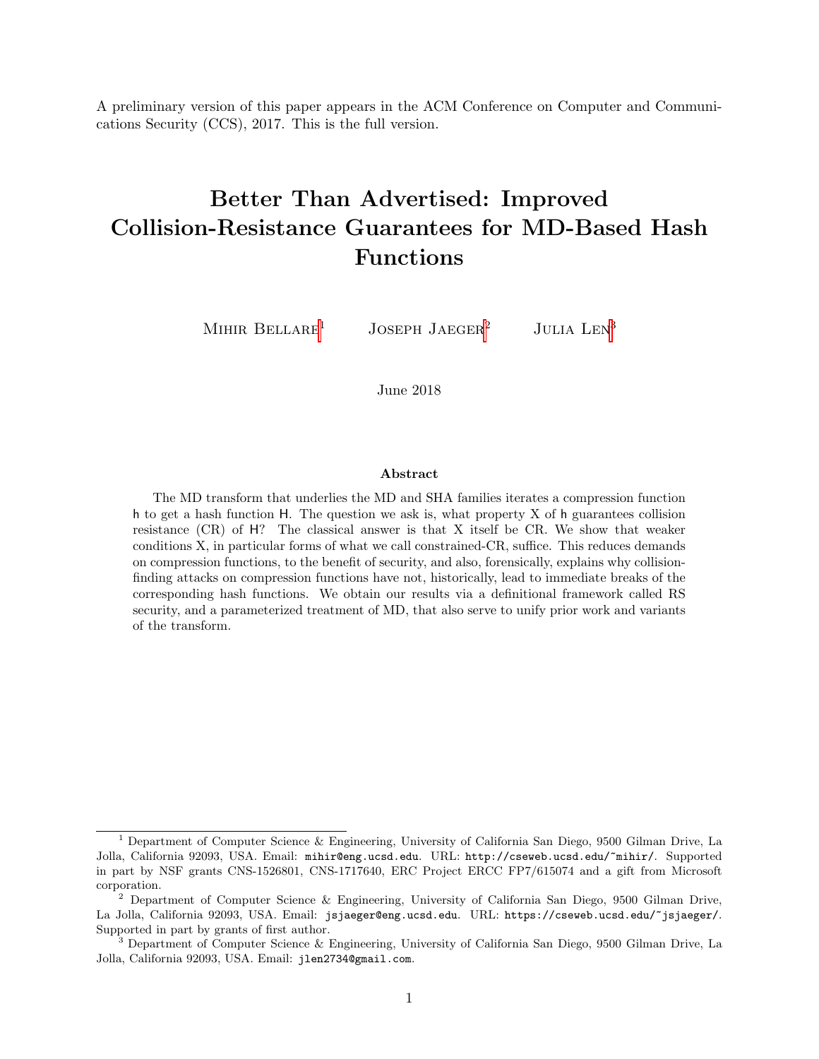A preliminary version of this paper appears in the ACM Conference on Computer and Communications Security (CCS), 2017. This is the full version.

# Better Than Advertised: Improved Collision-Resistance Guarantees for MD-Based Hash Functions

Mihir Bellare[1] Joseph Jaeger[2] Julia Len[3]

June 2018

### Abstract

The MD transform that underlies the MD and SHA families iterates a compression function h to get a hash function H. The question we ask is, what property X of h guarantees collision resistance (CR) of H? The classical answer is that X itself be CR. We show that weaker conditions X, in particular forms of what we call constrained-CR, suffice. This reduces demands on compression functions, to the benefit of security, and also, forensically, explains why collision-finding attacks on compression functions have not, historically, lead to immediate breaks of the corresponding hash functions. We obtain our results via a definitional framework called RS security, and a parameterized treatment of MD, that also serve to unify prior work and variants of the transform.

---

[1] Department of Computer Science & Engineering, University of California San Diego, 9500 Gilman Drive, La Jolla, California 92093, USA. Email: mihir@eng.ucsd.edu. URL: http://cseweb.ucsd.edu/~mihir/. Supported in part by NSF grants CNS-1526801, CNS-1717640, ERC Project ERCC FP7/615074 and a gift from Microsoft corporation.

[2] Department of Computer Science & Engineering, University of California San Diego, 9500 Gilman Drive, La Jolla, California 92093, USA. Email: jsjaeger@eng.ucsd.edu. URL: https://cseweb.ucsd.edu/~jsjaeger/. Supported in part by grants of first author.

[3] Department of Computer Science & Engineering, University of California San Diego, 9500 Gilman Drive, La Jolla, California 92093, USA. Email: jlen2734@gmail.com.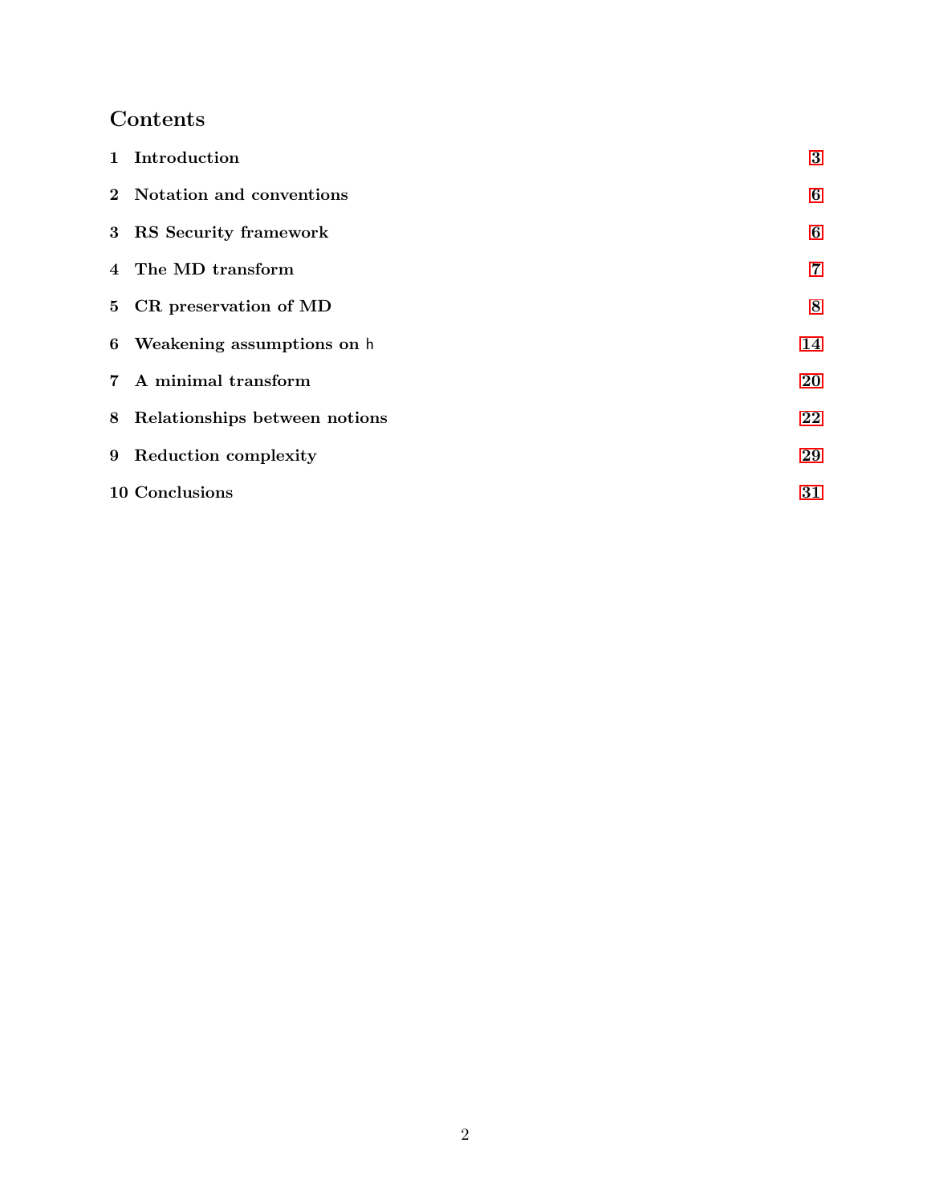## Contents

| | | |
|---|---|---|
| 1 | Introduction | 3 |
| 2 | Notation and conventions | 6 |
| 3 | RS Security framework | 6 |
| 4 | The MD transform | 7 |
| 5 | CR preservation of MD | 8 |
| 6 | Weakening assumptions on h | 14 |
| 7 | A minimal transform | 20 |
| 8 | Relationships between notions | 22 |
| 9 | Reduction complexity | 29 |
| 10 | Conclusions | 31 |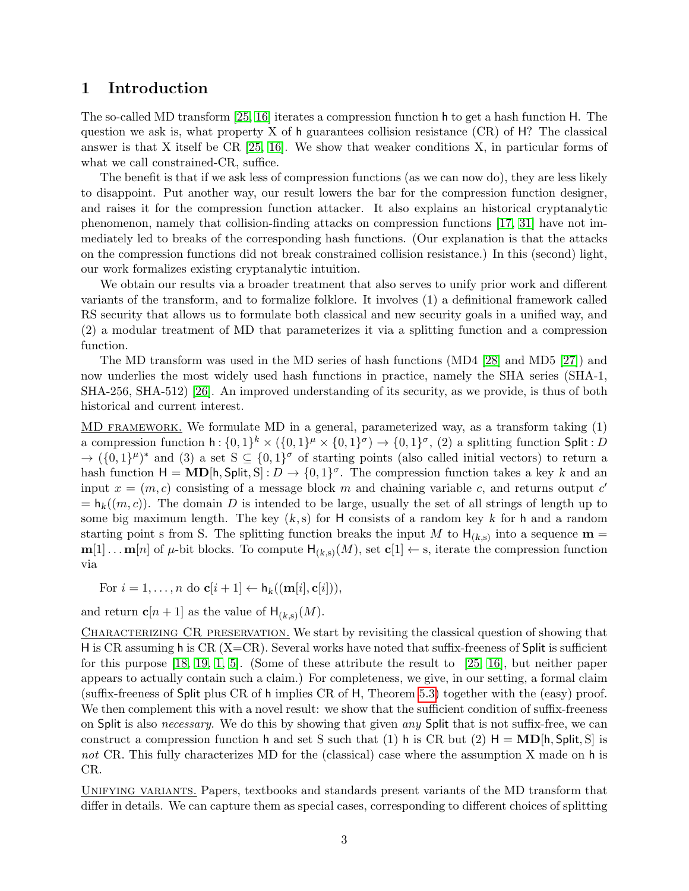# 1 Introduction

The so-called MD transform [25, 16] iterates a compression function h to get a hash function H. The question we ask is, what property X of h guarantees collision resistance (CR) of H? The classical answer is that X itself be CR [25, 16]. We show that weaker conditions X, in particular forms of what we call constrained-CR, suffice.

The benefit is that if we ask less of compression functions (as we can now do), they are less likely to disappoint. Put another way, our result lowers the bar for the compression function designer, and raises it for the compression function attacker. It also explains an historical cryptanalytic phenomenon, namely that collision-finding attacks on compression functions [17, 31] have not immediately led to breaks of the corresponding hash functions. (Our explanation is that the attacks on the compression functions did not break constrained collision resistance.) In this (second) light, our work formalizes existing cryptanalytic intuition.

We obtain our results via a broader treatment that also serves to unify prior work and different variants of the transform, and to formalize folklore. It involves (1) a definitional framework called RS security that allows us to formulate both classical and new security goals in a unified way, and (2) a modular treatment of MD that parameterizes it via a splitting function and a compression function.

The MD transform was used in the MD series of hash functions (MD4 [28] and MD5 [27]) and now underlies the most widely used hash functions in practice, namely the SHA series (SHA-1, SHA-256, SHA-512) [26]. An improved understanding of its security, as we provide, is thus of both historical and current interest.

MD FRAMEWORK. We formulate MD in a general, parameterized way, as a transform taking (1) a compression function $\mathsf{h} : \{0,1\}^k \times (\{0,1\}^\mu \times \{0,1\}^\sigma) \to \{0,1\}^\sigma$, (2) a splitting function $\mathsf{Split} : D \to (\{0,1\}^\mu)^*$ and (3) a set $\mathrm{S} \subseteq \{0,1\}^\sigma$ of starting points (also called initial vectors) to return a hash function $\mathsf{H} = \mathbf{MD}[\mathsf{h}, \mathsf{Split}, \mathrm{S}] : D \to \{0,1\}^\sigma$. The compression function takes a key $k$ and an input $x = (m, c)$ consisting of a message block $m$ and chaining variable $c$, and returns output $c' = \mathsf{h}_k((m, c))$. The domain $D$ is intended to be large, usually the set of all strings of length up to some big maximum length. The key $(k, \mathrm{s})$ for H consists of a random key $k$ for h and a random starting point s from S. The splitting function breaks the input $M$ to $\mathsf{H}_{(k,\mathrm{s})}$ into a sequence $\mathbf{m} = \mathbf{m}[1] \dots \mathbf{m}[n]$ of $\mu$-bit blocks. To compute $\mathsf{H}_{(k,\mathrm{s})}(M)$, set $\mathbf{c}[1] \leftarrow \mathrm{s}$, iterate the compression function via

For $i = 1, \dots, n$ do $\mathbf{c}[i+1] \leftarrow \mathsf{h}_k((\mathbf{m}[i], \mathbf{c}[i]))$,

and return $\mathbf{c}[n+1]$ as the value of $\mathsf{H}_{(k,\mathrm{s})}(M)$.

CHARACTERIZING CR PRESERVATION. We start by revisiting the classical question of showing that H is CR assuming h is CR (X=CR). Several works have noted that suffix-freeness of Split is sufficient for this purpose [18, 19, 1, 5]. (Some of these attribute the result to [25, 16], but neither paper appears to actually contain such a claim.) For completeness, we give, in our setting, a formal claim (suffix-freeness of Split plus CR of h implies CR of H, Theorem 5.3) together with the (easy) proof. We then complement this with a novel result: we show that the sufficient condition of suffix-freeness on Split is also *necessary*. We do this by showing that given *any* Split that is not suffix-free, we can construct a compression function h and set S such that (1) h is CR but (2) $\mathsf{H} = \mathbf{MD}[\mathsf{h}, \mathsf{Split}, \mathrm{S}]$ is *not* CR. This fully characterizes MD for the (classical) case where the assumption X made on h is CR.

UNIFYING VARIANTS. Papers, textbooks and standards present variants of the MD transform that differ in details. We can capture them as special cases, corresponding to different choices of splitting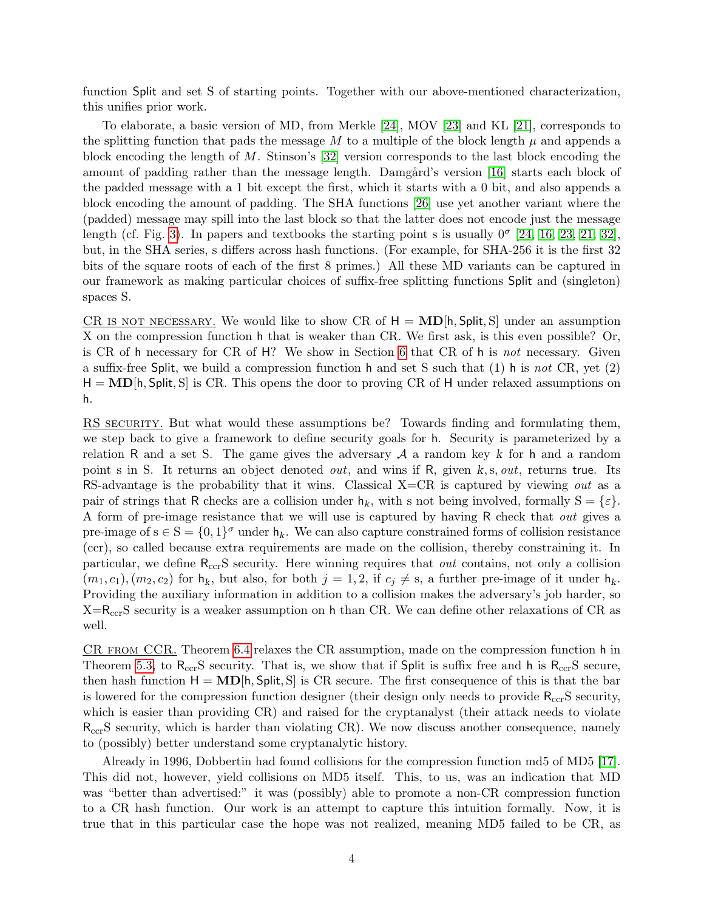function Split and set S of starting points. Together with our above-mentioned characterization, this unifies prior work.

To elaborate, a basic version of MD, from Merkle [24], MOV [23] and KL [21], corresponds to the splitting function that pads the message $M$ to a multiple of the block length $\mu$ and appends a block encoding the length of $M$. Stinson's [32] version corresponds to the last block encoding the amount of padding rather than the message length. Damgård's version [16] starts each block of the padded message with a 1 bit except the first, which it starts with a 0 bit, and also appends a block encoding the amount of padding. The SHA functions [26] use yet another variant where the (padded) message may spill into the last block so that the latter does not encode just the message length (cf. Fig. 3). In papers and textbooks the starting point s is usually $0^\sigma$ [24, 16, 23, 21, 32], but, in the SHA series, s differs across hash functions. (For example, for SHA-256 it is the first 32 bits of the square roots of each of the first 8 primes.) All these MD variants can be captured in our framework as making particular choices of suffix-free splitting functions Split and (singleton) spaces S.

<u>CR is not necessary.</u> We would like to show CR of $\mathsf{H} = \mathbf{MD}[\mathsf{h}, \mathsf{Split}, \mathrm{S}]$ under an assumption X on the compression function h that is weaker than CR. We first ask, is this even possible? Or, is CR of h necessary for CR of H? We show in Section 6 that CR of h is *not* necessary. Given a suffix-free Split, we build a compression function h and set S such that (1) h is *not* CR, yet (2) $\mathsf{H} = \mathbf{MD}[\mathsf{h}, \mathsf{Split}, \mathrm{S}]$ is CR. This opens the door to proving CR of H under relaxed assumptions on h.

<u>RS security.</u> But what would these assumptions be? Towards finding and formulating them, we step back to give a framework to define security goals for h. Security is parameterized by a relation R and a set S. The game gives the adversary $\mathcal{A}$ a random key $k$ for h and a random point s in S. It returns an object denoted *out*, and wins if R, given $k$, s, *out*, returns true. Its RS-advantage is the probability that it wins. Classical X=CR is captured by viewing *out* as a pair of strings that R checks are a collision under $\mathsf{h}_k$, with s not being involved, formally $\mathrm{S} = \{\varepsilon\}$. A form of pre-image resistance that we will use is captured by having R check that *out* gives a pre-image of $\mathrm{s} \in \mathrm{S} = \{0,1\}^\sigma$ under $\mathsf{h}_k$. We can also capture constrained forms of collision resistance (ccr), so called because extra requirements are made on the collision, thereby constraining it. In particular, we define $\mathsf{R}_{\mathrm{ccr}}\mathrm{S}$ security. Here winning requires that *out* contains, not only a collision $(m_1, c_1), (m_2, c_2)$ for $\mathsf{h}_k$, but also, for both $j = 1, 2$, if $c_j \neq \mathrm{s}$, a further pre-image of it under $\mathsf{h}_k$. Providing the auxiliary information in addition to a collision makes the adversary's job harder, so X=$\mathsf{R}_{\mathrm{ccr}}\mathrm{S}$ security is a weaker assumption on h than CR. We can define other relaxations of CR as well.

<u>CR from CCR.</u> Theorem 6.4 relaxes the CR assumption, made on the compression function h in Theorem 5.3, to $\mathsf{R}_{\mathrm{ccr}}\mathrm{S}$ security. That is, we show that if Split is suffix free and h is $\mathsf{R}_{\mathrm{ccr}}\mathrm{S}$ secure, then hash function $\mathsf{H} = \mathbf{MD}[\mathsf{h}, \mathsf{Split}, \mathrm{S}]$ is CR secure. The first consequence of this is that the bar is lowered for the compression function designer (their design only needs to provide $\mathsf{R}_{\mathrm{ccr}}\mathrm{S}$ security, which is easier than providing CR) and raised for the cryptanalyst (their attack needs to violate $\mathsf{R}_{\mathrm{ccr}}\mathrm{S}$ security, which is harder than violating CR). We now discuss another consequence, namely to (possibly) better understand some cryptanalytic history.

Already in 1996, Dobbertin had found collisions for the compression function md5 of MD5 [17]. This did not, however, yield collisions on MD5 itself. This, to us, was an indication that MD was "better than advertised:" it was (possibly) able to promote a non-CR compression function to a CR hash function. Our work is an attempt to capture this intuition formally. Now, it is true that in this particular case the hope was not realized, meaning MD5 failed to be CR, as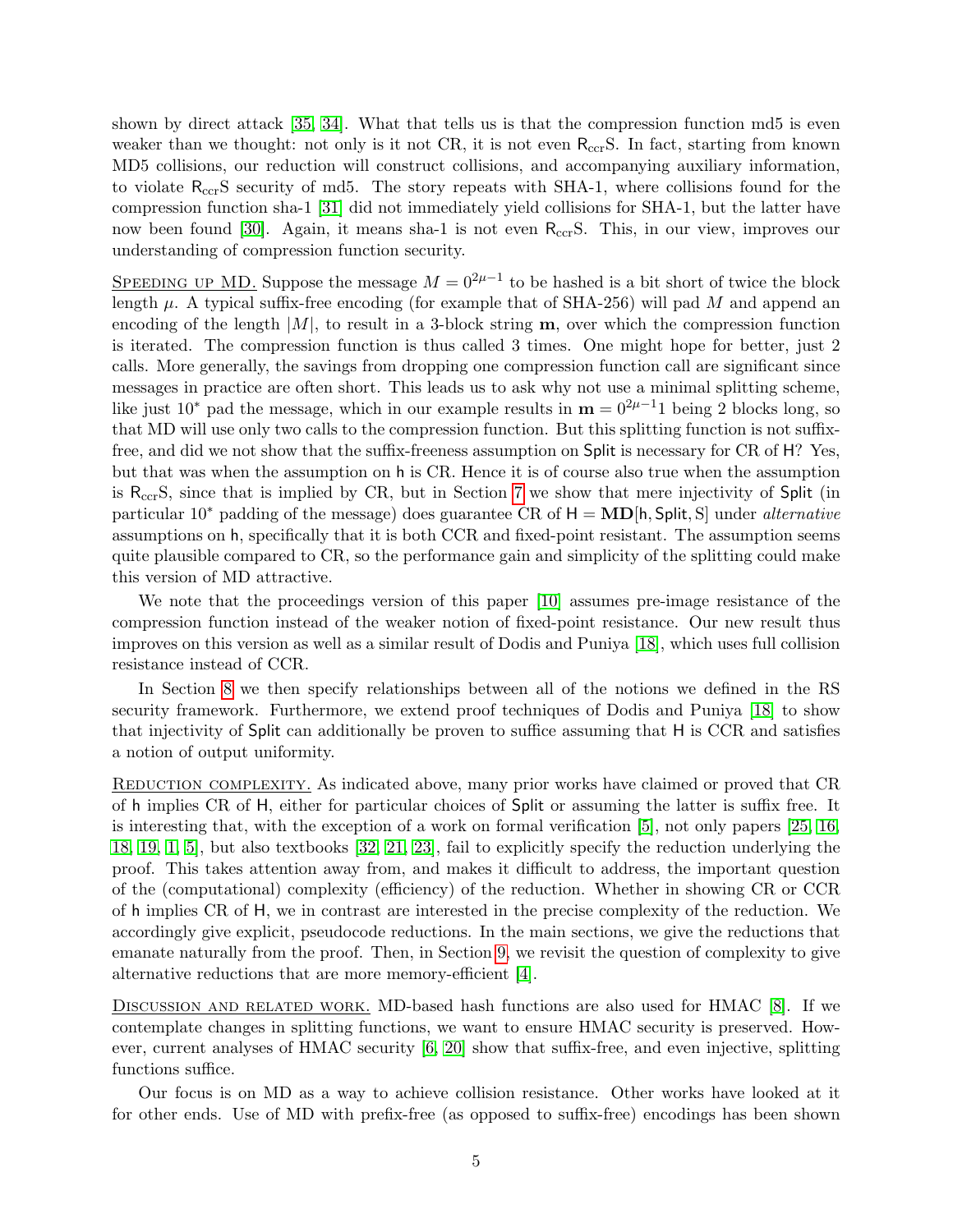shown by direct attack [35, 34]. What that tells us is that the compression function md5 is even weaker than we thought: not only is it not CR, it is not even $\mathsf{R}_{\rm ccr}\mathsf{S}$. In fact, starting from known MD5 collisions, our reduction will construct collisions, and accompanying auxiliary information, to violate $\mathsf{R}_{\rm ccr}\mathsf{S}$ security of md5. The story repeats with SHA-1, where collisions found for the compression function sha-1 [31] did not immediately yield collisions for SHA-1, but the latter have now been found [30]. Again, it means sha-1 is not even $\mathsf{R}_{\rm ccr}\mathsf{S}$. This, in our view, improves our understanding of compression function security.

<u>SPEEDING UP MD.</u> Suppose the message $M = 0^{2\mu-1}$ to be hashed is a bit short of twice the block length $\mu$. A typical suffix-free encoding (for example that of SHA-256) will pad $M$ and append an encoding of the length $|M|$, to result in a 3-block string $\mathbf{m}$, over which the compression function is iterated. The compression function is thus called 3 times. One might hope for better, just 2 calls. More generally, the savings from dropping one compression function call are significant since messages in practice are often short. This leads us to ask why not use a minimal splitting scheme, like just $10^*$ pad the message, which in our example results in $\mathbf{m} = 0^{2\mu-1}1$ being 2 blocks long, so that MD will use only two calls to the compression function. But this splitting function is not suffix-free, and did we not show that the suffix-freeness assumption on Split is necessary for CR of H? Yes, but that was when the assumption on h is CR. Hence it is of course also true when the assumption is $\mathsf{R}_{\rm ccr}\mathsf{S}$, since that is implied by CR, but in Section 7 we show that mere injectivity of Split (in particular $10^*$ padding of the message) does guarantee CR of $\mathsf{H} = \mathbf{MD}[\mathsf{h}, \mathsf{Split}, \mathsf{S}]$ under *alternative* assumptions on h, specifically that it is both CCR and fixed-point resistant. The assumption seems quite plausible compared to CR, so the performance gain and simplicity of the splitting could make this version of MD attractive.

We note that the proceedings version of this paper [10] assumes pre-image resistance of the compression function instead of the weaker notion of fixed-point resistance. Our new result thus improves on this version as well as a similar result of Dodis and Puniya [18], which uses full collision resistance instead of CCR.

In Section 8 we then specify relationships between all of the notions we defined in the RS security framework. Furthermore, we extend proof techniques of Dodis and Puniya [18] to show that injectivity of Split can additionally be proven to suffice assuming that H is CCR and satisfies a notion of output uniformity.

<u>REDUCTION COMPLEXITY.</u> As indicated above, many prior works have claimed or proved that CR of h implies CR of H, either for particular choices of Split or assuming the latter is suffix free. It is interesting that, with the exception of a work on formal verification [5], not only papers [25, 16, 18, 19, 1, 5], but also textbooks [32, 21, 23], fail to explicitly specify the reduction underlying the proof. This takes attention away from, and makes it difficult to address, the important question of the (computational) complexity (efficiency) of the reduction. Whether in showing CR or CCR of h implies CR of H, we in contrast are interested in the precise complexity of the reduction. We accordingly give explicit, pseudocode reductions. In the main sections, we give the reductions that emanate naturally from the proof. Then, in Section 9, we revisit the question of complexity to give alternative reductions that are more memory-efficient [4].

<u>DISCUSSION AND RELATED WORK.</u> MD-based hash functions are also used for HMAC [8]. If we contemplate changes in splitting functions, we want to ensure HMAC security is preserved. However, current analyses of HMAC security [6, 20] show that suffix-free, and even injective, splitting functions suffice.

Our focus is on MD as a way to achieve collision resistance. Other works have looked at it for other ends. Use of MD with prefix-free (as opposed to suffix-free) encodings has been shown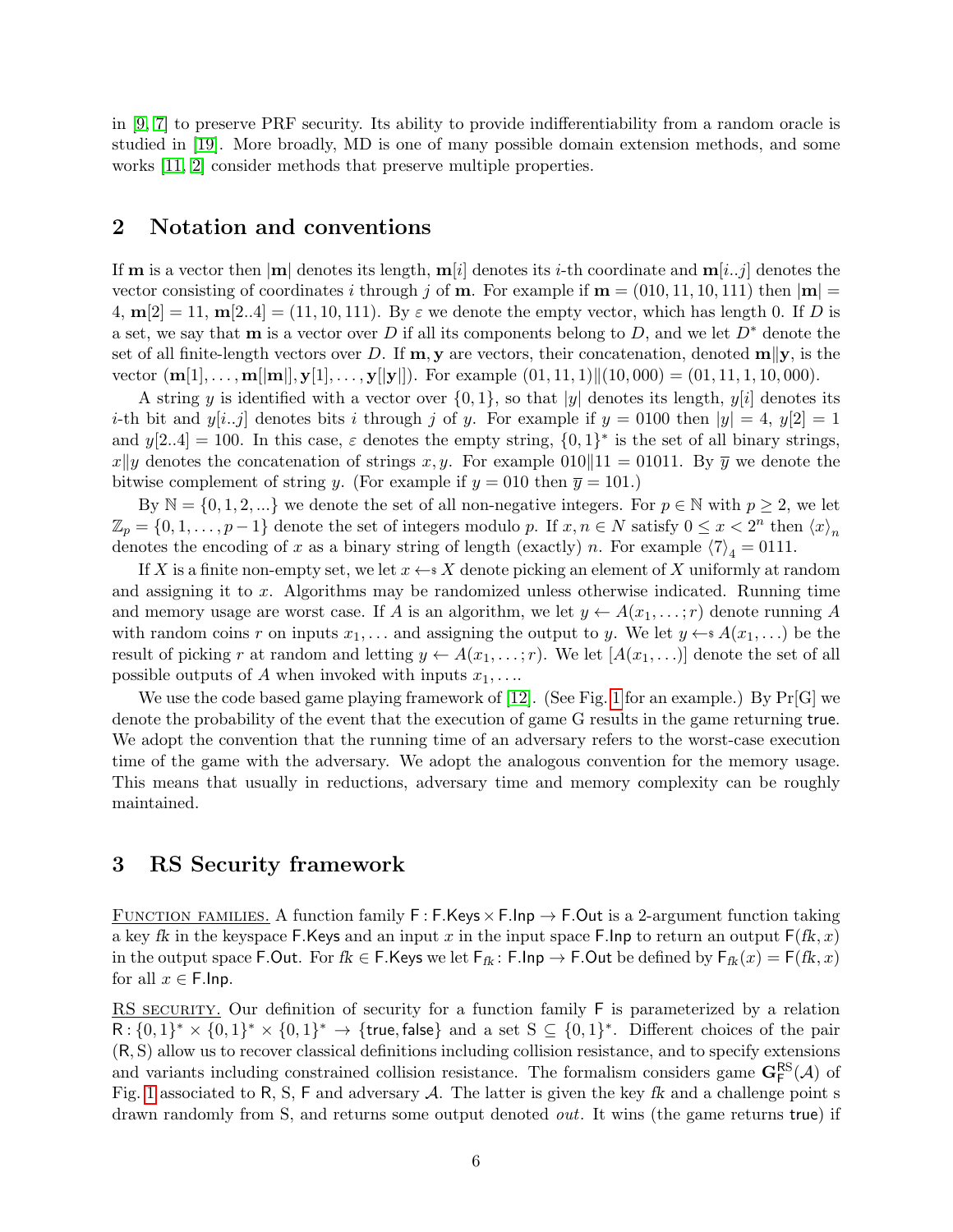in [9, 7] to preserve PRF security. Its ability to provide indifferentiability from a random oracle is studied in [19]. More broadly, MD is one of many possible domain extension methods, and some works [11, 2] consider methods that preserve multiple properties.

## 2 Notation and conventions

If $\mathbf{m}$ is a vector then $|\mathbf{m}|$ denotes its length, $\mathbf{m}[i]$ denotes its $i$-th coordinate and $\mathbf{m}[i..j]$ denotes the vector consisting of coordinates $i$ through $j$ of $\mathbf{m}$. For example if $\mathbf{m} = (010, 11, 10, 111)$ then $|\mathbf{m}| = 4$, $\mathbf{m}[2] = 11$, $\mathbf{m}[2..4] = (11, 10, 111)$. By $\varepsilon$ we denote the empty vector, which has length 0. If $D$ is a set, we say that $\mathbf{m}$ is a vector over $D$ if all its components belong to $D$, and we let $D^*$ denote the set of all finite-length vectors over $D$. If $\mathbf{m}, \mathbf{y}$ are vectors, their concatenation, denoted $\mathbf{m}\|\mathbf{y}$, is the vector $(\mathbf{m}[1], \ldots, \mathbf{m}[|\mathbf{m}|], \mathbf{y}[1], \ldots, \mathbf{y}[|\mathbf{y}|])$. For example $(01, 11, 1)\|(10, 000) = (01, 11, 1, 10, 000)$.

A string $y$ is identified with a vector over $\{0,1\}$, so that $|y|$ denotes its length, $y[i]$ denotes its $i$-th bit and $y[i..j]$ denotes bits $i$ through $j$ of $y$. For example if $y = 0100$ then $|y| = 4$, $y[2] = 1$ and $y[2..4] = 100$. In this case, $\varepsilon$ denotes the empty string, $\{0,1\}^*$ is the set of all binary strings, $x\|y$ denotes the concatenation of strings $x, y$. For example $010\|11 = 01011$. By $\overline{y}$ we denote the bitwise complement of string $y$. (For example if $y = 010$ then $\overline{y} = 101$.)

By $\mathbb{N} = \{0, 1, 2, ...\}$ we denote the set of all non-negative integers. For $p \in \mathbb{N}$ with $p \geq 2$, we let $\mathbb{Z}_p = \{0, 1, \ldots, p-1\}$ denote the set of integers modulo $p$. If $x, n \in N$ satisfy $0 \leq x < 2^n$ then $\langle x \rangle_n$ denotes the encoding of $x$ as a binary string of length (exactly) $n$. For example $\langle 7 \rangle_4 = 0111$.

If $X$ is a finite non-empty set, we let $x \leftarrow\!\!\$\, X$ denote picking an element of $X$ uniformly at random and assigning it to $x$. Algorithms may be randomized unless otherwise indicated. Running time and memory usage are worst case. If $A$ is an algorithm, we let $y \leftarrow A(x_1, \ldots; r)$ denote running $A$ with random coins $r$ on inputs $x_1, \ldots$ and assigning the output to $y$. We let $y \leftarrow\!\!\$\, A(x_1, \ldots)$ be the result of picking $r$ at random and letting $y \leftarrow A(x_1, \ldots; r)$. We let $[A(x_1, \ldots)]$ denote the set of all possible outputs of $A$ when invoked with inputs $x_1, \ldots$.

We use the code based game playing framework of [12]. (See Fig. 1 for an example.) By Pr[G] we denote the probability of the event that the execution of game G results in the game returning $\mathsf{true}$. We adopt the convention that the running time of an adversary refers to the worst-case execution time of the game with the adversary. We adopt the analogous convention for the memory usage. This means that usually in reductions, adversary time and memory complexity can be roughly maintained.

## 3 RS Security framework

<u>Function families.</u> A function family $\mathsf{F} : \mathsf{F.Keys} \times \mathsf{F.Inp} \to \mathsf{F.Out}$ is a 2-argument function taking a key $fk$ in the keyspace $\mathsf{F.Keys}$ and an input $x$ in the input space $\mathsf{F.Inp}$ to return an output $\mathsf{F}(fk, x)$ in the output space $\mathsf{F.Out}$. For $fk \in \mathsf{F.Keys}$ we let $\mathsf{F}_{fk} : \mathsf{F.Inp} \to \mathsf{F.Out}$ be defined by $\mathsf{F}_{fk}(x) = \mathsf{F}(fk, x)$ for all $x \in \mathsf{F.Inp}$.

<u>RS security.</u> Our definition of security for a function family $\mathsf{F}$ is parameterized by a relation $\mathsf{R} : \{0,1\}^* \times \{0,1\}^* \times \{0,1\}^* \to \{\mathsf{true}, \mathsf{false}\}$ and a set $\mathrm{S} \subseteq \{0,1\}^*$. Different choices of the pair $(\mathsf{R}, \mathrm{S})$ allow us to recover classical definitions including collision resistance, and to specify extensions and variants including constrained collision resistance. The formalism considers game $\mathbf{G}^{\mathsf{RS}}_{\mathsf{F}}(\mathcal{A})$ of Fig. 1 associated to $\mathsf{R}$, $\mathrm{S}$, $\mathsf{F}$ and adversary $\mathcal{A}$. The latter is given the key $fk$ and a challenge point s drawn randomly from S, and returns some output denoted *out*. It wins (the game returns $\mathsf{true}$) if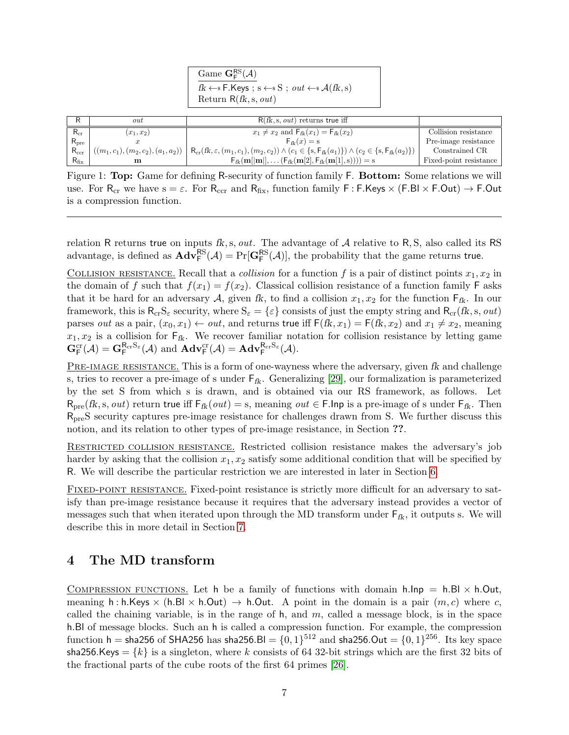Game $\mathbf{G}_{\mathsf{F}}^{\mathsf{RS}}(\mathcal{A})$

$fk \leftarrow\$ \mathsf{F.Keys}$ ; $\mathrm{s} \leftarrow\$ \mathrm{S}$ ; $out \leftarrow\$ \mathcal{A}(fk, \mathrm{s})$
Return $\mathsf{R}(fk, \mathrm{s}, out)$

| $\mathsf{R}$ | $out$ | $\mathsf{R}(fk, \mathrm{s}, out)$ returns true iff | |
|---|---|---|---|
| $\mathsf{R}_{\mathrm{cr}}$ | $(x_1, x_2)$ | $x_1 \neq x_2$ and $\mathsf{F}_{fk}(x_1) = \mathsf{F}_{fk}(x_2)$ | Collision resistance |
| $\mathsf{R}_{\mathrm{pre}}$ | $x$ | $\mathsf{F}_{fk}(x) = \mathrm{s}$ | Pre-image resistance |
| $\mathsf{R}_{\mathrm{ccr}}$ | $((m_1, c_1), (m_2, c_2), (a_1, a_2))$ | $\mathsf{R}_{\mathrm{cr}}(fk, \varepsilon, (m_1, c_1), (m_2, c_2)) \wedge (c_1 \in \{\mathrm{s}, \mathsf{F}_{fk}(a_1)\}) \wedge (c_2 \in \{\mathrm{s}, \mathsf{F}_{fk}(a_2)\})$ | Constrained CR |
| $\mathsf{R}_{\mathrm{fix}}$ | $\mathbf{m}$ | $\mathsf{F}_{fk}(\mathbf{m}[\lvert\mathbf{m}\rvert], \ldots (\mathsf{F}_{fk}(\mathbf{m}[2], \mathsf{F}_{fk}(\mathbf{m}[1], \mathrm{s})))) = \mathrm{s}$ | Fixed-point resistance |

Figure 1: **Top:** Game for defining R-security of function family F. **Bottom:** Some relations we will use. For $\mathsf{R}_{\mathrm{cr}}$ we have $\mathrm{s} = \varepsilon$. For $\mathsf{R}_{\mathrm{ccr}}$ and $\mathsf{R}_{\mathrm{fix}}$, function family $\mathsf{F} : \mathsf{F.Keys} \times (\mathsf{F.Bl} \times \mathsf{F.Out}) \to \mathsf{F.Out}$ is a compression function.

relation R returns true on inputs $fk, \mathrm{s}, out$. The advantage of $\mathcal{A}$ relative to R, S, also called its RS advantage, is defined as $\mathbf{Adv}_{\mathsf{F}}^{\mathsf{RS}}(\mathcal{A}) = \Pr[\mathbf{G}_{\mathsf{F}}^{\mathsf{RS}}(\mathcal{A})]$, the probability that the game returns true.

Collision resistance. Recall that a *collision* for a function $f$ is a pair of distinct points $x_1, x_2$ in the domain of $f$ such that $f(x_1) = f(x_2)$. Classical collision resistance of a function family F asks that it be hard for an adversary $\mathcal{A}$, given $fk$, to find a collision $x_1, x_2$ for the function $\mathsf{F}_{fk}$. In our framework, this is $\mathsf{R}_{\mathrm{cr}}\mathrm{S}_{\varepsilon}$ security, where $\mathrm{S}_{\varepsilon} = \{\varepsilon\}$ consists of just the empty string and $\mathsf{R}_{\mathrm{cr}}(fk, \mathrm{s}, out)$ parses $out$ as a pair, $(x_0, x_1) \leftarrow out$, and returns true iff $\mathsf{F}(fk, x_1) = \mathsf{F}(fk, x_2)$ and $x_1 \neq x_2$, meaning $x_1, x_2$ is a collision for $\mathsf{F}_{fk}$. We recover familiar notation for collision resistance by letting game $\mathbf{G}_{\mathsf{F}}^{\mathrm{cr}}(\mathcal{A}) = \mathbf{G}_{\mathsf{F}}^{\mathsf{R}_{\mathrm{cr}}\mathrm{S}_{\varepsilon}}(\mathcal{A})$ and $\mathbf{Adv}_{\mathsf{F}}^{\mathrm{cr}}(\mathcal{A}) = \mathbf{Adv}_{\mathsf{F}}^{\mathsf{R}_{\mathrm{cr}}\mathrm{S}_{\varepsilon}}(\mathcal{A})$.

Pre-image resistance. This is a form of one-wayness where the adversary, given $fk$ and challenge s, tries to recover a pre-image of s under $\mathsf{F}_{fk}$. Generalizing [29], our formalization is parameterized by the set S from which s is drawn, and is obtained via our RS framework, as follows. Let $\mathsf{R}_{\mathrm{pre}}(fk, \mathrm{s}, out)$ return true iff $\mathsf{F}_{fk}(out) = \mathrm{s}$, meaning $out \in \mathsf{F.Inp}$ is a pre-image of s under $\mathsf{F}_{fk}$. Then $\mathsf{R}_{\mathrm{pre}}\mathrm{S}$ security captures pre-image resistance for challenges drawn from S. We further discuss this notion, and its relation to other types of pre-image resistance, in Section ??.

Restricted collision resistance. Restricted collision resistance makes the adversary's job harder by asking that the collision $x_1, x_2$ satisfy some additional condition that will be specified by R. We will describe the particular restriction we are interested in later in Section 6.

Fixed-point resistance. Fixed-point resistance is strictly more difficult for an adversary to satisfy than pre-image resistance because it requires that the adversary instead provides a vector of messages such that when iterated upon through the MD transform under $\mathsf{F}_{fk}$, it outputs s. We will describe this in more detail in Section 7.

# 4 The MD transform

Compression functions. Let h be a family of functions with domain $\mathsf{h.Inp} = \mathsf{h.Bl} \times \mathsf{h.Out}$, meaning $\mathsf{h} : \mathsf{h.Keys} \times (\mathsf{h.Bl} \times \mathsf{h.Out}) \to \mathsf{h.Out}$. A point in the domain is a pair $(m, c)$ where $c$, called the chaining variable, is in the range of h, and $m$, called a message block, is in the space h.Bl of message blocks. Such an h is called a compression function. For example, the compression function $\mathsf{h} = \mathsf{sha256}$ of SHA256 has $\mathsf{sha256.Bl} = \{0,1\}^{512}$ and $\mathsf{sha256.Out} = \{0,1\}^{256}$. Its key space $\mathsf{sha256.Keys} = \{k\}$ is a singleton, where $k$ consists of 64 32-bit strings which are the first 32 bits of the fractional parts of the cube roots of the first 64 primes [26].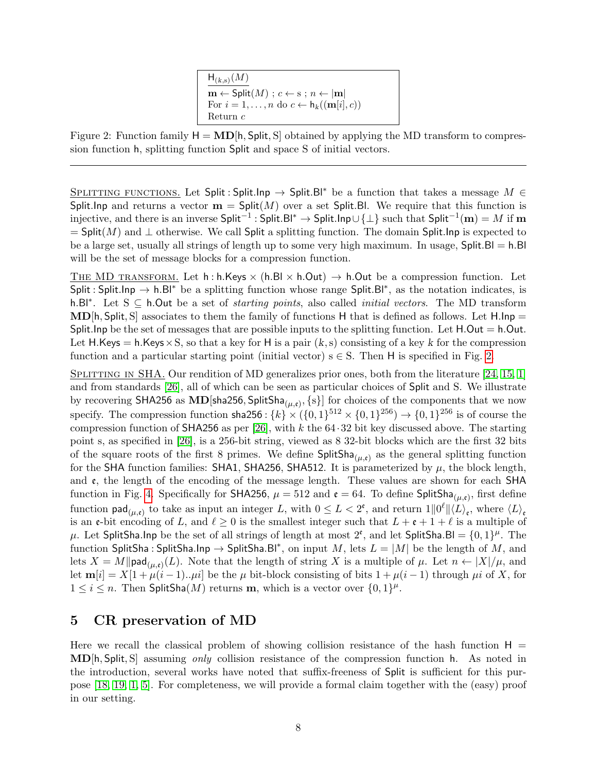```
H_(k,s)(M)
m ← Split(M) ; c ← s ; n ← |m|
For i = 1, ..., n do c ← h_k((m[i], c))
Return c
```

Figure 2: Function family $\mathsf{H} = \mathbf{MD}[\mathsf{h}, \mathsf{Split}, \mathrm{S}]$ obtained by applying the MD transform to compression function $\mathsf{h}$, splitting function $\mathsf{Split}$ and space S of initial vectors.

---

SPLITTING FUNCTIONS. Let $\mathsf{Split} : \mathsf{Split.Inp} \to \mathsf{Split.Bl}^*$ be a function that takes a message $M \in \mathsf{Split.Inp}$ and returns a vector $\mathbf{m} = \mathsf{Split}(M)$ over a set $\mathsf{Split.Bl}$. We require that this function is injective, and there is an inverse $\mathsf{Split}^{-1} : \mathsf{Split.Bl}^* \to \mathsf{Split.Inp} \cup \{\bot\}$ such that $\mathsf{Split}^{-1}(\mathbf{m}) = M$ if $\mathbf{m} = \mathsf{Split}(M)$ and $\bot$ otherwise. We call $\mathsf{Split}$ a splitting function. The domain $\mathsf{Split.Inp}$ is expected to be a large set, usually all strings of length up to some very high maximum. In usage, $\mathsf{Split.Bl} = \mathsf{h.Bl}$ will be the set of message blocks for a compression function.

THE MD TRANSFORM. Let $\mathsf{h} : \mathsf{h.Keys} \times (\mathsf{h.Bl} \times \mathsf{h.Out}) \to \mathsf{h.Out}$ be a compression function. Let $\mathsf{Split} : \mathsf{Split.Inp} \to \mathsf{h.Bl}^*$ be a splitting function whose range $\mathsf{Split.Bl}^*$, as the notation indicates, is $\mathsf{h.Bl}^*$. Let $\mathrm{S} \subseteq \mathsf{h.Out}$ be a set of *starting points*, also called *initial vectors*. The MD transform $\mathbf{MD}[\mathsf{h}, \mathsf{Split}, \mathrm{S}]$ associates to them the family of functions $\mathsf{H}$ that is defined as follows. Let $\mathsf{H.Inp} = \mathsf{Split.Inp}$ be the set of messages that are possible inputs to the splitting function. Let $\mathsf{H.Out} = \mathsf{h.Out}$. Let $\mathsf{H.Keys} = \mathsf{h.Keys} \times \mathrm{S}$, so that a key for $\mathsf{H}$ is a pair $(k, \mathrm{s})$ consisting of a key $k$ for the compression function and a particular starting point (initial vector) $\mathrm{s} \in \mathrm{S}$. Then $\mathsf{H}$ is specified in Fig. 2.

SPLITTING IN SHA. Our rendition of MD generalizes prior ones, both from the literature [24, 15, 1] and from standards [26], all of which can be seen as particular choices of $\mathsf{Split}$ and S. We illustrate by recovering $\mathsf{SHA256}$ as $\mathbf{MD}[\mathsf{sha256}, \mathsf{SplitSha}_{(\mu,\mathfrak{e})}, \{\mathrm{s}\}]$ for choices of the components that we now specify. The compression function $\mathsf{sha256} : \{k\} \times (\{0,1\}^{512} \times \{0,1\}^{256}) \to \{0,1\}^{256}$ is of course the compression function of $\mathsf{SHA256}$ as per [26], with $k$ the $64 \cdot 32$ bit key discussed above. The starting point s, as specified in [26], is a 256-bit string, viewed as 8 32-bit blocks which are the first 32 bits of the square roots of the first 8 primes. We define $\mathsf{SplitSha}_{(\mu,\mathfrak{e})}$ as the general splitting function for the SHA function families: $\mathsf{SHA1}$, $\mathsf{SHA256}$, $\mathsf{SHA512}$. It is parameterized by $\mu$, the block length, and $\mathfrak{e}$, the length of the encoding of the message length. These values are shown for each SHA function in Fig. 4. Specifically for $\mathsf{SHA256}$, $\mu = 512$ and $\mathfrak{e} = 64$. To define $\mathsf{SplitSha}_{(\mu,\mathfrak{e})}$, first define function $\mathsf{pad}_{(\mu,\mathfrak{e})}$ to take as input an integer $L$, with $0 \le L < 2^{\mathfrak{e}}$, and return $1\|0^{\ell}\|\langle L\rangle_{\mathfrak{e}}$, where $\langle L\rangle_{\mathfrak{e}}$ is an $\mathfrak{e}$-bit encoding of $L$, and $\ell \ge 0$ is the smallest integer such that $L + \mathfrak{e} + 1 + \ell$ is a multiple of $\mu$. Let $\mathsf{SplitSha.Inp}$ be the set of all strings of length at most $2^{\mathfrak{e}}$, and let $\mathsf{SplitSha.Bl} = \{0,1\}^{\mu}$. The function $\mathsf{SplitSha} : \mathsf{SplitSha.Inp} \to \mathsf{SplitSha.Bl}^*$, on input $M$, lets $L = |M|$ be the length of $M$, and lets $X = M \| \mathsf{pad}_{(\mu,\mathfrak{e})}(L)$. Note that the length of string $X$ is a multiple of $\mu$. Let $n \leftarrow |X|/\mu$, and let $\mathbf{m}[i] = X[1 + \mu(i-1)..\mu i]$ be the $\mu$ bit-block consisting of bits $1 + \mu(i-1)$ through $\mu i$ of $X$, for $1 \le i \le n$. Then $\mathsf{SplitSha}(M)$ returns $\mathbf{m}$, which is a vector over $\{0,1\}^{\mu}$.

## 5 CR preservation of MD

Here we recall the classical problem of showing collision resistance of the hash function $\mathsf{H} = \mathbf{MD}[\mathsf{h}, \mathsf{Split}, \mathrm{S}]$ assuming *only* collision resistance of the compression function $\mathsf{h}$. As noted in the introduction, several works have noted that suffix-freeness of $\mathsf{Split}$ is sufficient for this purpose [18, 19, 1, 5]. For completeness, we will provide a formal claim together with the (easy) proof in our setting.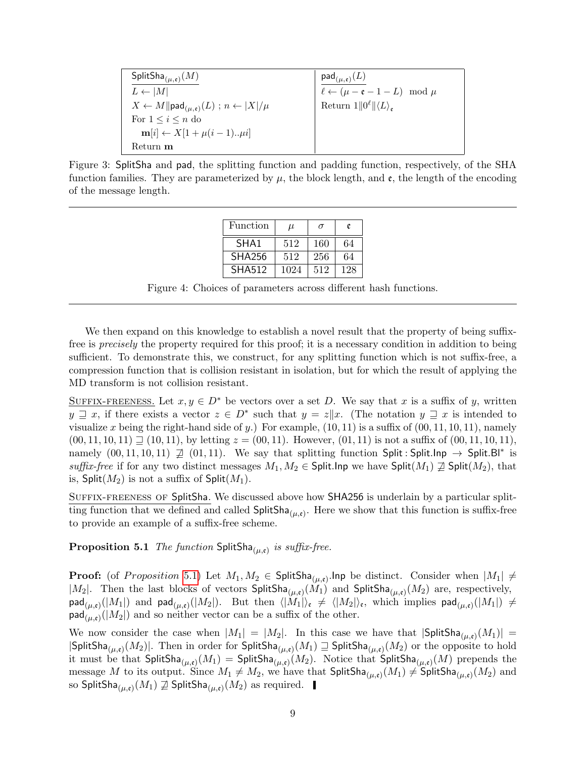| $\mathsf{SplitSha}_{(\mu,\mathfrak{e})}(M)$ | $\mathsf{pad}_{(\mu,\mathfrak{e})}(L)$ |
|---|---|
| $L \leftarrow \lvert M \rvert$ | $\ell \leftarrow (\mu - \mathfrak{e} - 1 - L) \mod \mu$ |
| $X \leftarrow M \Vert \mathsf{pad}_{(\mu,\mathfrak{e})}(L)$ ; $n \leftarrow \lvert X \rvert / \mu$ | Return $1 \Vert 0^{\ell} \Vert \langle L \rangle_{\mathfrak{e}}$ |
| For $1 \leq i \leq n$ do | |
| $\quad \mathbf{m}[i] \leftarrow X[1 + \mu(i-1)..\mu i]$ | |
| Return $\mathbf{m}$ | |

Figure 3: SplitSha and pad, the splitting function and padding function, respectively, of the SHA function families. They are parameterized by $\mu$, the block length, and $\mathfrak{e}$, the length of the encoding of the message length.

| Function | $\mu$ | $\sigma$ | $\mathfrak{e}$ |
|---|---|---|---|
| SHA1 | 512 | 160 | 64 |
| SHA256 | 512 | 256 | 64 |
| SHA512 | 1024 | 512 | 128 |

Figure 4: Choices of parameters across different hash functions.

We then expand on this knowledge to establish a novel result that the property of being suffix-free is *precisely* the property required for this proof; it is a necessary condition in addition to being sufficient. To demonstrate this, we construct, for any splitting function which is not suffix-free, a compression function that is collision resistant in isolation, but for which the result of applying the MD transform is not collision resistant.

<u>SUFFIX-FREENESS.</u> Let $x, y \in D^*$ be vectors over a set $D$. We say that $x$ is a suffix of $y$, written $y \sqsupseteq x$, if there exists a vector $z \in D^*$ such that $y = z \Vert x$. (The notation $y \sqsupseteq x$ is intended to visualize $x$ being the right-hand side of $y$.) For example, $(10, 11)$ is a suffix of $(00, 11, 10, 11)$, namely $(00, 11, 10, 11) \sqsupseteq (10, 11)$, by letting $z = (00, 11)$. However, $(01, 11)$ is not a suffix of $(00, 11, 10, 11)$, namely $(00, 11, 10, 11) \not\sqsupseteq (01, 11)$. We say that splitting function $\mathsf{Split} : \mathsf{Split.Inp} \rightarrow \mathsf{Split.Bl}^*$ is *suffix-free* if for any two distinct messages $M_1, M_2 \in \mathsf{Split.Inp}$ we have $\mathsf{Split}(M_1) \not\sqsupseteq \mathsf{Split}(M_2)$, that is, $\mathsf{Split}(M_2)$ is not a suffix of $\mathsf{Split}(M_1)$.

<u>SUFFIX-FREENESS OF SplitSha.</u> We discussed above how SHA256 is underlain by a particular splitting function that we defined and called $\mathsf{SplitSha}_{(\mu,\mathfrak{e})}$. Here we show that this function is suffix-free to provide an example of a suffix-free scheme.

**Proposition 5.1** *The function* $\mathsf{SplitSha}_{(\mu,\mathfrak{e})}$ *is suffix-free.*

**Proof:** (of *Proposition* 5.1) Let $M_1, M_2 \in \mathsf{SplitSha}_{(\mu,\mathfrak{e})}.\mathsf{Inp}$ be distinct. Consider when $|M_1| \neq |M_2|$. Then the last blocks of vectors $\mathsf{SplitSha}_{(\mu,\mathfrak{e})}(M_1)$ and $\mathsf{SplitSha}_{(\mu,\mathfrak{e})}(M_2)$ are, respectively, $\mathsf{pad}_{(\mu,\mathfrak{e})}(|M_1|)$ and $\mathsf{pad}_{(\mu,\mathfrak{e})}(|M_2|)$. But then $\langle |M_1| \rangle_{\mathfrak{e}} \neq \langle |M_2| \rangle_{\mathfrak{e}}$, which implies $\mathsf{pad}_{(\mu,\mathfrak{e})}(|M_1|) \neq \mathsf{pad}_{(\mu,\mathfrak{e})}(|M_2|)$ and so neither vector can be a suffix of the other.

We now consider the case when $|M_1| = |M_2|$. In this case we have that $|\mathsf{SplitSha}_{(\mu,\mathfrak{e})}(M_1)| = |\mathsf{SplitSha}_{(\mu,\mathfrak{e})}(M_2)|$. Then in order for $\mathsf{SplitSha}_{(\mu,\mathfrak{e})}(M_1) \sqsupseteq \mathsf{SplitSha}_{(\mu,\mathfrak{e})}(M_2)$ or the opposite to hold it must be that $\mathsf{SplitSha}_{(\mu,\mathfrak{e})}(M_1) = \mathsf{SplitSha}_{(\mu,\mathfrak{e})}(M_2)$. Notice that $\mathsf{SplitSha}_{(\mu,\mathfrak{e})}(M)$ prepends the message $M$ to its output. Since $M_1 \neq M_2$, we have that $\mathsf{SplitSha}_{(\mu,\mathfrak{e})}(M_1) \neq \mathsf{SplitSha}_{(\mu,\mathfrak{e})}(M_2)$ and so $\mathsf{SplitSha}_{(\mu,\mathfrak{e})}(M_1) \not\sqsupseteq \mathsf{SplitSha}_{(\mu,\mathfrak{e})}(M_2)$ as required. ▌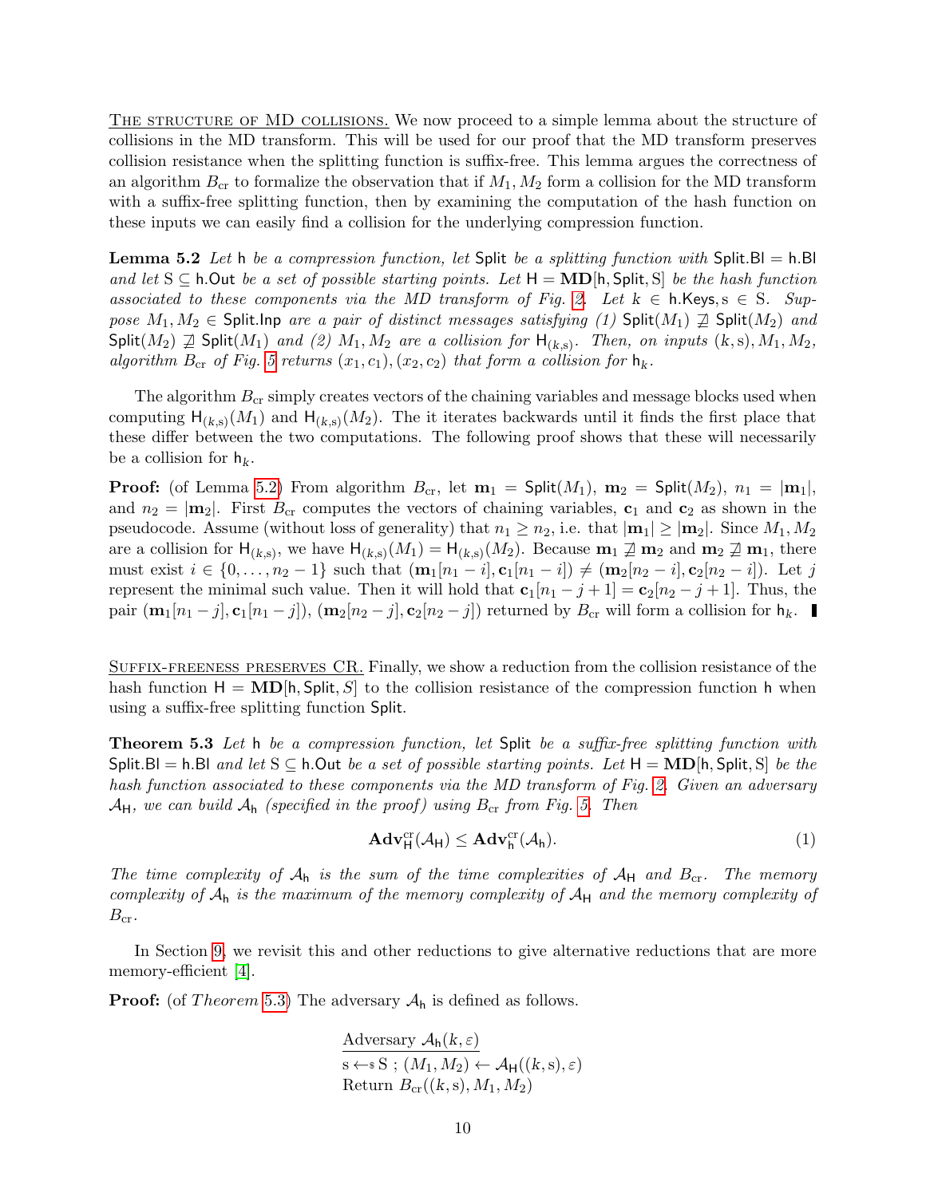The structure of MD collisions. We now proceed to a simple lemma about the structure of collisions in the MD transform. This will be used for our proof that the MD transform preserves collision resistance when the splitting function is suffix-free. This lemma argues the correctness of an algorithm $B_{\mathrm{cr}}$ to formalize the observation that if $M_1, M_2$ form a collision for the MD transform with a suffix-free splitting function, then by examining the computation of the hash function on these inputs we can easily find a collision for the underlying compression function.

**Lemma 5.2** *Let $\mathsf{h}$ be a compression function, let $\mathsf{Split}$ be a splitting function with $\mathsf{Split.Bl} = \mathsf{h.Bl}$ and let $\mathrm{S} \subseteq \mathsf{h.Out}$ be a set of possible starting points. Let $\mathsf{H} = \mathbf{MD}[\mathsf{h}, \mathsf{Split}, \mathrm{S}]$ be the hash function associated to these components via the MD transform of Fig. 2. Let $k \in \mathsf{h.Keys}, \mathrm{s} \in \mathrm{S}$. Suppose $M_1, M_2 \in \mathsf{Split.Inp}$ are a pair of distinct messages satisfying (1) $\mathsf{Split}(M_1) \not\sqsupseteq \mathsf{Split}(M_2)$ and $\mathsf{Split}(M_2) \not\sqsupseteq \mathsf{Split}(M_1)$ and (2) $M_1, M_2$ are a collision for $\mathsf{H}_{(k,\mathrm{s})}$. Then, on inputs $(k, \mathrm{s}), M_1, M_2$, algorithm $B_{\mathrm{cr}}$ of Fig. 5 returns $(x_1, c_1), (x_2, c_2)$ that form a collision for $\mathsf{h}_k$.*

The algorithm $B_{\mathrm{cr}}$ simply creates vectors of the chaining variables and message blocks used when computing $\mathsf{H}_{(k,\mathrm{s})}(M_1)$ and $\mathsf{H}_{(k,\mathrm{s})}(M_2)$. The it iterates backwards until it finds the first place that these differ between the two computations. The following proof shows that these will necessarily be a collision for $\mathsf{h}_k$.

**Proof:** (of Lemma 5.2) From algorithm $B_{\mathrm{cr}}$, let $\mathbf{m}_1 = \mathsf{Split}(M_1)$, $\mathbf{m}_2 = \mathsf{Split}(M_2)$, $n_1 = |\mathbf{m}_1|$, and $n_2 = |\mathbf{m}_2|$. First $B_{\mathrm{cr}}$ computes the vectors of chaining variables, $\mathbf{c}_1$ and $\mathbf{c}_2$ as shown in the pseudocode. Assume (without loss of generality) that $n_1 \geq n_2$, i.e. that $|\mathbf{m}_1| \geq |\mathbf{m}_2|$. Since $M_1, M_2$ are a collision for $\mathsf{H}_{(k,\mathrm{s})}$, we have $\mathsf{H}_{(k,\mathrm{s})}(M_1) = \mathsf{H}_{(k,\mathrm{s})}(M_2)$. Because $\mathbf{m}_1 \not\sqsupseteq \mathbf{m}_2$ and $\mathbf{m}_2 \not\sqsupseteq \mathbf{m}_1$, there must exist $i \in \{0, \ldots, n_2 - 1\}$ such that $(\mathbf{m}_1[n_1 - i], \mathbf{c}_1[n_1 - i]) \neq (\mathbf{m}_2[n_2 - i], \mathbf{c}_2[n_2 - i])$. Let $j$ represent the minimal such value. Then it will hold that $\mathbf{c}_1[n_1 - j + 1] = \mathbf{c}_2[n_2 - j + 1]$. Thus, the pair $(\mathbf{m}_1[n_1 - j], \mathbf{c}_1[n_1 - j])$, $(\mathbf{m}_2[n_2 - j], \mathbf{c}_2[n_2 - j])$ returned by $B_{\mathrm{cr}}$ will form a collision for $\mathsf{h}_k$. ■

Suffix-freeness preserves CR. Finally, we show a reduction from the collision resistance of the hash function $\mathsf{H} = \mathbf{MD}[\mathsf{h}, \mathsf{Split}, S]$ to the collision resistance of the compression function $\mathsf{h}$ when using a suffix-free splitting function $\mathsf{Split}$.

**Theorem 5.3** *Let $\mathsf{h}$ be a compression function, let $\mathsf{Split}$ be a suffix-free splitting function with $\mathsf{Split.Bl} = \mathsf{h.Bl}$ and let $\mathrm{S} \subseteq \mathsf{h.Out}$ be a set of possible starting points. Let $\mathsf{H} = \mathbf{MD}[\mathsf{h}, \mathsf{Split}, \mathrm{S}]$ be the hash function associated to these components via the MD transform of Fig. 2. Given an adversary $\mathcal{A}_{\mathsf{H}}$, we can build $\mathcal{A}_{\mathsf{h}}$ (specified in the proof) using $B_{\mathrm{cr}}$ from Fig. 5. Then*

$$\mathbf{Adv}^{\mathrm{cr}}_{\mathsf{H}}(\mathcal{A}_{\mathsf{H}}) \leq \mathbf{Adv}^{\mathrm{cr}}_{\mathsf{h}}(\mathcal{A}_{\mathsf{h}}). \tag{1}$$

*The time complexity of $\mathcal{A}_{\mathsf{h}}$ is the sum of the time complexities of $\mathcal{A}_{\mathsf{H}}$ and $B_{\mathrm{cr}}$. The memory complexity of $\mathcal{A}_{\mathsf{h}}$ is the maximum of the memory complexity of $\mathcal{A}_{\mathsf{H}}$ and the memory complexity of $B_{\mathrm{cr}}$.*

In Section 9, we revisit this and other reductions to give alternative reductions that are more memory-efficient [4].

**Proof:** (of *Theorem* 5.3) The adversary $\mathcal{A}_{\mathsf{h}}$ is defined as follows.

```
Adversary A_h(k, ε)
s ←$ S ; (M_1, M_2) ← A_H((k, s), ε)
Return B_cr((k, s), M_1, M_2)
```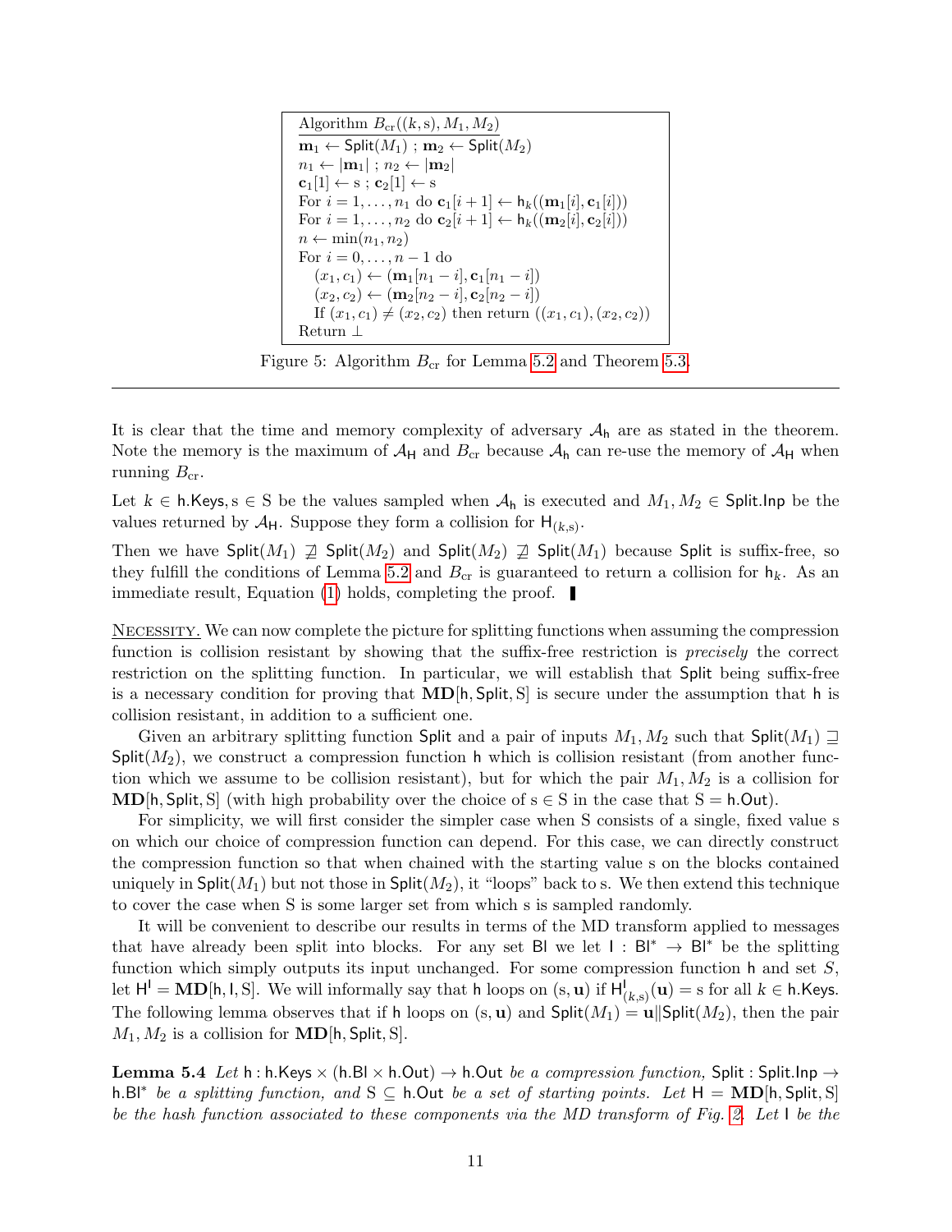```
Algorithm B_cr((k, s), M_1, M_2)
m_1 ← Split(M_1) ; m_2 ← Split(M_2)
n_1 ← |m_1| ; n_2 ← |m_2|
c_1[1] ← s ; c_2[1] ← s
For i = 1, ..., n_1 do c_1[i+1] ← h_k((m_1[i], c_1[i]))
For i = 1, ..., n_2 do c_2[i+1] ← h_k((m_2[i], c_2[i]))
n ← min(n_1, n_2)
For i = 0, ..., n−1 do
   (x_1, c_1) ← (m_1[n_1 − i], c_1[n_1 − i])
   (x_2, c_2) ← (m_2[n_2 − i], c_2[n_2 − i])
   If (x_1, c_1) ≠ (x_2, c_2) then return ((x_1, c_1), (x_2, c_2))
Return ⊥
```

Figure 5: Algorithm $B_{\mathrm{cr}}$ for Lemma 5.2 and Theorem 5.3.

---

It is clear that the time and memory complexity of adversary $\mathcal{A}_{\mathsf{h}}$ are as stated in the theorem. Note the memory is the maximum of $\mathcal{A}_{\mathsf{H}}$ and $B_{\mathrm{cr}}$ because $\mathcal{A}_{\mathsf{h}}$ can re-use the memory of $\mathcal{A}_{\mathsf{H}}$ when running $B_{\mathrm{cr}}$.

Let $k \in \mathsf{h.Keys}, \mathrm{s} \in \mathrm{S}$ be the values sampled when $\mathcal{A}_{\mathsf{h}}$ is executed and $M_1, M_2 \in \mathsf{Split.Inp}$ be the values returned by $\mathcal{A}_{\mathsf{H}}$. Suppose they form a collision for $\mathsf{H}_{(k,\mathrm{s})}$.

Then we have $\mathsf{Split}(M_1) \not\sqsupseteq \mathsf{Split}(M_2)$ and $\mathsf{Split}(M_2) \not\sqsupseteq \mathsf{Split}(M_1)$ because $\mathsf{Split}$ is suffix-free, so they fulfill the conditions of Lemma 5.2 and $B_{\mathrm{cr}}$ is guaranteed to return a collision for $\mathsf{h}_k$. As an immediate result, Equation (1) holds, completing the proof. ∎

NECESSITY. We can now complete the picture for splitting functions when assuming the compression function is collision resistant by showing that the suffix-free restriction is *precisely* the correct restriction on the splitting function. In particular, we will establish that $\mathsf{Split}$ being suffix-free is a necessary condition for proving that $\mathbf{MD}[\mathsf{h}, \mathsf{Split}, \mathrm{S}]$ is secure under the assumption that $\mathsf{h}$ is collision resistant, in addition to a sufficient one.

Given an arbitrary splitting function $\mathsf{Split}$ and a pair of inputs $M_1, M_2$ such that $\mathsf{Split}(M_1) \sqsupseteq \mathsf{Split}(M_2)$, we construct a compression function $\mathsf{h}$ which is collision resistant (from another function which we assume to be collision resistant), but for which the pair $M_1, M_2$ is a collision for $\mathbf{MD}[\mathsf{h}, \mathsf{Split}, \mathrm{S}]$ (with high probability over the choice of $\mathrm{s} \in \mathrm{S}$ in the case that $\mathrm{S} = \mathsf{h.Out}$).

For simplicity, we will first consider the simpler case when S consists of a single, fixed value s on which our choice of compression function can depend. For this case, we can directly construct the compression function so that when chained with the starting value s on the blocks contained uniquely in $\mathsf{Split}(M_1)$ but not those in $\mathsf{Split}(M_2)$, it "loops" back to s. We then extend this technique to cover the case when S is some larger set from which s is sampled randomly.

It will be convenient to describe our results in terms of the MD transform applied to messages that have already been split into blocks. For any set $\mathsf{Bl}$ we let $\mathsf{I} : \mathsf{Bl}^* \to \mathsf{Bl}^*$ be the splitting function which simply outputs its input unchanged. For some compression function $\mathsf{h}$ and set $S$, let $\mathsf{H}^{\mathsf{I}} = \mathbf{MD}[\mathsf{h}, \mathsf{I}, \mathrm{S}]$. We will informally say that $\mathsf{h}$ loops on $(\mathrm{s}, \mathbf{u})$ if $\mathsf{H}^{\mathsf{I}}_{(k,\mathrm{s})}(\mathbf{u}) = \mathrm{s}$ for all $k \in \mathsf{h.Keys}$. The following lemma observes that if $\mathsf{h}$ loops on $(\mathrm{s}, \mathbf{u})$ and $\mathsf{Split}(M_1) = \mathbf{u} \| \mathsf{Split}(M_2)$, then the pair $M_1, M_2$ is a collision for $\mathbf{MD}[\mathsf{h}, \mathsf{Split}, \mathrm{S}]$.

**Lemma 5.4** *Let* $\mathsf{h} : \mathsf{h.Keys} \times (\mathsf{h.Bl} \times \mathsf{h.Out}) \to \mathsf{h.Out}$ *be a compression function,* $\mathsf{Split} : \mathsf{Split.Inp} \to \mathsf{h.Bl}^*$ *be a splitting function, and* $\mathrm{S} \subseteq \mathsf{h.Out}$ *be a set of starting points. Let* $\mathsf{H} = \mathbf{MD}[\mathsf{h}, \mathsf{Split}, \mathrm{S}]$ *be the hash function associated to these components via the MD transform of Fig. 2. Let* $\mathsf{I}$ *be the*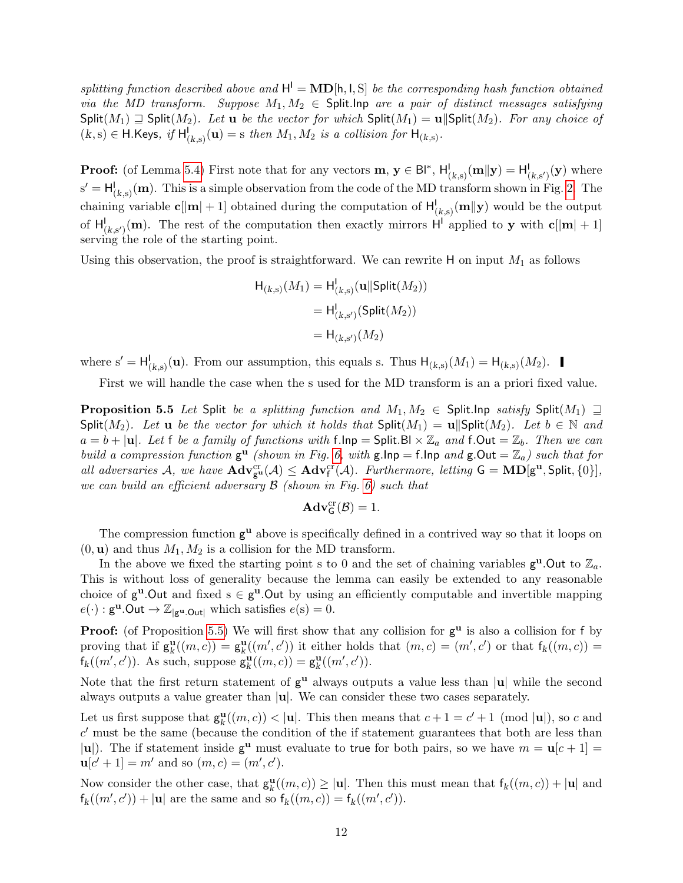*splitting function described above and $\mathsf{H}^{\mathsf{I}} = \mathbf{MD}[\mathsf{h}, \mathsf{I}, \mathsf{S}]$ be the corresponding hash function obtained via the MD transform. Suppose $M_1, M_2 \in \mathsf{Split.Inp}$ are a pair of distinct messages satisfying $\mathsf{Split}(M_1) \sqsupseteq \mathsf{Split}(M_2)$. Let $\mathbf{u}$ be the vector for which $\mathsf{Split}(M_1) = \mathbf{u} \| \mathsf{Split}(M_2)$. For any choice of $(k, \mathrm{s}) \in \mathsf{H.Keys}$, if $\mathsf{H}^{\mathsf{I}}_{(k,\mathrm{s})}(\mathbf{u}) = \mathrm{s}$ then $M_1, M_2$ is a collision for $\mathsf{H}_{(k,\mathrm{s})}$.*

**Proof:** (of Lemma 5.4) First note that for any vectors $\mathbf{m}, \mathbf{y} \in \mathsf{Bl}^*$, $\mathsf{H}^{\mathsf{I}}_{(k,\mathrm{s})}(\mathbf{m} \| \mathbf{y}) = \mathsf{H}^{\mathsf{I}}_{(k,\mathrm{s}')}(\mathbf{y})$ where $\mathrm{s}' = \mathsf{H}^{\mathsf{I}}_{(k,\mathrm{s})}(\mathbf{m})$. This is a simple observation from the code of the MD transform shown in Fig. 2. The chaining variable $\mathbf{c}[|\mathbf{m}| + 1]$ obtained during the computation of $\mathsf{H}^{\mathsf{I}}_{(k,\mathrm{s})}(\mathbf{m} \| \mathbf{y})$ would be the output of $\mathsf{H}^{\mathsf{I}}_{(k,\mathrm{s}')}(\mathbf{m})$. The rest of the computation then exactly mirrors $\mathsf{H}^{\mathsf{I}}$ applied to $\mathbf{y}$ with $\mathbf{c}[|\mathbf{m}| + 1]$ serving the role of the starting point.

Using this observation, the proof is straightforward. We can rewrite $\mathsf{H}$ on input $M_1$ as follows

$$
\begin{aligned}
\mathsf{H}_{(k,\mathrm{s})}(M_1) &= \mathsf{H}^{\mathsf{I}}_{(k,\mathrm{s})}(\mathbf{u} \| \mathsf{Split}(M_2)) \\
&= \mathsf{H}^{\mathsf{I}}_{(k,\mathrm{s}')}(\mathsf{Split}(M_2)) \\
&= \mathsf{H}_{(k,\mathrm{s}')}(M_2)
\end{aligned}
$$

where $\mathrm{s}' = \mathsf{H}^{\mathsf{I}}_{(k,\mathrm{s})}(\mathbf{u})$. From our assumption, this equals s. Thus $\mathsf{H}_{(k,\mathrm{s})}(M_1) = \mathsf{H}_{(k,\mathrm{s})}(M_2)$. ∎

First we will handle the case when the s used for the MD transform is an a priori fixed value.

**Proposition 5.5** *Let $\mathsf{Split}$ be a splitting function and $M_1, M_2 \in \mathsf{Split.Inp}$ satisfy $\mathsf{Split}(M_1) \sqsupseteq \mathsf{Split}(M_2)$. Let $\mathbf{u}$ be the vector for which it holds that $\mathsf{Split}(M_1) = \mathbf{u} \| \mathsf{Split}(M_2)$. Let $b \in \mathbb{N}$ and $a = b + |\mathbf{u}|$. Let $\mathsf{f}$ be a family of functions with $\mathsf{f.Inp} = \mathsf{Split.Bl} \times \mathbb{Z}_a$ and $\mathsf{f.Out} = \mathbb{Z}_b$. Then we can build a compression function $\mathsf{g}^{\mathbf{u}}$ (shown in Fig. 6, with $\mathsf{g.Inp} = \mathsf{f.Inp}$ and $\mathsf{g.Out} = \mathbb{Z}_a$) such that for all adversaries $\mathcal{A}$, we have $\mathbf{Adv}^{\mathrm{cr}}_{\mathsf{g}^{\mathbf{u}}}(\mathcal{A}) \leq \mathbf{Adv}^{\mathrm{cr}}_{\mathsf{f}}(\mathcal{A})$. Furthermore, letting $\mathsf{G} = \mathbf{MD}[\mathsf{g}^{\mathbf{u}}, \mathsf{Split}, \{0\}]$, we can build an efficient adversary $\mathcal{B}$ (shown in Fig. 6) such that*

$$\mathbf{Adv}^{\mathrm{cr}}_{\mathsf{G}}(\mathcal{B}) = 1.$$

The compression function $\mathsf{g}^{\mathbf{u}}$ above is specifically defined in a contrived way so that it loops on $(0, \mathbf{u})$ and thus $M_1, M_2$ is a collision for the MD transform.

In the above we fixed the starting point s to 0 and the set of chaining variables $\mathsf{g}^{\mathbf{u}}.\mathsf{Out}$ to $\mathbb{Z}_a$. This is without loss of generality because the lemma can easily be extended to any reasonable choice of $\mathsf{g}^{\mathbf{u}}.\mathsf{Out}$ and fixed $\mathrm{s} \in \mathsf{g}^{\mathbf{u}}.\mathsf{Out}$ by using an efficiently computable and invertible mapping $e(\cdot) : \mathsf{g}^{\mathbf{u}}.\mathsf{Out} \to \mathbb{Z}_{|\mathsf{g}^{\mathbf{u}}.\mathsf{Out}|}$ which satisfies $e(\mathrm{s}) = 0$.

**Proof:** (of Proposition 5.5) We will first show that any collision for $\mathsf{g}^{\mathbf{u}}$ is also a collision for $\mathsf{f}$ by proving that if $\mathsf{g}^{\mathbf{u}}_k((m, c)) = \mathsf{g}^{\mathbf{u}}_k((m', c'))$ it either holds that $(m, c) = (m', c')$ or that $\mathsf{f}_k((m, c)) = \mathsf{f}_k((m', c'))$. As such, suppose $\mathsf{g}^{\mathbf{u}}_k((m, c)) = \mathsf{g}^{\mathbf{u}}_k((m', c'))$.

Note that the first return statement of $\mathsf{g}^{\mathbf{u}}$ always outputs a value less than $|\mathbf{u}|$ while the second always outputs a value greater than $|\mathbf{u}|$. We can consider these two cases separately.

Let us first suppose that $\mathsf{g}^{\mathbf{u}}_k((m, c)) < |\mathbf{u}|$. This then means that $c + 1 = c' + 1 \pmod{|\mathbf{u}|}$, so $c$ and $c'$ must be the same (because the condition of the if statement guarantees that both are less than $|\mathbf{u}|$). The if statement inside $\mathsf{g}^{\mathbf{u}}$ must evaluate to true for both pairs, so we have $m = \mathbf{u}[c + 1] = \mathbf{u}[c' + 1] = m'$ and so $(m, c) = (m', c')$.

Now consider the other case, that $\mathsf{g}^{\mathbf{u}}_k((m, c)) \geq |\mathbf{u}|$. Then this must mean that $\mathsf{f}_k((m, c)) + |\mathbf{u}|$ and $\mathsf{f}_k((m', c')) + |\mathbf{u}|$ are the same and so $\mathsf{f}_k((m, c)) = \mathsf{f}_k((m', c'))$.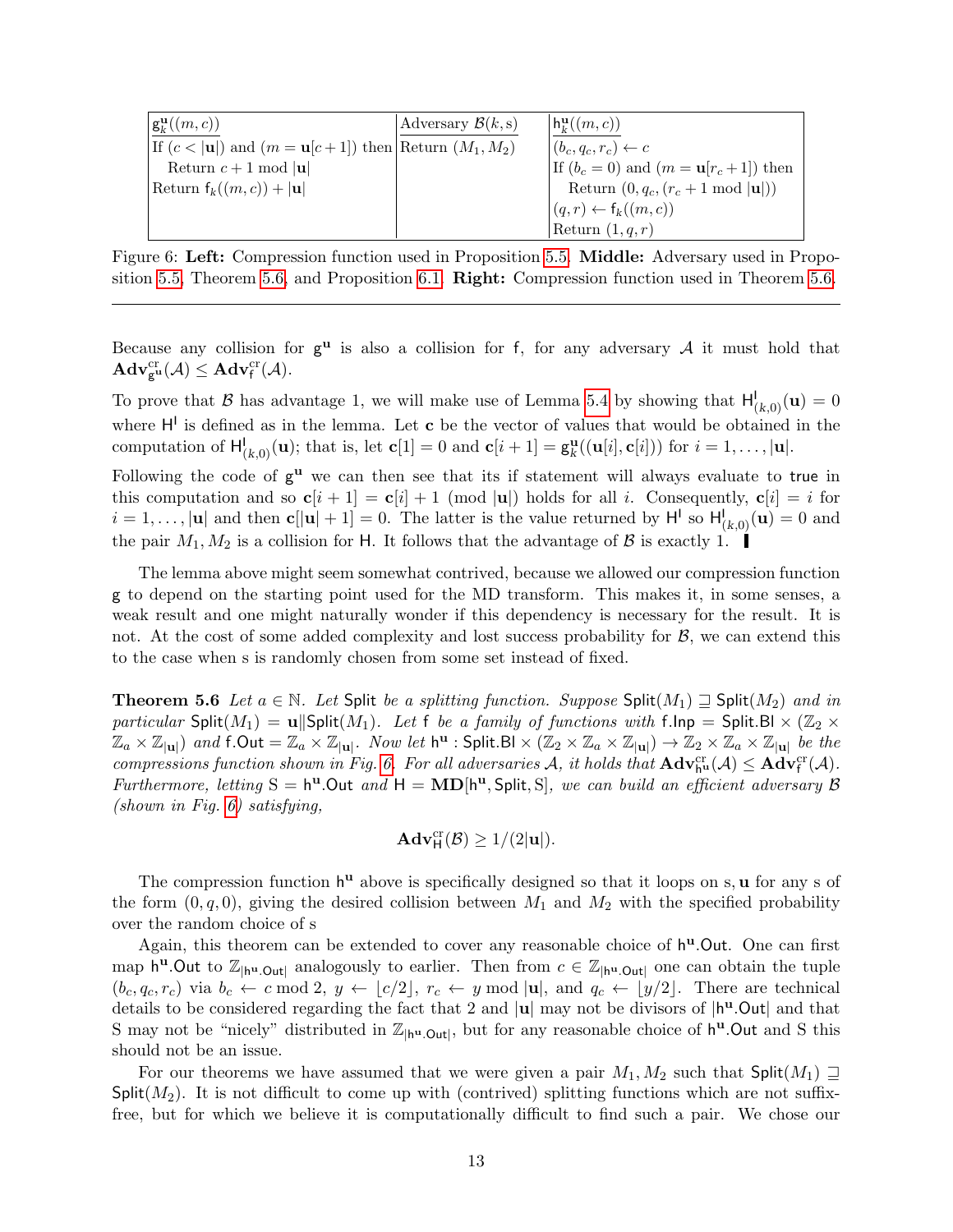| $\underline{\mathsf{g}^{\mathbf{u}}_k((m,c))}$ | $\underline{\text{Adversary } \mathcal{B}(k,\mathrm{s})}$ | $\underline{\mathsf{h}^{\mathbf{u}}_k((m,c))}$ |
|---|---|---|
| If $(c < \lvert\mathbf{u}\rvert)$ and $(m = \mathbf{u}[c+1])$ then | Return $(M_1, M_2)$ | $(b_c, q_c, r_c) \leftarrow c$ |
| Return $c+1 \bmod \lvert\mathbf{u}\rvert$ | | If $(b_c = 0)$ and $(m = \mathbf{u}[r_c+1])$ then |
| Return $\mathsf{f}_k((m,c)) + \lvert\mathbf{u}\rvert$ | | Return $(0, q_c, (r_c + 1 \bmod \lvert\mathbf{u}\rvert))$ |
| | | $(q,r) \leftarrow \mathsf{f}_k((m,c))$ |
| | | Return $(1, q, r)$ |

Figure 6: **Left:** Compression function used in Proposition 5.5. **Middle:** Adversary used in Proposition 5.5, Theorem 5.6, and Proposition 6.1. **Right:** Compression function used in Theorem 5.6.

---

Because any collision for $\mathsf{g}^{\mathbf{u}}$ is also a collision for $\mathsf{f}$, for any adversary $\mathcal{A}$ it must hold that $\mathbf{Adv}^{\mathrm{cr}}_{\mathsf{g}^{\mathbf{u}}}(\mathcal{A}) \le \mathbf{Adv}^{\mathrm{cr}}_{\mathsf{f}}(\mathcal{A})$.

To prove that $\mathcal{B}$ has advantage 1, we will make use of Lemma 5.4 by showing that $\mathsf{H}^{\mathsf{I}}_{(k,0)}(\mathbf{u}) = 0$ where $\mathsf{H}^{\mathsf{I}}$ is defined as in the lemma. Let $\mathbf{c}$ be the vector of values that would be obtained in the computation of $\mathsf{H}^{\mathsf{I}}_{(k,0)}(\mathbf{u})$; that is, let $\mathbf{c}[1] = 0$ and $\mathbf{c}[i+1] = \mathsf{g}^{\mathbf{u}}_k((\mathbf{u}[i], \mathbf{c}[i]))$ for $i = 1, \ldots, |\mathbf{u}|$.

Following the code of $\mathsf{g}^{\mathbf{u}}$ we can then see that its if statement will always evaluate to $\mathsf{true}$ in this computation and so $\mathbf{c}[i+1] = \mathbf{c}[i] + 1 \pmod{|\mathbf{u}|}$ holds for all $i$. Consequently, $\mathbf{c}[i] = i$ for $i = 1, \ldots, |\mathbf{u}|$ and then $\mathbf{c}[|\mathbf{u}|+1] = 0$. The latter is the value returned by $\mathsf{H}^{\mathsf{I}}$ so $\mathsf{H}^{\mathsf{I}}_{(k,0)}(\mathbf{u}) = 0$ and the pair $M_1, M_2$ is a collision for $\mathsf{H}$. It follows that the advantage of $\mathcal{B}$ is exactly 1. ∎

The lemma above might seem somewhat contrived, because we allowed our compression function $\mathsf{g}$ to depend on the starting point used for the MD transform. This makes it, in some senses, a weak result and one might naturally wonder if this dependency is necessary for the result. It is not. At the cost of some added complexity and lost success probability for $\mathcal{B}$, we can extend this to the case when $\mathrm{s}$ is randomly chosen from some set instead of fixed.

**Theorem 5.6** *Let $a \in \mathbb{N}$. Let $\mathsf{Split}$ be a splitting function. Suppose $\mathsf{Split}(M_1) \sqsupseteq \mathsf{Split}(M_2)$ and in particular $\mathsf{Split}(M_1) = \mathbf{u} \| \mathsf{Split}(M_1)$. Let $\mathsf{f}$ be a family of functions with $\mathsf{f}.\mathsf{Inp} = \mathsf{Split}.\mathsf{Bl} \times (\mathbb{Z}_2 \times \mathbb{Z}_a \times \mathbb{Z}_{|\mathbf{u}|})$ and $\mathsf{f}.\mathsf{Out} = \mathbb{Z}_a \times \mathbb{Z}_{|\mathbf{u}|}$. Now let $\mathsf{h}^{\mathbf{u}} : \mathsf{Split}.\mathsf{Bl} \times (\mathbb{Z}_2 \times \mathbb{Z}_a \times \mathbb{Z}_{|\mathbf{u}|}) \to \mathbb{Z}_2 \times \mathbb{Z}_a \times \mathbb{Z}_{|\mathbf{u}|}$ be the compressions function shown in Fig. 6. For all adversaries $\mathcal{A}$, it holds that $\mathbf{Adv}^{\mathrm{cr}}_{\mathsf{h}^{\mathbf{u}}}(\mathcal{A}) \le \mathbf{Adv}^{\mathrm{cr}}_{\mathsf{f}}(\mathcal{A})$. Furthermore, letting $\mathrm{S} = \mathsf{h}^{\mathbf{u}}.\mathsf{Out}$ and $\mathsf{H} = \mathbf{MD}[\mathsf{h}^{\mathbf{u}}, \mathsf{Split}, \mathrm{S}]$, we can build an efficient adversary $\mathcal{B}$ (shown in Fig. 6) satisfying,*

$$\mathbf{Adv}^{\mathrm{cr}}_{\mathsf{H}}(\mathcal{B}) \ge 1/(2|\mathbf{u}|).$$

The compression function $\mathsf{h}^{\mathbf{u}}$ above is specifically designed so that it loops on $\mathrm{s}, \mathbf{u}$ for any $\mathrm{s}$ of the form $(0, q, 0)$, giving the desired collision between $M_1$ and $M_2$ with the specified probability over the random choice of $\mathrm{s}$

Again, this theorem can be extended to cover any reasonable choice of $\mathsf{h}^{\mathbf{u}}.\mathsf{Out}$. One can first map $\mathsf{h}^{\mathbf{u}}.\mathsf{Out}$ to $\mathbb{Z}_{|\mathsf{h}^{\mathbf{u}}.\mathsf{Out}|}$ analogously to earlier. Then from $c \in \mathbb{Z}_{|\mathsf{h}^{\mathbf{u}}.\mathsf{Out}|}$ one can obtain the tuple $(b_c, q_c, r_c)$ via $b_c \leftarrow c \bmod 2$, $y \leftarrow \lfloor c/2 \rfloor$, $r_c \leftarrow y \bmod |\mathbf{u}|$, and $q_c \leftarrow \lfloor y/2 \rfloor$. There are technical details to be considered regarding the fact that 2 and $|\mathbf{u}|$ may not be divisors of $|\mathsf{h}^{\mathbf{u}}.\mathsf{Out}|$ and that $\mathrm{S}$ may not be "nicely" distributed in $\mathbb{Z}_{|\mathsf{h}^{\mathbf{u}}.\mathsf{Out}|}$, but for any reasonable choice of $\mathsf{h}^{\mathbf{u}}.\mathsf{Out}$ and $\mathrm{S}$ this should not be an issue.

For our theorems we have assumed that we were given a pair $M_1, M_2$ such that $\mathsf{Split}(M_1) \sqsupseteq \mathsf{Split}(M_2)$. It is not difficult to come up with (contrived) splitting functions which are not suffix-free, but for which we believe it is computationally difficult to find such a pair. We chose our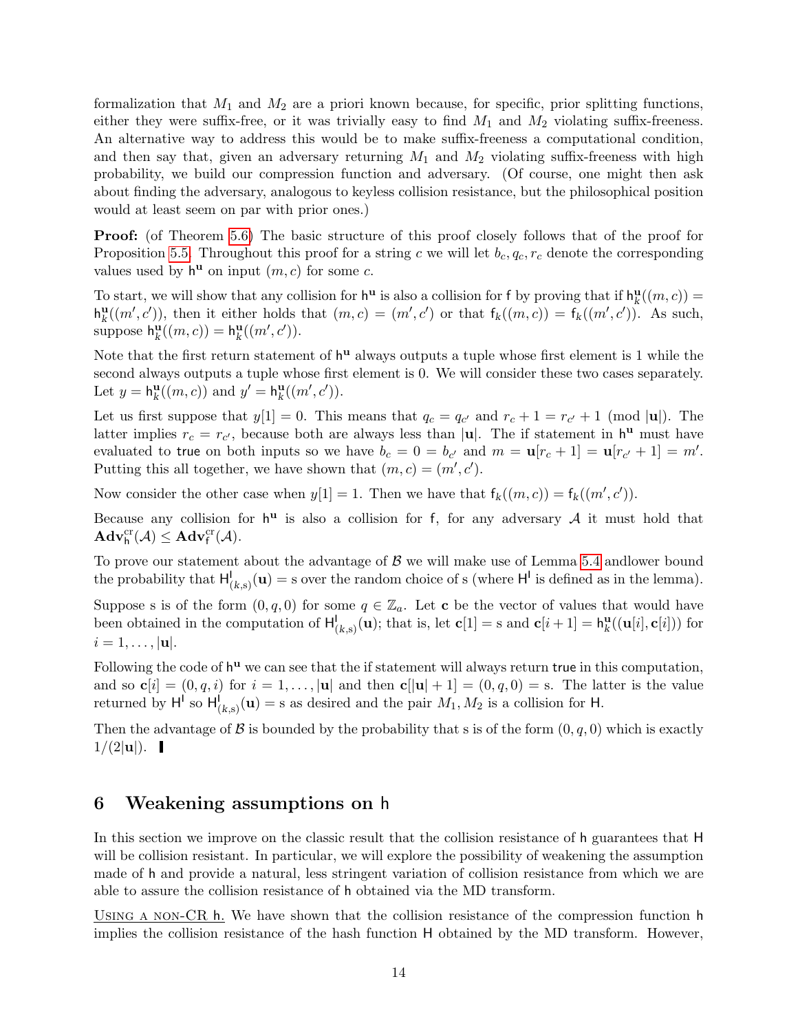formalization that $M_1$ and $M_2$ are a priori known because, for specific, prior splitting functions, either they were suffix-free, or it was trivially easy to find $M_1$ and $M_2$ violating suffix-freeness. An alternative way to address this would be to make suffix-freeness a computational condition, and then say that, given an adversary returning $M_1$ and $M_2$ violating suffix-freeness with high probability, we build our compression function and adversary. (Of course, one might then ask about finding the adversary, analogous to keyless collision resistance, but the philosophical position would at least seem on par with prior ones.)

**Proof:** (of Theorem 5.6) The basic structure of this proof closely follows that of the proof for Proposition 5.5. Throughout this proof for a string $c$ we will let $b_c, q_c, r_c$ denote the corresponding values used by $\mathsf{h}^{\mathbf{u}}$ on input $(m, c)$ for some $c$.

To start, we will show that any collision for $\mathsf{h}^{\mathbf{u}}$ is also a collision for $\mathsf{f}$ by proving that if $\mathsf{h}^{\mathbf{u}}_k((m,c)) = \mathsf{h}^{\mathbf{u}}_k((m',c'))$, then it either holds that $(m,c) = (m',c')$ or that $\mathsf{f}_k((m,c)) = \mathsf{f}_k((m',c'))$. As such, suppose $\mathsf{h}^{\mathbf{u}}_k((m,c)) = \mathsf{h}^{\mathbf{u}}_k((m',c'))$.

Note that the first return statement of $\mathsf{h}^{\mathbf{u}}$ always outputs a tuple whose first element is 1 while the second always outputs a tuple whose first element is 0. We will consider these two cases separately. Let $y = \mathsf{h}^{\mathbf{u}}_k((m,c))$ and $y' = \mathsf{h}^{\mathbf{u}}_k((m',c'))$.

Let us first suppose that $y[1] = 0$. This means that $q_c = q_{c'}$ and $r_c + 1 = r_{c'} + 1 \pmod{|\mathbf{u}|}$. The latter implies $r_c = r_{c'}$, because both are always less than $|\mathbf{u}|$. The if statement in $\mathsf{h}^{\mathbf{u}}$ must have evaluated to $\mathsf{true}$ on both inputs so we have $b_c = 0 = b_{c'}$ and $m = \mathbf{u}[r_c + 1] = \mathbf{u}[r_{c'} + 1] = m'$. Putting this all together, we have shown that $(m,c) = (m',c')$.

Now consider the other case when $y[1] = 1$. Then we have that $\mathsf{f}_k((m,c)) = \mathsf{f}_k((m',c'))$.

Because any collision for $\mathsf{h}^{\mathbf{u}}$ is also a collision for $\mathsf{f}$, for any adversary $\mathcal{A}$ it must hold that $\mathbf{Adv}^{\mathrm{cr}}_{\mathsf{h}}(\mathcal{A}) \leq \mathbf{Adv}^{\mathrm{cr}}_{\mathsf{f}}(\mathcal{A})$.

To prove our statement about the advantage of $\mathcal{B}$ we will make use of Lemma 5.4 andlower bound the probability that $\mathsf{H}^{\mathsf{I}}_{(k,\mathrm{s})}(\mathbf{u}) = \mathrm{s}$ over the random choice of $\mathrm{s}$ (where $\mathsf{H}^{\mathsf{I}}$ is defined as in the lemma).

Suppose $\mathrm{s}$ is of the form $(0, q, 0)$ for some $q \in \mathbb{Z}_a$. Let $\mathbf{c}$ be the vector of values that would have been obtained in the computation of $\mathsf{H}^{\mathsf{I}}_{(k,\mathrm{s})}(\mathbf{u})$; that is, let $\mathbf{c}[1] = \mathrm{s}$ and $\mathbf{c}[i+1] = \mathsf{h}^{\mathbf{u}}_k((\mathbf{u}[i], \mathbf{c}[i]))$ for $i = 1, \ldots, |\mathbf{u}|$.

Following the code of $\mathsf{h}^{\mathbf{u}}$ we can see that the if statement will always return $\mathsf{true}$ in this computation, and so $\mathbf{c}[i] = (0, q, i)$ for $i = 1, \ldots, |\mathbf{u}|$ and then $\mathbf{c}[|\mathbf{u}| + 1] = (0, q, 0) = \mathrm{s}$. The latter is the value returned by $\mathsf{H}^{\mathsf{I}}$ so $\mathsf{H}^{\mathsf{I}}_{(k,\mathrm{s})}(\mathbf{u}) = \mathrm{s}$ as desired and the pair $M_1, M_2$ is a collision for $\mathsf{H}$.

Then the advantage of $\mathcal{B}$ is bounded by the probability that $\mathrm{s}$ is of the form $(0, q, 0)$ which is exactly $1/(2|\mathbf{u}|)$. ∎

# 6 Weakening assumptions on h

In this section we improve on the classic result that the collision resistance of $\mathsf{h}$ guarantees that $\mathsf{H}$ will be collision resistant. In particular, we will explore the possibility of weakening the assumption made of $\mathsf{h}$ and provide a natural, less stringent variation of collision resistance from which we are able to assure the collision resistance of $\mathsf{h}$ obtained via the MD transform.

<u>Using a non-CR h.</u> We have shown that the collision resistance of the compression function $\mathsf{h}$ implies the collision resistance of the hash function $\mathsf{H}$ obtained by the MD transform. However,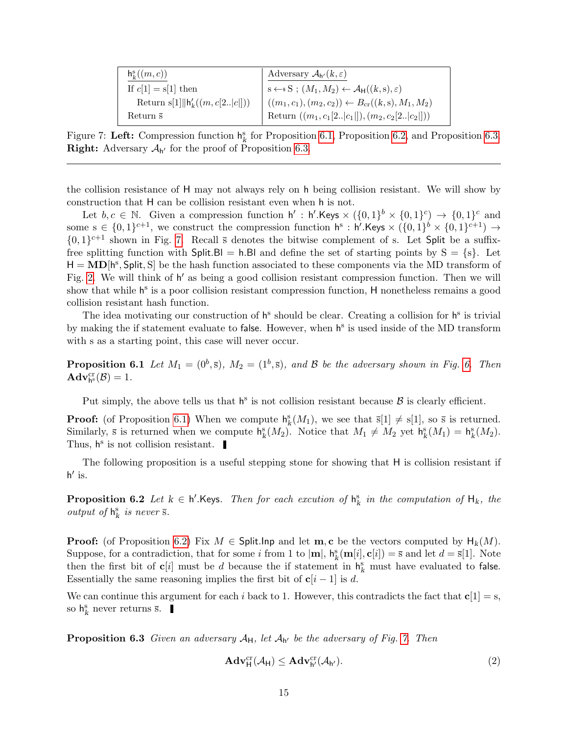| $\mathsf{h}^{\mathrm{s}}_k((m,c))$ | Adversary $\mathcal{A}_{\mathsf{h}'}(k,\varepsilon)$ |
|---|---|
| If $c[1] = \mathrm{s}[1]$ then | $\mathrm{s} \leftarrow\!\!\$\ \mathrm{S}$ ; $(M_1, M_2) \leftarrow \mathcal{A}_{\mathsf{H}}((k,\mathrm{s}),\varepsilon)$ |
| Return $\mathrm{s}[1] \| \mathsf{h}'_k((m, c[2..\lvert c \rvert]))$ | $((m_1,c_1),(m_2,c_2)) \leftarrow B_{\mathrm{cr}}((k,\mathrm{s}), M_1, M_2)$ |
| Return $\bar{\mathrm{s}}$ | Return $((m_1, c_1[2..\lvert c_1 \rvert]), (m_2, c_2[2..\lvert c_2 \rvert]))$ |

Figure 7: **Left:** Compression function $\mathsf{h}^{\mathrm{s}}_k$ for Proposition 6.1, Proposition 6.2, and Proposition 6.3. **Right:** Adversary $\mathcal{A}_{\mathsf{h}'}$ for the proof of Proposition 6.3.

---

the collision resistance of $\mathsf{H}$ may not always rely on $\mathsf{h}$ being collision resistant. We will show by construction that $\mathsf{H}$ can be collision resistant even when $\mathsf{h}$ is not.

Let $b, c \in \mathbb{N}$. Given a compression function $\mathsf{h}' : \mathsf{h}'.\mathsf{Keys} \times (\{0,1\}^b \times \{0,1\}^c) \to \{0,1\}^c$ and some $\mathrm{s} \in \{0,1\}^{c+1}$, we construct the compression function $\mathsf{h}^{\mathrm{s}} : \mathsf{h}'.\mathsf{Keys} \times (\{0,1\}^b \times \{0,1\}^{c+1}) \to \{0,1\}^{c+1}$ shown in Fig. 7. Recall $\bar{\mathrm{s}}$ denotes the bitwise complement of s. Let $\mathsf{Split}$ be a suffix-free splitting function with $\mathsf{Split.Bl} = \mathsf{h.Bl}$ and define the set of starting points by $\mathrm{S} = \{\mathrm{s}\}$. Let $\mathsf{H} = \mathbf{MD}[\mathsf{h}^{\mathrm{s}}, \mathsf{Split}, \mathrm{S}]$ be the hash function associated to these components via the MD transform of Fig. 2. We will think of $\mathsf{h}'$ as being a good collision resistant compression function. Then we will show that while $\mathsf{h}^{\mathrm{s}}$ is a poor collision resistant compression function, $\mathsf{H}$ nonetheless remains a good collision resistant hash function.

The idea motivating our construction of $\mathsf{h}^{\mathrm{s}}$ should be clear. Creating a collision for $\mathsf{h}^{\mathrm{s}}$ is trivial by making the if statement evaluate to $\mathsf{false}$. However, when $\mathsf{h}^{\mathrm{s}}$ is used inside of the MD transform with s as a starting point, this case will never occur.

**Proposition 6.1** *Let $M_1 = (0^b, \bar{\mathrm{s}})$, $M_2 = (1^b, \bar{\mathrm{s}})$, and $\mathcal{B}$ be the adversary shown in Fig. 6. Then $\mathbf{Adv}^{\mathrm{cr}}_{\mathsf{h}^{\mathrm{s}}}(\mathcal{B}) = 1$.*

Put simply, the above tells us that $\mathsf{h}^{\mathrm{s}}$ is not collision resistant because $\mathcal{B}$ is clearly efficient.

**Proof:** (of Proposition 6.1) When we compute $\mathsf{h}^{\mathrm{s}}_k(M_1)$, we see that $\bar{\mathrm{s}}[1] \neq \mathrm{s}[1]$, so $\bar{\mathrm{s}}$ is returned. Similarly, $\bar{\mathrm{s}}$ is returned when we compute $\mathsf{h}^{\mathrm{s}}_k(M_2)$. Notice that $M_1 \neq M_2$ yet $\mathsf{h}^{\mathrm{s}}_k(M_1) = \mathsf{h}^{\mathrm{s}}_k(M_2)$. Thus, $\mathsf{h}^{\mathrm{s}}$ is not collision resistant. ∎

The following proposition is a useful stepping stone for showing that $\mathsf{H}$ is collision resistant if $\mathsf{h}'$ is.

**Proposition 6.2** *Let $k \in \mathsf{h}'.\mathsf{Keys}$. Then for each excution of $\mathsf{h}^{\mathrm{s}}_k$ in the computation of $\mathsf{H}_k$, the output of $\mathsf{h}^{\mathrm{s}}_k$ is never $\bar{\mathrm{s}}$.*

**Proof:** (of Proposition 6.2) Fix $M \in \mathsf{Split.Inp}$ and let $\mathbf{m}, \mathbf{c}$ be the vectors computed by $\mathsf{H}_k(M)$. Suppose, for a contradiction, that for some $i$ from 1 to $|\mathbf{m}|$, $\mathsf{h}^{\mathrm{s}}_k(\mathbf{m}[i], \mathbf{c}[i]) = \bar{\mathrm{s}}$ and let $d = \bar{\mathrm{s}}[1]$. Note then the first bit of $\mathbf{c}[i]$ must be $d$ because the if statement in $\mathsf{h}^{\mathrm{s}}_k$ must have evaluated to $\mathsf{false}$. Essentially the same reasoning implies the first bit of $\mathbf{c}[i-1]$ is $d$.

We can continue this argument for each $i$ back to 1. However, this contradicts the fact that $\mathbf{c}[1] = \mathrm{s}$, so $\mathsf{h}^{\mathrm{s}}_k$ never returns $\bar{\mathrm{s}}$. ∎

**Proposition 6.3** *Given an adversary $\mathcal{A}_{\mathsf{H}}$, let $\mathcal{A}_{\mathsf{h}'}$ be the adversary of Fig. 7. Then*

$$\mathbf{Adv}^{\mathrm{cr}}_{\mathsf{H}}(\mathcal{A}_{\mathsf{H}}) \leq \mathbf{Adv}^{\mathrm{cr}}_{\mathsf{h}'}(\mathcal{A}_{\mathsf{h}'}). \tag{2}$$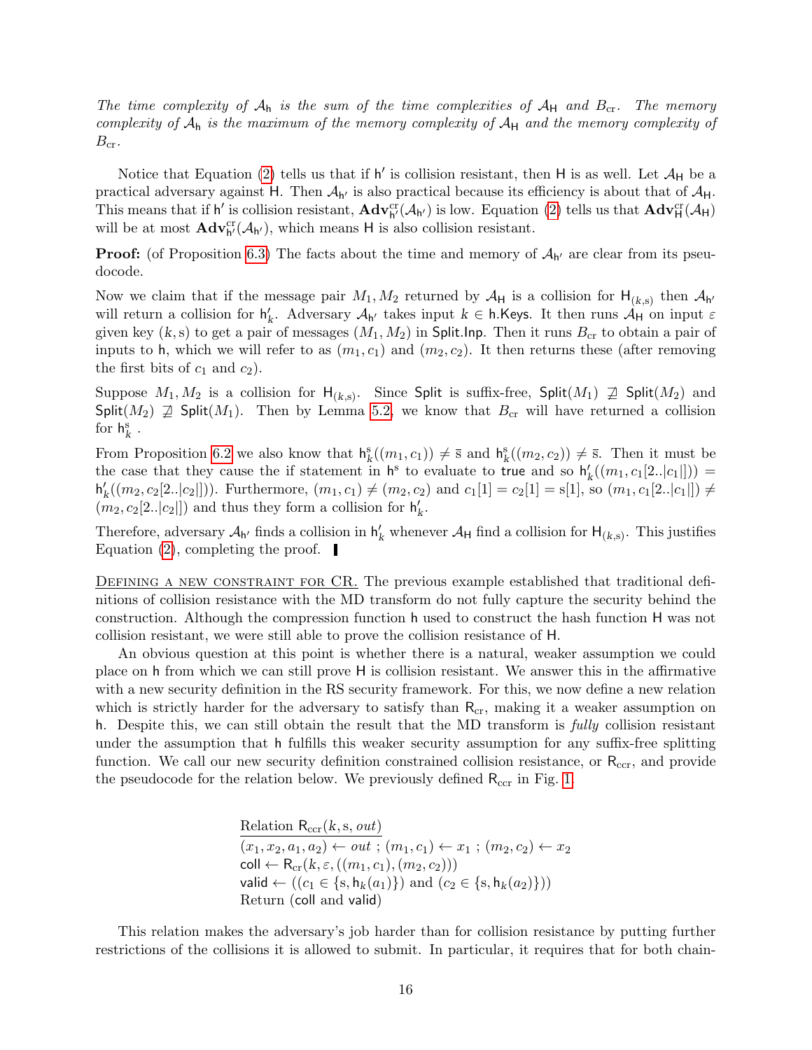*The time complexity of $\mathcal{A}_\mathsf{h}$ is the sum of the time complexities of $\mathcal{A}_\mathsf{H}$ and $B_\mathrm{cr}$. The memory complexity of $\mathcal{A}_\mathsf{h}$ is the maximum of the memory complexity of $\mathcal{A}_\mathsf{H}$ and the memory complexity of $B_\mathrm{cr}$.*

Notice that Equation (2) tells us that if $\mathsf{h}'$ is collision resistant, then $\mathsf{H}$ is as well. Let $\mathcal{A}_\mathsf{H}$ be a practical adversary against $\mathsf{H}$. Then $\mathcal{A}_{\mathsf{h}'}$ is also practical because its efficiency is about that of $\mathcal{A}_\mathsf{H}$. This means that if $\mathsf{h}'$ is collision resistant, $\mathbf{Adv}^{\mathrm{cr}}_{\mathsf{h}'}(\mathcal{A}_{\mathsf{h}'})$ is low. Equation (2) tells us that $\mathbf{Adv}^{\mathrm{cr}}_{\mathsf{H}}(\mathcal{A}_\mathsf{H})$ will be at most $\mathbf{Adv}^{\mathrm{cr}}_{\mathsf{h}'}(\mathcal{A}_{\mathsf{h}'})$, which means $\mathsf{H}$ is also collision resistant.

**Proof:** (of Proposition 6.3) The facts about the time and memory of $\mathcal{A}_{\mathsf{h}'}$ are clear from its pseudocode.

Now we claim that if the message pair $M_1, M_2$ returned by $\mathcal{A}_\mathsf{H}$ is a collision for $\mathsf{H}_{(k,\mathrm{s})}$ then $\mathcal{A}_{\mathsf{h}'}$ will return a collision for $\mathsf{h}'_k$. Adversary $\mathcal{A}_{\mathsf{h}'}$ takes input $k \in \mathsf{h.Keys}$. It then runs $\mathcal{A}_\mathsf{H}$ on input $\varepsilon$ given key $(k, \mathrm{s})$ to get a pair of messages $(M_1, M_2)$ in $\mathsf{Split.Inp}$. Then it runs $B_\mathrm{cr}$ to obtain a pair of inputs to $\mathsf{h}$, which we will refer to as $(m_1, c_1)$ and $(m_2, c_2)$. It then returns these (after removing the first bits of $c_1$ and $c_2$).

Suppose $M_1, M_2$ is a collision for $\mathsf{H}_{(k,\mathrm{s})}$. Since $\mathsf{Split}$ is suffix-free, $\mathsf{Split}(M_1) \not\sqsupseteq \mathsf{Split}(M_2)$ and $\mathsf{Split}(M_2) \not\sqsupseteq \mathsf{Split}(M_1)$. Then by Lemma 5.2, we know that $B_\mathrm{cr}$ will have returned a collision for $\mathsf{h}^{\mathrm{s}}_k$ .

From Proposition 6.2 we also know that $\mathsf{h}^{\mathrm{s}}_k((m_1, c_1)) \neq \bar{\mathrm{s}}$ and $\mathsf{h}^{\mathrm{s}}_k((m_2, c_2)) \neq \bar{\mathrm{s}}$. Then it must be the case that they cause the if statement in $\mathsf{h}^{\mathrm{s}}$ to evaluate to $\mathsf{true}$ and so $\mathsf{h}'_k((m_1, c_1[2..|c_1|])) = \mathsf{h}'_k((m_2, c_2[2..|c_2|]))$. Furthermore, $(m_1, c_1) \neq (m_2, c_2)$ and $c_1[1] = c_2[1] = \mathrm{s}[1]$, so $(m_1, c_1[2..|c_1|]) \neq (m_2, c_2[2..|c_2|])$ and thus they form a collision for $\mathsf{h}'_k$.

Therefore, adversary $\mathcal{A}_{\mathsf{h}'}$ finds a collision in $\mathsf{h}'_k$ whenever $\mathcal{A}_\mathsf{H}$ find a collision for $\mathsf{H}_{(k,\mathrm{s})}$. This justifies Equation (2), completing the proof. ∎

Defining a new constraint for CR. The previous example established that traditional definitions of collision resistance with the MD transform do not fully capture the security behind the construction. Although the compression function $\mathsf{h}$ used to construct the hash function $\mathsf{H}$ was not collision resistant, we were still able to prove the collision resistance of $\mathsf{H}$.

An obvious question at this point is whether there is a natural, weaker assumption we could place on $\mathsf{h}$ from which we can still prove $\mathsf{H}$ is collision resistant. We answer this in the affirmative with a new security definition in the RS security framework. For this, we now define a new relation which is strictly harder for the adversary to satisfy than $\mathsf{R}_\mathrm{cr}$, making it a weaker assumption on $\mathsf{h}$. Despite this, we can still obtain the result that the MD transform is *fully* collision resistant under the assumption that $\mathsf{h}$ fulfills this weaker security assumption for any suffix-free splitting function. We call our new security definition constrained collision resistance, or $\mathsf{R}_\mathrm{ccr}$, and provide the pseudocode for the relation below. We previously defined $\mathsf{R}_\mathrm{ccr}$ in Fig. 1.

```
Relation R_ccr(k, s, out)
(x1, x2, a1, a2) ← out ; (m1, c1) ← x1 ; (m2, c2) ← x2
coll ← R_cr(k, ε, ((m1, c1), (m2, c2)))
valid ← ((c1 ∈ {s, h_k(a1)}) and (c2 ∈ {s, h_k(a2)}))
Return (coll and valid)
```

This relation makes the adversary's job harder than for collision resistance by putting further restrictions of the collisions it is allowed to submit. In particular, it requires that for both chain-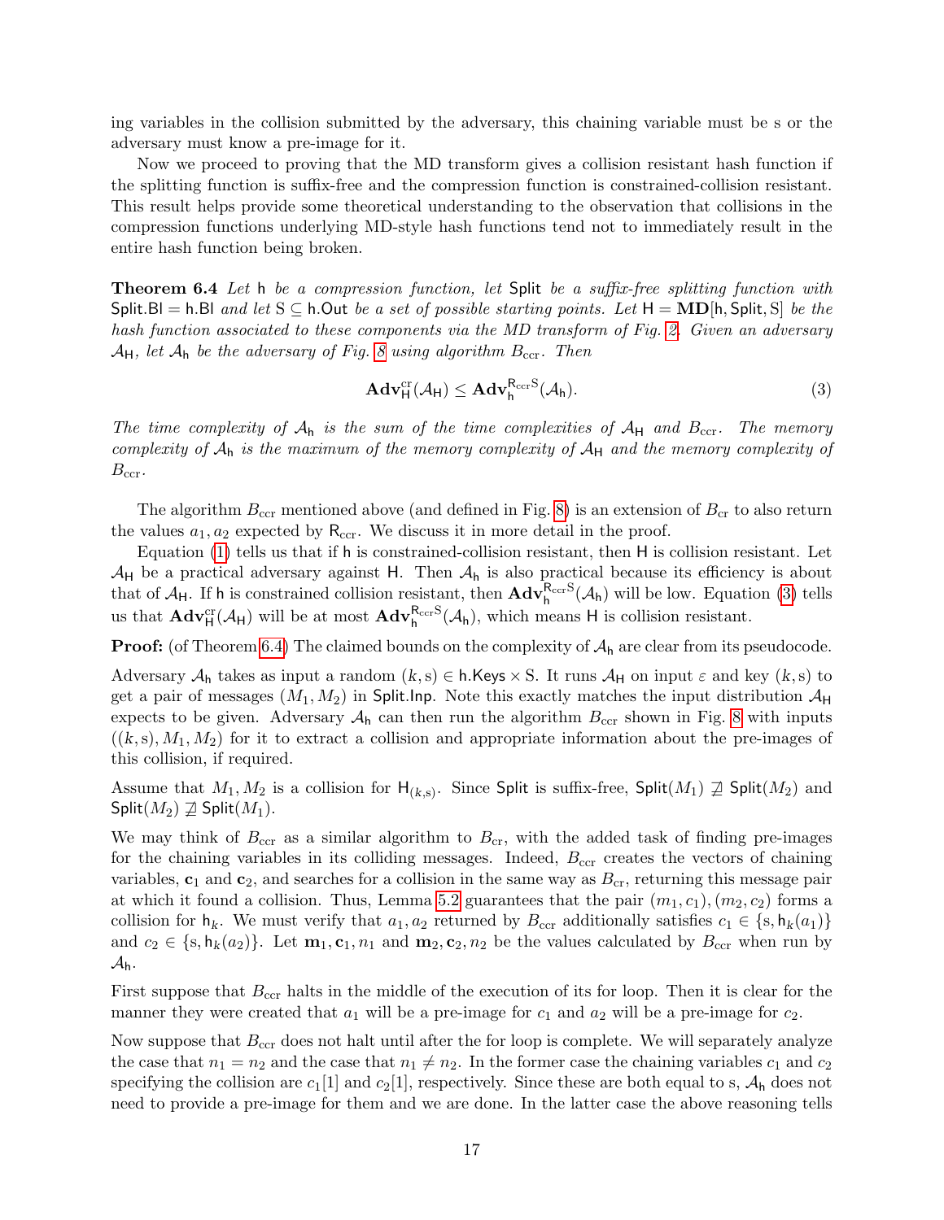ing variables in the collision submitted by the adversary, this chaining variable must be s or the adversary must know a pre-image for it.

Now we proceed to proving that the MD transform gives a collision resistant hash function if the splitting function is suffix-free and the compression function is constrained-collision resistant. This result helps provide some theoretical understanding to the observation that collisions in the compression functions underlying MD-style hash functions tend not to immediately result in the entire hash function being broken.

**Theorem 6.4** *Let* $\mathsf{h}$ *be a compression function, let* $\mathsf{Split}$ *be a suffix-free splitting function with* $\mathsf{Split.Bl} = \mathsf{h.Bl}$ *and let* $\mathrm{S} \subseteq \mathsf{h.Out}$ *be a set of possible starting points. Let* $\mathsf{H} = \mathbf{MD}[\mathsf{h}, \mathsf{Split}, \mathrm{S}]$ *be the hash function associated to these components via the MD transform of Fig. 2. Given an adversary* $\mathcal{A}_{\mathsf{H}}$*, let* $\mathcal{A}_{\mathsf{h}}$ *be the adversary of Fig. 8 using algorithm* $B_{\mathrm{ccr}}$*. Then*

$$\mathbf{Adv}^{\mathrm{cr}}_{\mathsf{H}}(\mathcal{A}_{\mathsf{H}}) \leq \mathbf{Adv}^{\mathsf{R}_{\mathrm{ccr}}\mathrm{S}}_{\mathsf{h}}(\mathcal{A}_{\mathsf{h}}). \tag{3}$$

*The time complexity of* $\mathcal{A}_{\mathsf{h}}$ *is the sum of the time complexities of* $\mathcal{A}_{\mathsf{H}}$ *and* $B_{\mathrm{ccr}}$*. The memory complexity of* $\mathcal{A}_{\mathsf{h}}$ *is the maximum of the memory complexity of* $\mathcal{A}_{\mathsf{H}}$ *and the memory complexity of* $B_{\mathrm{ccr}}$*.*

The algorithm $B_{\mathrm{ccr}}$ mentioned above (and defined in Fig. 8) is an extension of $B_{\mathrm{cr}}$ to also return the values $a_1, a_2$ expected by $\mathsf{R}_{\mathrm{ccr}}$. We discuss it in more detail in the proof.

Equation (1) tells us that if $\mathsf{h}$ is constrained-collision resistant, then $\mathsf{H}$ is collision resistant. Let $\mathcal{A}_{\mathsf{H}}$ be a practical adversary against $\mathsf{H}$. Then $\mathcal{A}_{\mathsf{h}}$ is also practical because its efficiency is about that of $\mathcal{A}_{\mathsf{H}}$. If $\mathsf{h}$ is constrained collision resistant, then $\mathbf{Adv}^{\mathsf{R}_{\mathrm{ccr}}\mathrm{S}}_{\mathsf{h}}(\mathcal{A}_{\mathsf{h}})$ will be low. Equation (3) tells us that $\mathbf{Adv}^{\mathrm{cr}}_{\mathsf{H}}(\mathcal{A}_{\mathsf{H}})$ will be at most $\mathbf{Adv}^{\mathsf{R}_{\mathrm{ccr}}\mathrm{S}}_{\mathsf{h}}(\mathcal{A}_{\mathsf{h}})$, which means $\mathsf{H}$ is collision resistant.

**Proof:** (of Theorem 6.4) The claimed bounds on the complexity of $\mathcal{A}_{\mathsf{h}}$ are clear from its pseudocode.

Adversary $\mathcal{A}_{\mathsf{h}}$ takes as input a random $(k, \mathrm{s}) \in \mathsf{h.Keys} \times \mathrm{S}$. It runs $\mathcal{A}_{\mathsf{H}}$ on input $\varepsilon$ and key $(k, \mathrm{s})$ to get a pair of messages $(M_1, M_2)$ in $\mathsf{Split.Inp}$. Note this exactly matches the input distribution $\mathcal{A}_{\mathsf{H}}$ expects to be given. Adversary $\mathcal{A}_{\mathsf{h}}$ can then run the algorithm $B_{\mathrm{ccr}}$ shown in Fig. 8 with inputs $((k, \mathrm{s}), M_1, M_2)$ for it to extract a collision and appropriate information about the pre-images of this collision, if required.

Assume that $M_1, M_2$ is a collision for $\mathsf{H}_{(k,\mathrm{s})}$. Since $\mathsf{Split}$ is suffix-free, $\mathsf{Split}(M_1) \not\supseteq \mathsf{Split}(M_2)$ and $\mathsf{Split}(M_2) \not\supseteq \mathsf{Split}(M_1)$.

We may think of $B_{\mathrm{ccr}}$ as a similar algorithm to $B_{\mathrm{cr}}$, with the added task of finding pre-images for the chaining variables in its colliding messages. Indeed, $B_{\mathrm{ccr}}$ creates the vectors of chaining variables, $\mathbf{c}_1$ and $\mathbf{c}_2$, and searches for a collision in the same way as $B_{\mathrm{cr}}$, returning this message pair at which it found a collision. Thus, Lemma 5.2 guarantees that the pair $(m_1, c_1), (m_2, c_2)$ forms a collision for $\mathsf{h}_k$. We must verify that $a_1, a_2$ returned by $B_{\mathrm{ccr}}$ additionally satisfies $c_1 \in \{\mathrm{s}, \mathsf{h}_k(a_1)\}$ and $c_2 \in \{\mathrm{s}, \mathsf{h}_k(a_2)\}$. Let $\mathbf{m}_1, \mathbf{c}_1, n_1$ and $\mathbf{m}_2, \mathbf{c}_2, n_2$ be the values calculated by $B_{\mathrm{ccr}}$ when run by $\mathcal{A}_{\mathsf{h}}$.

First suppose that $B_{\mathrm{ccr}}$ halts in the middle of the execution of its for loop. Then it is clear for the manner they were created that $a_1$ will be a pre-image for $c_1$ and $a_2$ will be a pre-image for $c_2$.

Now suppose that $B_{\mathrm{ccr}}$ does not halt until after the for loop is complete. We will separately analyze the case that $n_1 = n_2$ and the case that $n_1 \neq n_2$. In the former case the chaining variables $c_1$ and $c_2$ specifying the collision are $c_1[1]$ and $c_2[1]$, respectively. Since these are both equal to s, $\mathcal{A}_{\mathsf{h}}$ does not need to provide a pre-image for them and we are done. In the latter case the above reasoning tells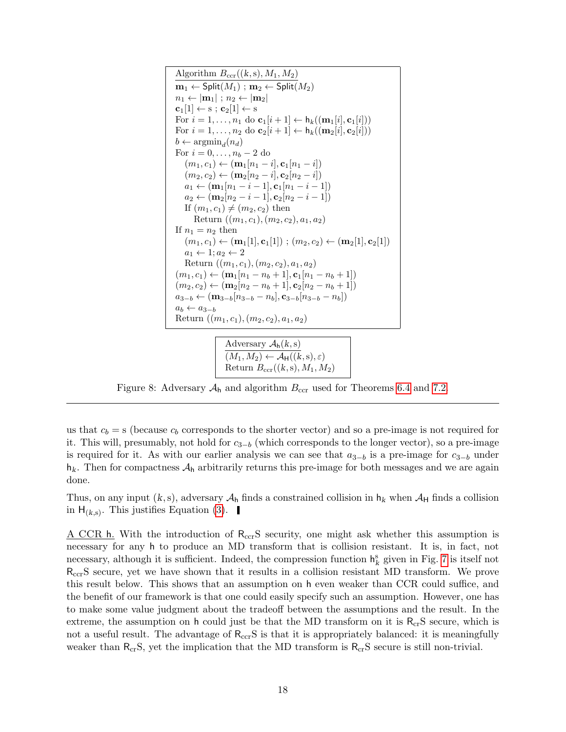```
Algorithm B_ccr((k, s), M_1, M_2)
m_1 ← Split(M_1) ; m_2 ← Split(M_2)
n_1 ← |m_1| ; n_2 ← |m_2|
c_1[1] ← s ; c_2[1] ← s
For i = 1, ..., n_1 do c_1[i + 1] ← h_k((m_1[i], c_1[i]))
For i = 1, ..., n_2 do c_2[i + 1] ← h_k((m_2[i], c_2[i]))
b ← argmin_d(n_d)
For i = 0, ..., n_b − 2 do
   (m_1, c_1) ← (m_1[n_1 − i], c_1[n_1 − i])
   (m_2, c_2) ← (m_2[n_2 − i], c_2[n_2 − i])
   a_1 ← (m_1[n_1 − i − 1], c_1[n_1 − i − 1])
   a_2 ← (m_2[n_2 − i − 1], c_2[n_2 − i − 1])
   If (m_1, c_1) ≠ (m_2, c_2) then
      Return ((m_1, c_1), (m_2, c_2), a_1, a_2)
If n_1 = n_2 then
   (m_1, c_1) ← (m_1[1], c_1[1]) ; (m_2, c_2) ← (m_2[1], c_2[1])
   a_1 ← 1; a_2 ← 2
   Return ((m_1, c_1), (m_2, c_2), a_1, a_2)
(m_1, c_1) ← (m_1[n_1 − n_b + 1], c_1[n_1 − n_b + 1])
(m_2, c_2) ← (m_2[n_2 − n_b + 1], c_2[n_2 − n_b + 1])
a_{3−b} ← (m_{3−b}[n_{3−b} − n_b], c_{3−b}[n_{3−b} − n_b])
a_b ← a_{3−b}
Return ((m_1, c_1), (m_2, c_2), a_1, a_2)
```

```
Adversary A_h(k, s)
(M_1, M_2) ← A_H((k, s), ε)
Return B_ccr((k, s), M_1, M_2)
```

Figure 8: Adversary $\mathcal{A}_{\mathsf{h}}$ and algorithm $B_{\mathrm{ccr}}$ used for Theorems 6.4 and 7.2

---

us that $c_b = \mathrm{s}$ (because $c_b$ corresponds to the shorter vector) and so a pre-image is not required for it. This will, presumably, not hold for $c_{3-b}$ (which corresponds to the longer vector), so a pre-image is required for it. As with our earlier analysis we can see that $a_{3-b}$ is a pre-image for $c_{3-b}$ under $\mathsf{h}_k$. Then for compactness $\mathcal{A}_{\mathsf{h}}$ arbitrarily returns this pre-image for both messages and we are again done.

Thus, on any input $(k, \mathrm{s})$, adversary $\mathcal{A}_{\mathsf{h}}$ finds a constrained collision in $\mathsf{h}_k$ when $\mathcal{A}_{\mathsf{H}}$ finds a collision in $\mathsf{H}_{(k,\mathrm{s})}$. This justifies Equation (3). ∎

A CCR h. With the introduction of $\mathsf{R}_{\mathrm{ccr}}\mathsf{S}$ security, one might ask whether this assumption is necessary for any $\mathsf{h}$ to produce an MD transform that is collision resistant. It is, in fact, not necessary, although it is sufficient. Indeed, the compression function $\mathsf{h}_k^{\mathrm{s}}$ given in Fig. 7 is itself not $\mathsf{R}_{\mathrm{ccr}}\mathsf{S}$ secure, yet we have shown that it results in a collision resistant MD transform. We prove this result below. This shows that an assumption on $\mathsf{h}$ even weaker than CCR could suffice, and the benefit of our framework is that one could easily specify such an assumption. However, one has to make some value judgment about the tradeoff between the assumptions and the result. In the extreme, the assumption on $\mathsf{h}$ could just be that the MD transform on it is $\mathsf{R}_{\mathrm{cr}}\mathsf{S}$ secure, which is not a useful result. The advantage of $\mathsf{R}_{\mathrm{ccr}}\mathsf{S}$ is that it is appropriately balanced: it is meaningfully weaker than $\mathsf{R}_{\mathrm{cr}}\mathsf{S}$, yet the implication that the MD transform is $\mathsf{R}_{\mathrm{cr}}\mathsf{S}$ secure is still non-trivial.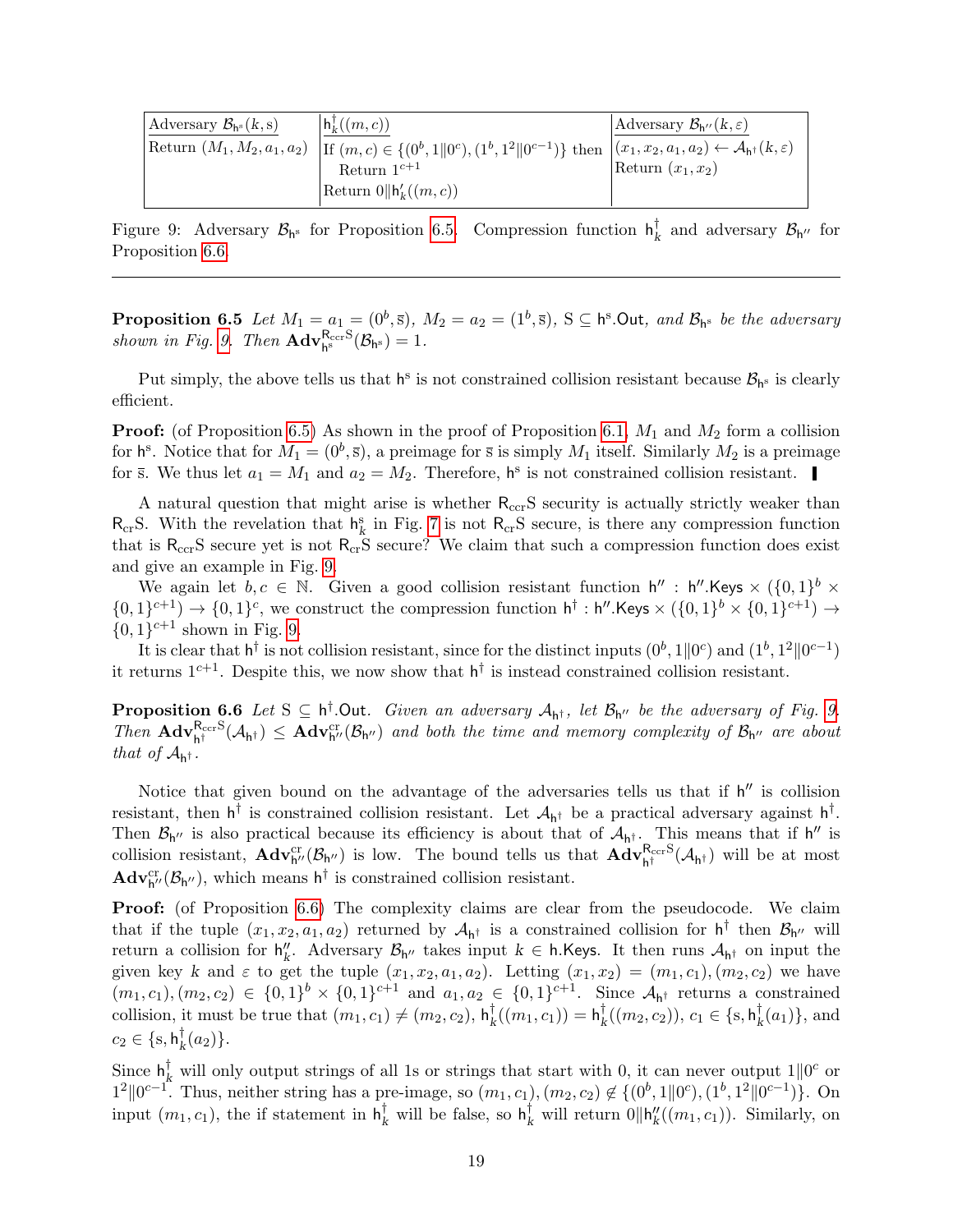| Adversary $\mathcal{B}_{\mathsf{h}^{\mathrm{s}}}(k, \mathrm{s})$ | $\mathsf{h}^{\dagger}_{k}((m,c))$ | Adversary $\mathcal{B}_{\mathsf{h}''}(k, \varepsilon)$ |
|---|---|---|
| Return $(M_1, M_2, a_1, a_2)$ | If $(m,c) \in \{(0^b, 1\|0^c), (1^b, 1^2\|0^{c-1})\}$ then<br>Return $1^{c+1}$<br>Return $0\|\mathsf{h}'_k((m,c))$ | $(x_1, x_2, a_1, a_2) \leftarrow \mathcal{A}_{\mathsf{h}^{\dagger}}(k, \varepsilon)$<br>Return $(x_1, x_2)$ |

Figure 9: Adversary $\mathcal{B}_{\mathsf{h}^{\mathrm{s}}}$ for Proposition 6.5. Compression function $\mathsf{h}^{\dagger}_{k}$ and adversary $\mathcal{B}_{\mathsf{h}''}$ for Proposition 6.6.

---

**Proposition 6.5** *Let $M_1 = a_1 = (0^b, \bar{\mathrm{s}})$, $M_2 = a_2 = (1^b, \bar{\mathrm{s}})$, $\mathrm{S} \subseteq \mathsf{h}^{\mathrm{s}}.\mathsf{Out}$, and $\mathcal{B}_{\mathsf{h}^{\mathrm{s}}}$ be the adversary shown in Fig. 9. Then $\mathbf{Adv}^{\mathsf{R}_{\mathrm{ccr}}\mathrm{S}}_{\mathsf{h}^{\mathrm{s}}}(\mathcal{B}_{\mathsf{h}^{\mathrm{s}}}) = 1$.*

Put simply, the above tells us that $\mathsf{h}^{\mathrm{s}}$ is not constrained collision resistant because $\mathcal{B}_{\mathsf{h}^{\mathrm{s}}}$ is clearly efficient.

**Proof:** (of Proposition 6.5) As shown in the proof of Proposition 6.1, $M_1$ and $M_2$ form a collision for $\mathsf{h}^{\mathrm{s}}$. Notice that for $M_1 = (0^b, \bar{\mathrm{s}})$, a preimage for $\bar{\mathrm{s}}$ is simply $M_1$ itself. Similarly $M_2$ is a preimage for $\bar{\mathrm{s}}$. We thus let $a_1 = M_1$ and $a_2 = M_2$. Therefore, $\mathsf{h}^{\mathrm{s}}$ is not constrained collision resistant. ∎

A natural question that might arise is whether $\mathsf{R}_{\mathrm{ccr}}\mathrm{S}$ security is actually strictly weaker than $\mathsf{R}_{\mathrm{cr}}\mathrm{S}$. With the revelation that $\mathsf{h}^{\mathrm{s}}_k$ in Fig. 7 is not $\mathsf{R}_{\mathrm{cr}}\mathrm{S}$ secure, is there any compression function that is $\mathsf{R}_{\mathrm{ccr}}\mathrm{S}$ secure yet is not $\mathsf{R}_{\mathrm{cr}}\mathrm{S}$ secure? We claim that such a compression function does exist and give an example in Fig. 9.

We again let $b, c \in \mathbb{N}$. Given a good collision resistant function $\mathsf{h}'' : \mathsf{h}''.\mathsf{Keys} \times (\{0,1\}^b \times \{0,1\}^{c+1}) \to \{0,1\}^c$, we construct the compression function $\mathsf{h}^{\dagger} : \mathsf{h}''.\mathsf{Keys} \times (\{0,1\}^b \times \{0,1\}^{c+1}) \to \{0,1\}^{c+1}$ shown in Fig. 9.

It is clear that $\mathsf{h}^{\dagger}$ is not collision resistant, since for the distinct inputs $(0^b, 1\|0^c)$ and $(1^b, 1^2\|0^{c-1})$ it returns $1^{c+1}$. Despite this, we now show that $\mathsf{h}^{\dagger}$ is instead constrained collision resistant.

**Proposition 6.6** *Let $\mathrm{S} \subseteq \mathsf{h}^{\dagger}.\mathsf{Out}$. Given an adversary $\mathcal{A}_{\mathsf{h}^{\dagger}}$, let $\mathcal{B}_{\mathsf{h}''}$ be the adversary of Fig. 9. Then $\mathbf{Adv}^{\mathsf{R}_{\mathrm{ccr}}\mathrm{S}}_{\mathsf{h}^{\dagger}}(\mathcal{A}_{\mathsf{h}^{\dagger}}) \leq \mathbf{Adv}^{\mathrm{cr}}_{\mathsf{h}''}(\mathcal{B}_{\mathsf{h}''})$ and both the time and memory complexity of $\mathcal{B}_{\mathsf{h}''}$ are about that of $\mathcal{A}_{\mathsf{h}^{\dagger}}$.*

Notice that given bound on the advantage of the adversaries tells us that if $\mathsf{h}''$ is collision resistant, then $\mathsf{h}^{\dagger}$ is constrained collision resistant. Let $\mathcal{A}_{\mathsf{h}^{\dagger}}$ be a practical adversary against $\mathsf{h}^{\dagger}$. Then $\mathcal{B}_{\mathsf{h}''}$ is also practical because its efficiency is about that of $\mathcal{A}_{\mathsf{h}^{\dagger}}$. This means that if $\mathsf{h}''$ is collision resistant, $\mathbf{Adv}^{\mathrm{cr}}_{\mathsf{h}''}(\mathcal{B}_{\mathsf{h}''})$ is low. The bound tells us that $\mathbf{Adv}^{\mathsf{R}_{\mathrm{ccr}}\mathrm{S}}_{\mathsf{h}^{\dagger}}(\mathcal{A}_{\mathsf{h}^{\dagger}})$ will be at most $\mathbf{Adv}^{\mathrm{cr}}_{\mathsf{h}''}(\mathcal{B}_{\mathsf{h}''})$, which means $\mathsf{h}^{\dagger}$ is constrained collision resistant.

**Proof:** (of Proposition 6.6) The complexity claims are clear from the pseudocode. We claim that if the tuple $(x_1, x_2, a_1, a_2)$ returned by $\mathcal{A}_{\mathsf{h}^{\dagger}}$ is a constrained collision for $\mathsf{h}^{\dagger}$ then $\mathcal{B}_{\mathsf{h}''}$ will return a collision for $\mathsf{h}''_k$. Adversary $\mathcal{B}_{\mathsf{h}''}$ takes input $k \in \mathsf{h}.\mathsf{Keys}$. It then runs $\mathcal{A}_{\mathsf{h}^{\dagger}}$ on input the given key $k$ and $\varepsilon$ to get the tuple $(x_1, x_2, a_1, a_2)$. Letting $(x_1, x_2) = (m_1, c_1), (m_2, c_2)$ we have $(m_1, c_1), (m_2, c_2) \in \{0,1\}^b \times \{0,1\}^{c+1}$ and $a_1, a_2 \in \{0,1\}^{c+1}$. Since $\mathcal{A}_{\mathsf{h}^{\dagger}}$ returns a constrained collision, it must be true that $(m_1, c_1) \neq (m_2, c_2)$, $\mathsf{h}^{\dagger}_k((m_1, c_1)) = \mathsf{h}^{\dagger}_k((m_2, c_2))$, $c_1 \in \{\mathrm{s}, \mathsf{h}^{\dagger}_k(a_1)\}$, and $c_2 \in \{\mathrm{s}, \mathsf{h}^{\dagger}_k(a_2)\}$.

Since $\mathsf{h}^{\dagger}_k$ will only output strings of all 1s or strings that start with 0, it can never output $1\|0^c$ or $1^2\|0^{c-1}$. Thus, neither string has a pre-image, so $(m_1, c_1), (m_2, c_2) \notin \{(0^b, 1\|0^c), (1^b, 1^2\|0^{c-1})\}$. On input $(m_1, c_1)$, the if statement in $\mathsf{h}^{\dagger}_k$ will be false, so $\mathsf{h}^{\dagger}_k$ will return $0\|\mathsf{h}''_k((m_1, c_1))$. Similarly, on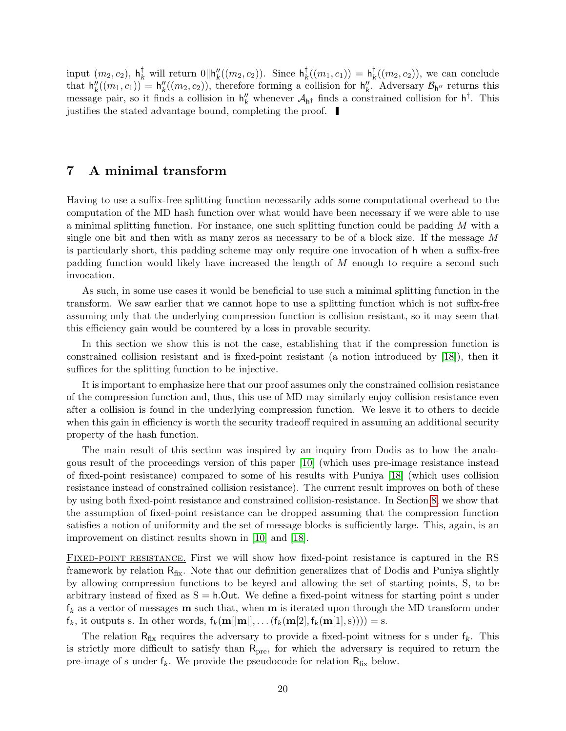input $(m_2, c_2)$, $\mathsf{h}^\dagger_k$ will return $0\|\mathsf{h}''_k((m_2, c_2))$. Since $\mathsf{h}^\dagger_k((m_1, c_1)) = \mathsf{h}^\dagger_k((m_2, c_2))$, we can conclude that $\mathsf{h}''_k((m_1, c_1)) = \mathsf{h}''_k((m_2, c_2))$, therefore forming a collision for $\mathsf{h}''_k$. Adversary $\mathcal{B}_{\mathsf{h}''}$ returns this message pair, so it finds a collision in $\mathsf{h}''_k$ whenever $\mathcal{A}_{\mathsf{h}^\dagger}$ finds a constrained collision for $\mathsf{h}^\dagger$. This justifies the stated advantage bound, completing the proof. ∎

## 7 A minimal transform

Having to use a suffix-free splitting function necessarily adds some computational overhead to the computation of the MD hash function over what would have been necessary if we were able to use a minimal splitting function. For instance, one such splitting function could be padding $M$ with a single one bit and then with as many zeros as necessary to be of a block size. If the message $M$ is particularly short, this padding scheme may only require one invocation of $\mathsf{h}$ when a suffix-free padding function would likely have increased the length of $M$ enough to require a second such invocation.

As such, in some use cases it would be beneficial to use such a minimal splitting function in the transform. We saw earlier that we cannot hope to use a splitting function which is not suffix-free assuming only that the underlying compression function is collision resistant, so it may seem that this efficiency gain would be countered by a loss in provable security.

In this section we show this is not the case, establishing that if the compression function is constrained collision resistant and is fixed-point resistant (a notion introduced by [18]), then it suffices for the splitting function to be injective.

It is important to emphasize here that our proof assumes only the constrained collision resistance of the compression function and, thus, this use of MD may similarly enjoy collision resistance even after a collision is found in the underlying compression function. We leave it to others to decide when this gain in efficiency is worth the security tradeoff required in assuming an additional security property of the hash function.

The main result of this section was inspired by an inquiry from Dodis as to how the analogous result of the proceedings version of this paper [10] (which uses pre-image resistance instead of fixed-point resistance) compared to some of his results with Puniya [18] (which uses collision resistance instead of constrained collision resistance). The current result improves on both of these by using both fixed-point resistance and constrained collision-resistance. In Section 8, we show that the assumption of fixed-point resistance can be dropped assuming that the compression function satisfies a notion of uniformity and the set of message blocks is sufficiently large. This, again, is an improvement on distinct results shown in [10] and [18].

FIXED-POINT RESISTANCE. First we will show how fixed-point resistance is captured in the RS framework by relation $\mathsf{R}_{\mathrm{fix}}$. Note that our definition generalizes that of Dodis and Puniya slightly by allowing compression functions to be keyed and allowing the set of starting points, S, to be arbitrary instead of fixed as $\mathrm{S} = \mathsf{h.Out}$. We define a fixed-point witness for starting point s under $\mathsf{f}_k$ as a vector of messages $\mathbf{m}$ such that, when $\mathbf{m}$ is iterated upon through the MD transform under $\mathsf{f}_k$, it outputs s. In other words, $\mathsf{f}_k(\mathbf{m}[|\mathbf{m}|], \dots (\mathsf{f}_k(\mathbf{m}[2], \mathsf{f}_k(\mathbf{m}[1], \mathrm{s})))) = \mathrm{s}$.

The relation $\mathsf{R}_{\mathrm{fix}}$ requires the adversary to provide a fixed-point witness for s under $\mathsf{f}_k$. This is strictly more difficult to satisfy than $\mathsf{R}_{\mathrm{pre}}$, for which the adversary is required to return the pre-image of s under $\mathsf{f}_k$. We provide the pseudocode for relation $\mathsf{R}_{\mathrm{fix}}$ below.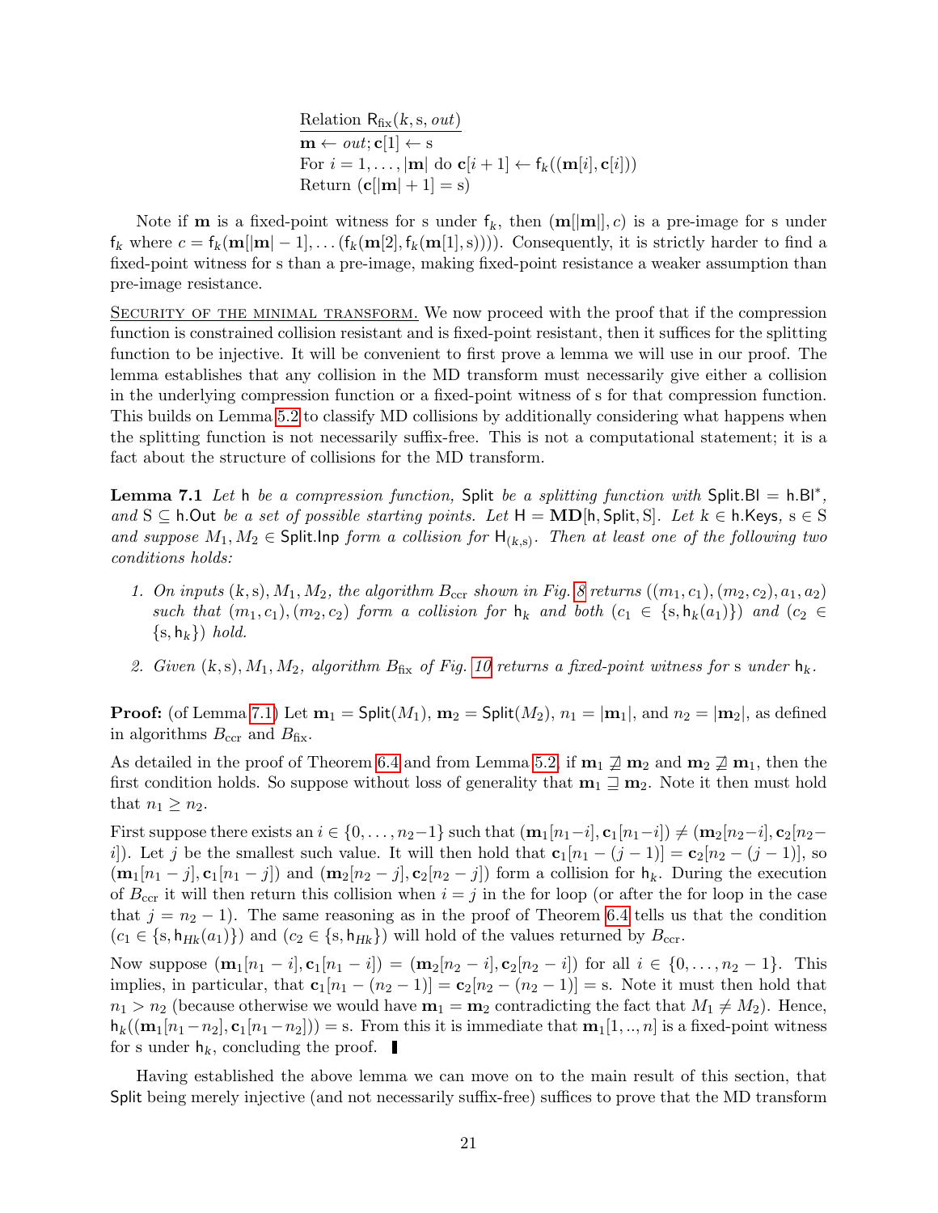Relation $\mathsf{R}_{\mathrm{fix}}(k, \mathrm{s}, out)$
$\mathbf{m} \leftarrow out; \mathbf{c}[1] \leftarrow \mathrm{s}$
For $i = 1, \ldots, |\mathbf{m}|$ do $\mathbf{c}[i+1] \leftarrow \mathsf{f}_k((\mathbf{m}[i], \mathbf{c}[i]))$
Return $(\mathbf{c}[|\mathbf{m}|+1] = \mathrm{s})$

Note if $\mathbf{m}$ is a fixed-point witness for s under $\mathsf{f}_k$, then $(\mathbf{m}[|\mathbf{m}|], c)$ is a pre-image for s under $\mathsf{f}_k$ where $c = \mathsf{f}_k(\mathbf{m}[|\mathbf{m}|-1], \ldots (\mathsf{f}_k(\mathbf{m}[2], \mathsf{f}_k(\mathbf{m}[1], \mathrm{s}))))$. Consequently, it is strictly harder to find a fixed-point witness for s than a pre-image, making fixed-point resistance a weaker assumption than pre-image resistance.

Security of the minimal transform. We now proceed with the proof that if the compression function is constrained collision resistant and is fixed-point resistant, then it suffices for the splitting function to be injective. It will be convenient to first prove a lemma we will use in our proof. The lemma establishes that any collision in the MD transform must necessarily give either a collision in the underlying compression function or a fixed-point witness of s for that compression function. This builds on Lemma 5.2 to classify MD collisions by additionally considering what happens when the splitting function is not necessarily suffix-free. This is not a computational statement; it is a fact about the structure of collisions for the MD transform.

**Lemma 7.1** *Let* $\mathsf{h}$ *be a compression function,* $\mathsf{Split}$ *be a splitting function with* $\mathsf{Split.Bl} = \mathsf{h.Bl}^*$*, and* $\mathrm{S} \subseteq \mathsf{h.Out}$ *be a set of possible starting points. Let* $\mathsf{H} = \mathbf{MD}[\mathsf{h}, \mathsf{Split}, \mathrm{S}]$*. Let* $k \in \mathsf{h.Keys}$*,* $\mathrm{s} \in \mathrm{S}$ *and suppose* $M_1, M_2 \in \mathsf{Split.Inp}$ *form a collision for* $\mathsf{H}_{(k,\mathrm{s})}$*. Then at least one of the following two conditions holds:*

1. *On inputs* $(k, \mathrm{s}), M_1, M_2$*, the algorithm* $B_{\mathrm{ccr}}$ *shown in Fig. 8 returns* $((m_1, c_1), (m_2, c_2), a_1, a_2)$ *such that* $(m_1, c_1), (m_2, c_2)$ *form a collision for* $\mathsf{h}_k$ *and both* $(c_1 \in \{\mathrm{s}, \mathsf{h}_k(a_1)\})$ *and* $(c_2 \in \{\mathrm{s}, \mathsf{h}_k\})$ *hold.*
2. *Given* $(k, \mathrm{s}), M_1, M_2$*, algorithm* $B_{\mathrm{fix}}$ *of Fig. 10 returns a fixed-point witness for* s *under* $\mathsf{h}_k$*.*

**Proof:** (of Lemma 7.1) Let $\mathbf{m}_1 = \mathsf{Split}(M_1)$, $\mathbf{m}_2 = \mathsf{Split}(M_2)$, $n_1 = |\mathbf{m}_1|$, and $n_2 = |\mathbf{m}_2|$, as defined in algorithms $B_{\mathrm{ccr}}$ and $B_{\mathrm{fix}}$.

As detailed in the proof of Theorem 6.4 and from Lemma 5.2, if $\mathbf{m}_1 \not\sqsupseteq \mathbf{m}_2$ and $\mathbf{m}_2 \not\sqsupseteq \mathbf{m}_1$, then the first condition holds. So suppose without loss of generality that $\mathbf{m}_1 \sqsupseteq \mathbf{m}_2$. Note it then must hold that $n_1 \geq n_2$.

First suppose there exists an $i \in \{0, \ldots, n_2-1\}$ such that $(\mathbf{m}_1[n_1-i], \mathbf{c}_1[n_1-i]) \neq (\mathbf{m}_2[n_2-i], \mathbf{c}_2[n_2-i])$. Let $j$ be the smallest such value. It will then hold that $\mathbf{c}_1[n_1-(j-1)] = \mathbf{c}_2[n_2-(j-1)]$, so $(\mathbf{m}_1[n_1-j], \mathbf{c}_1[n_1-j])$ and $(\mathbf{m}_2[n_2-j], \mathbf{c}_2[n_2-j])$ form a collision for $\mathsf{h}_k$. During the execution of $B_{\mathrm{ccr}}$ it will then return this collision when $i = j$ in the for loop (or after the for loop in the case that $j = n_2 - 1$). The same reasoning as in the proof of Theorem 6.4 tells us that the condition $(c_1 \in \{\mathrm{s}, \mathsf{h}_{Hk}(a_1)\})$ and $(c_2 \in \{\mathrm{s}, \mathsf{h}_{Hk}\})$ will hold of the values returned by $B_{\mathrm{ccr}}$.

Now suppose $(\mathbf{m}_1[n_1-i], \mathbf{c}_1[n_1-i]) = (\mathbf{m}_2[n_2-i], \mathbf{c}_2[n_2-i])$ for all $i \in \{0, \ldots, n_2-1\}$. This implies, in particular, that $\mathbf{c}_1[n_1-(n_2-1)] = \mathbf{c}_2[n_2-(n_2-1)] = \mathrm{s}$. Note it must then hold that $n_1 > n_2$ (because otherwise we would have $\mathbf{m}_1 = \mathbf{m}_2$ contradicting the fact that $M_1 \neq M_2$). Hence, $\mathsf{h}_k((\mathbf{m}_1[n_1-n_2], \mathbf{c}_1[n_1-n_2])) = \mathrm{s}$. From this it is immediate that $\mathbf{m}_1[1, .., n]$ is a fixed-point witness for s under $\mathsf{h}_k$, concluding the proof. ∎

Having established the above lemma we can move on to the main result of this section, that $\mathsf{Split}$ being merely injective (and not necessarily suffix-free) suffices to prove that the MD transform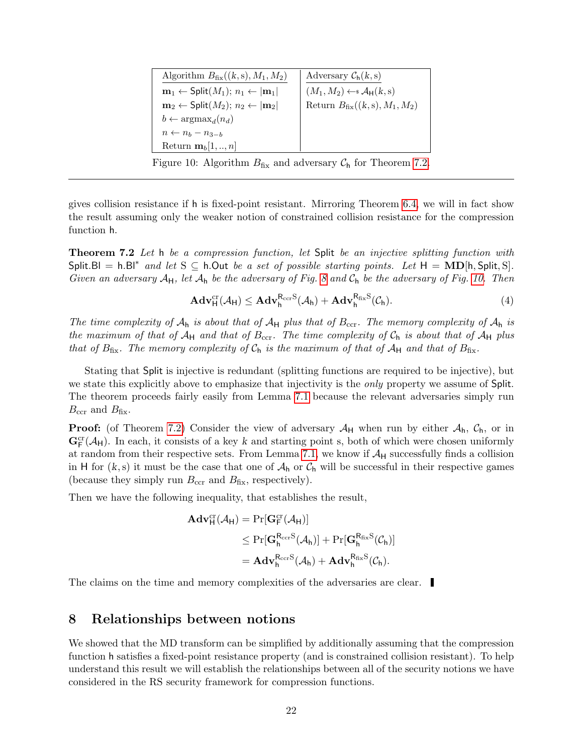| Algorithm $B_{\text{fix}}((k, \text{s}), M_1, M_2)$ | Adversary $\mathcal{C}_{\mathsf{h}}(k, \text{s})$ |
|---|---|
| $\mathbf{m}_1 \leftarrow \mathsf{Split}(M_1)$; $n_1 \leftarrow \lvert\mathbf{m}_1\rvert$ | $(M_1, M_2) \leftarrow\!\!\$\; \mathcal{A}_{\mathsf{H}}(k, \text{s})$ |
| $\mathbf{m}_2 \leftarrow \mathsf{Split}(M_2)$; $n_2 \leftarrow \lvert\mathbf{m}_2\rvert$ | Return $B_{\text{fix}}((k, \text{s}), M_1, M_2)$ |
| $b \leftarrow \text{argmax}_d(n_d)$ | |
| $n \leftarrow n_b - n_{3-b}$ | |
| Return $\mathbf{m}_b[1, .., n]$ | |

Figure 10: Algorithm $B_{\text{fix}}$ and adversary $\mathcal{C}_{\mathsf{h}}$ for Theorem 7.2.

gives collision resistance if $\mathsf{h}$ is fixed-point resistant. Mirroring Theorem 6.4, we will in fact show the result assuming only the weaker notion of constrained collision resistance for the compression function $\mathsf{h}$.

**Theorem 7.2** *Let* $\mathsf{h}$ *be a compression function, let* $\mathsf{Split}$ *be an injective splitting function with* $\mathsf{Split.Bl} = \mathsf{h.Bl}^*$ *and let* $\text{S} \subseteq \mathsf{h.Out}$ *be a set of possible starting points. Let* $\mathsf{H} = \mathbf{MD}[\mathsf{h}, \mathsf{Split}, \text{S}]$. *Given an adversary* $\mathcal{A}_{\mathsf{H}}$*, let* $\mathcal{A}_{\mathsf{h}}$ *be the adversary of Fig. 8 and* $\mathcal{C}_{\mathsf{h}}$ *be the adversary of Fig. 10. Then*

$$\mathbf{Adv}^{\text{cr}}_{\mathsf{H}}(\mathcal{A}_{\mathsf{H}}) \leq \mathbf{Adv}^{\mathsf{R}_{\text{ccr}}\text{S}}_{\mathsf{h}}(\mathcal{A}_{\mathsf{h}}) + \mathbf{Adv}^{\mathsf{R}_{\text{fix}}\text{S}}_{\mathsf{h}}(\mathcal{C}_{\mathsf{h}}). \tag{4}$$

*The time complexity of* $\mathcal{A}_{\mathsf{h}}$ *is about that of* $\mathcal{A}_{\mathsf{H}}$ *plus that of* $B_{\text{ccr}}$. *The memory complexity of* $\mathcal{A}_{\mathsf{h}}$ *is the maximum of that of* $\mathcal{A}_{\mathsf{H}}$ *and that of* $B_{\text{ccr}}$. *The time complexity of* $\mathcal{C}_{\mathsf{h}}$ *is about that of* $\mathcal{A}_{\mathsf{H}}$ *plus that of* $B_{\text{fix}}$. *The memory complexity of* $\mathcal{C}_{\mathsf{h}}$ *is the maximum of that of* $\mathcal{A}_{\mathsf{H}}$ *and that of* $B_{\text{fix}}$.

Stating that $\mathsf{Split}$ is injective is redundant (splitting functions are required to be injective), but we state this explicitly above to emphasize that injectivity is the *only* property we assume of $\mathsf{Split}$. The theorem proceeds fairly easily from Lemma 7.1 because the relevant adversaries simply run $B_{\text{ccr}}$ and $B_{\text{fix}}$.

**Proof:** (of Theorem 7.2) Consider the view of adversary $\mathcal{A}_{\mathsf{H}}$ when run by either $\mathcal{A}_{\mathsf{h}}$, $\mathcal{C}_{\mathsf{h}}$, or in $\mathbf{G}^{\text{cr}}_{\mathsf{F}}(\mathcal{A}_{\mathsf{H}})$. In each, it consists of a key $k$ and starting point s, both of which were chosen uniformly at random from their respective sets. From Lemma 7.1, we know if $\mathcal{A}_{\mathsf{H}}$ successfully finds a collision in $\mathsf{H}$ for $(k, \text{s})$ it must be the case that one of $\mathcal{A}_{\mathsf{h}}$ or $\mathcal{C}_{\mathsf{h}}$ will be successful in their respective games (because they simply run $B_{\text{ccr}}$ and $B_{\text{fix}}$, respectively).

Then we have the following inequality, that establishes the result,

$$\begin{aligned}
\mathbf{Adv}^{\text{cr}}_{\mathsf{H}}(\mathcal{A}_{\mathsf{H}}) &= \Pr[\mathbf{G}^{\text{cr}}_{\mathsf{F}}(\mathcal{A}_{\mathsf{H}})] \\
&\leq \Pr[\mathbf{G}^{\mathsf{R}_{\text{ccr}}\text{S}}_{\mathsf{h}}(\mathcal{A}_{\mathsf{h}})] + \Pr[\mathbf{G}^{\mathsf{R}_{\text{fix}}\text{S}}_{\mathsf{h}}(\mathcal{C}_{\mathsf{h}})] \\
&= \mathbf{Adv}^{\mathsf{R}_{\text{ccr}}\text{S}}_{\mathsf{h}}(\mathcal{A}_{\mathsf{h}}) + \mathbf{Adv}^{\mathsf{R}_{\text{fix}}\text{S}}_{\mathsf{h}}(\mathcal{C}_{\mathsf{h}}).
\end{aligned}$$

The claims on the time and memory complexities of the adversaries are clear. ∎

## 8 Relationships between notions

We showed that the MD transform can be simplified by additionally assuming that the compression function $\mathsf{h}$ satisfies a fixed-point resistance property (and is constrained collision resistant). To help understand this result we will establish the relationships between all of the security notions we have considered in the RS security framework for compression functions.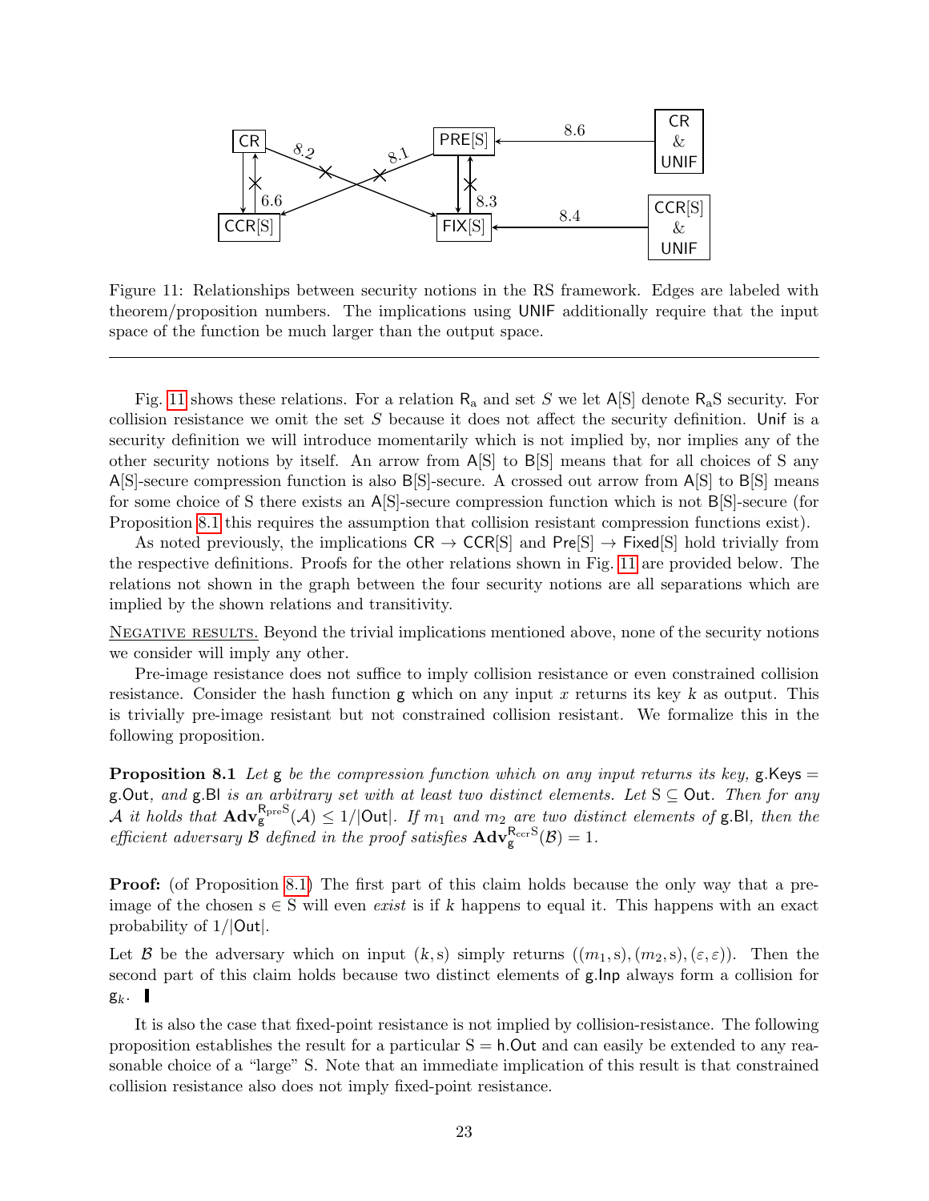Figure 11: Relationships between security notions in the RS framework. Edges are labeled with theorem/proposition numbers. The implications using UNIF additionally require that the input space of the function be much larger than the output space.

---

Fig. 11 shows these relations. For a relation $\mathsf{R_a}$ and set $S$ we let $\mathsf{A}[\mathrm{S}]$ denote $\mathsf{R_a}\mathrm{S}$ security. For collision resistance we omit the set $S$ because it does not affect the security definition. Unif is a security definition we will introduce momentarily which is not implied by, nor implies any of the other security notions by itself. An arrow from $\mathsf{A}[\mathrm{S}]$ to $\mathsf{B}[\mathrm{S}]$ means that for all choices of S any $\mathsf{A}[\mathrm{S}]$-secure compression function is also $\mathsf{B}[\mathrm{S}]$-secure. A crossed out arrow from $\mathsf{A}[\mathrm{S}]$ to $\mathsf{B}[\mathrm{S}]$ means for some choice of S there exists an $\mathsf{A}[\mathrm{S}]$-secure compression function which is not $\mathsf{B}[\mathrm{S}]$-secure (for Proposition 8.1 this requires the assumption that collision resistant compression functions exist).

As noted previously, the implications $\mathsf{CR} \to \mathsf{CCR}[\mathrm{S}]$ and $\mathsf{Pre}[\mathrm{S}] \to \mathsf{Fixed}[\mathrm{S}]$ hold trivially from the respective definitions. Proofs for the other relations shown in Fig. 11 are provided below. The relations not shown in the graph between the four security notions are all separations which are implied by the shown relations and transitivity.

<u>NEGATIVE RESULTS.</u> Beyond the trivial implications mentioned above, none of the security notions we consider will imply any other.

Pre-image resistance does not suffice to imply collision resistance or even constrained collision resistance. Consider the hash function $\mathsf{g}$ which on any input $x$ returns its key $k$ as output. This is trivially pre-image resistant but not constrained collision resistant. We formalize this in the following proposition.

**Proposition 8.1** *Let* $\mathsf{g}$ *be the compression function which on any input returns its key,* $\mathsf{g.Keys} = \mathsf{g.Out}$*, and* $\mathsf{g.Bl}$ *is an arbitrary set with at least two distinct elements. Let* $\mathrm{S} \subseteq \mathsf{Out}$*. Then for any* $\mathcal{A}$ *it holds that* $\mathbf{Adv}_{\mathsf{g}}^{\mathsf{R_{pre}}\mathrm{S}}(\mathcal{A}) \leq 1/|\mathsf{Out}|$*. If* $m_1$ *and* $m_2$ *are two distinct elements of* $\mathsf{g.Bl}$*, then the efficient adversary* $\mathcal{B}$ *defined in the proof satisfies* $\mathbf{Adv}_{\mathsf{g}}^{\mathsf{R_{ccr}}\mathrm{S}}(\mathcal{B}) = 1$*.*

**Proof:** (of Proposition 8.1) The first part of this claim holds because the only way that a pre-image of the chosen $\mathrm{s} \in \mathrm{S}$ will even *exist* is if $k$ happens to equal it. This happens with an exact probability of $1/|\mathsf{Out}|$.

Let $\mathcal{B}$ be the adversary which on input $(k, \mathrm{s})$ simply returns $((m_1, \mathrm{s}), (m_2, \mathrm{s}), (\varepsilon, \varepsilon))$. Then the second part of this claim holds because two distinct elements of $\mathsf{g.Inp}$ always form a collision for $\mathsf{g}_k$. ∎

It is also the case that fixed-point resistance is not implied by collision-resistance. The following proposition establishes the result for a particular $\mathrm{S} = \mathsf{h.Out}$ and can easily be extended to any reasonable choice of a "large" S. Note that an immediate implication of this result is that constrained collision resistance also does not imply fixed-point resistance.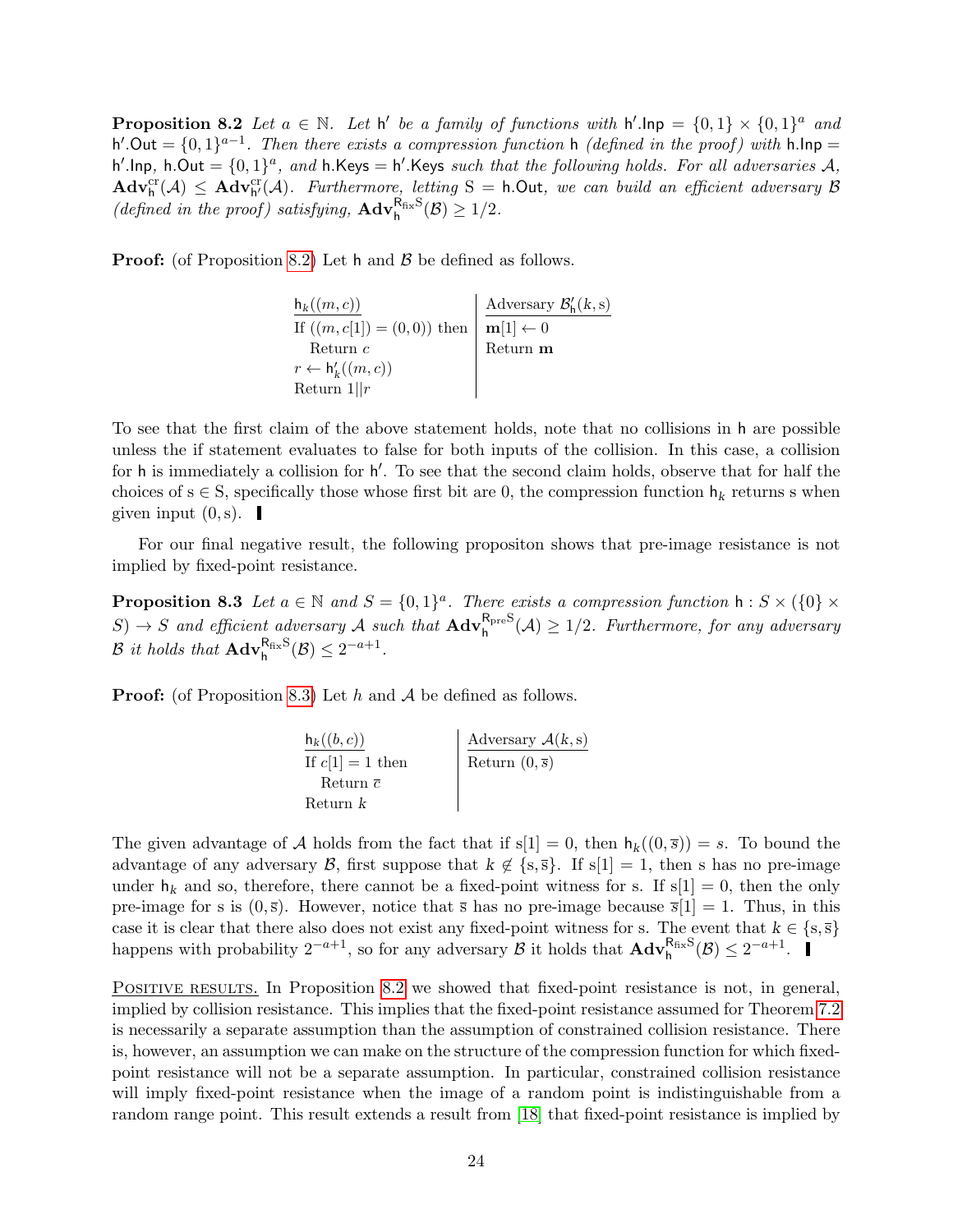**Proposition 8.2** *Let $a \in \mathbb{N}$. Let $\mathsf{h}'$ be a family of functions with $\mathsf{h}'.\mathsf{Inp} = \{0,1\} \times \{0,1\}^a$ and $\mathsf{h}'.\mathsf{Out} = \{0,1\}^{a-1}$. Then there exists a compression function $\mathsf{h}$ (defined in the proof) with $\mathsf{h}.\mathsf{Inp} = \mathsf{h}'.\mathsf{Inp}$, $\mathsf{h}.\mathsf{Out} = \{0,1\}^a$, and $\mathsf{h}.\mathsf{Keys} = \mathsf{h}'.\mathsf{Keys}$ such that the following holds. For all adversaries $\mathcal{A}$, $\mathbf{Adv}^{\mathrm{cr}}_{\mathsf{h}}(\mathcal{A}) \leq \mathbf{Adv}^{\mathrm{cr}}_{\mathsf{h}'}(\mathcal{A})$. Furthermore, letting $\mathrm{S} = \mathsf{h}.\mathsf{Out}$, we can build an efficient adversary $\mathcal{B}$ (defined in the proof) satisfying, $\mathbf{Adv}^{\mathsf{R}_{\mathrm{fix}}\mathrm{S}}_{\mathsf{h}}(\mathcal{B}) \geq 1/2$.*

**Proof:** (of Proposition 8.2) Let $\mathsf{h}$ and $\mathcal{B}$ be defined as follows.

```
h_k((m, c))                          | Adversary B'_h(k, s)
If ((m, c[1]) = (0, 0)) then         | m[1] ← 0
   Return c                          | Return m
r ← h'_k((m, c))                     |
Return 1||r                          |
```

To see that the first claim of the above statement holds, note that no collisions in $\mathsf{h}$ are possible unless the if statement evaluates to false for both inputs of the collision. In this case, a collision for $\mathsf{h}$ is immediately a collision for $\mathsf{h}'$. To see that the second claim holds, observe that for half the choices of $\mathrm{s} \in \mathrm{S}$, specifically those whose first bit are 0, the compression function $\mathsf{h}_k$ returns s when given input $(0, \mathrm{s})$. ▮

For our final negative result, the following propositon shows that pre-image resistance is not implied by fixed-point resistance.

**Proposition 8.3** *Let $a \in \mathbb{N}$ and $S = \{0,1\}^a$. There exists a compression function $\mathsf{h} : S \times (\{0\} \times S) \to S$ and efficient adversary $\mathcal{A}$ such that $\mathbf{Adv}^{\mathsf{R}_{\mathrm{pre}}\mathrm{S}}_{\mathsf{h}}(\mathcal{A}) \geq 1/2$. Furthermore, for any adversary $\mathcal{B}$ it holds that $\mathbf{Adv}^{\mathsf{R}_{\mathrm{fix}}\mathrm{S}}_{\mathsf{h}}(\mathcal{B}) \leq 2^{-a+1}$.*

**Proof:** (of Proposition 8.3) Let $h$ and $\mathcal{A}$ be defined as follows.

```
h_k((b, c))              | Adversary A(k, s)
If c[1] = 1 then         | Return (0, s̄)
   Return c̄              |
Return k                 |
```

The given advantage of $\mathcal{A}$ holds from the fact that if $\mathrm{s}[1] = 0$, then $\mathsf{h}_k((0, \overline{\mathrm{s}})) = s$. To bound the advantage of any adversary $\mathcal{B}$, first suppose that $k \notin \{\mathrm{s}, \overline{\mathrm{s}}\}$. If $\mathrm{s}[1] = 1$, then s has no pre-image under $\mathsf{h}_k$ and so, therefore, there cannot be a fixed-point witness for s. If $\mathrm{s}[1] = 0$, then the only pre-image for s is $(0, \overline{\mathrm{s}})$. However, notice that $\overline{\mathrm{s}}$ has no pre-image because $\overline{\mathrm{s}}[1] = 1$. Thus, in this case it is clear that there also does not exist any fixed-point witness for s. The event that $k \in \{\mathrm{s}, \overline{\mathrm{s}}\}$ happens with probability $2^{-a+1}$, so for any adversary $\mathcal{B}$ it holds that $\mathbf{Adv}^{\mathsf{R}_{\mathrm{fix}}\mathrm{S}}_{\mathsf{h}}(\mathcal{B}) \leq 2^{-a+1}$. ▮

<u>Positive results.</u> In Proposition 8.2 we showed that fixed-point resistance is not, in general, implied by collision resistance. This implies that the fixed-point resistance assumed for Theorem 7.2 is necessarily a separate assumption than the assumption of constrained collision resistance. There is, however, an assumption we can make on the structure of the compression function for which fixed-point resistance will not be a separate assumption. In particular, constrained collision resistance will imply fixed-point resistance when the image of a random point is indistinguishable from a random range point. This result extends a result from [18] that fixed-point resistance is implied by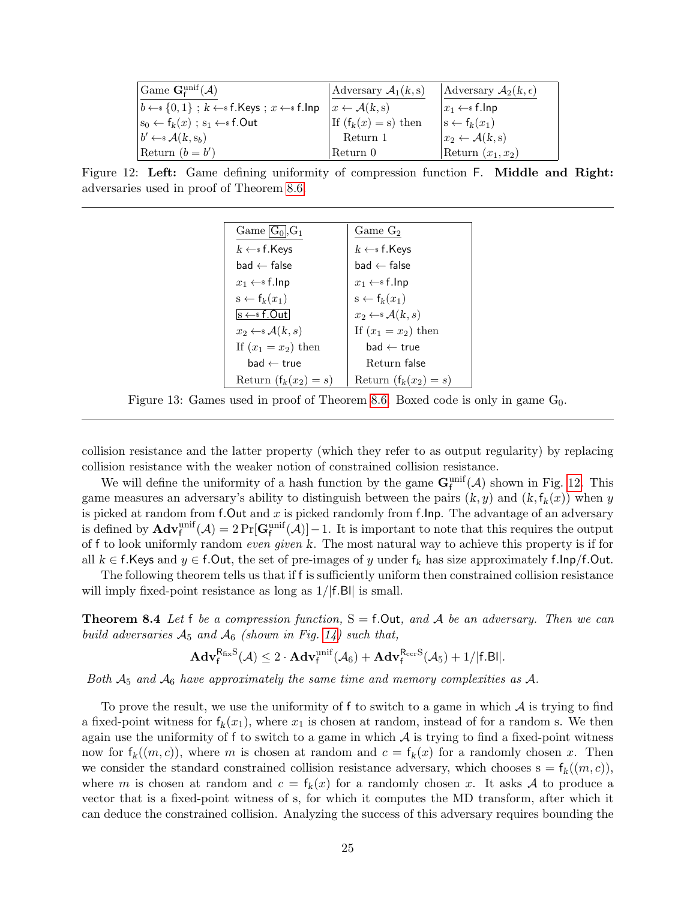| Game $\mathbf{G}_{\mathsf{f}}^{\mathrm{unif}}(\mathcal{A})$ | Adversary $\mathcal{A}_1(k, \mathrm{s})$ | Adversary $\mathcal{A}_2(k, \epsilon)$ |
|---|---|---|
| $b \leftarrow\!\$\, \{0,1\}$ ; $k \leftarrow\!\$\, \mathsf{f.Keys}$ ; $x \leftarrow\!\$\, \mathsf{f.Inp}$ | $x \leftarrow \mathcal{A}(k, \mathrm{s})$ | $x_1 \leftarrow\!\$\, \mathsf{f.Inp}$ |
| $\mathrm{s}_0 \leftarrow \mathsf{f}_k(x)$ ; $\mathrm{s}_1 \leftarrow\!\$\, \mathsf{f.Out}$ | If $(\mathsf{f}_k(x) = \mathrm{s})$ then | $\mathrm{s} \leftarrow \mathsf{f}_k(x_1)$ |
| $b' \leftarrow\!\$\, \mathcal{A}(k, \mathrm{s}_b)$ | Return 1 | $x_2 \leftarrow \mathcal{A}(k, \mathrm{s})$ |
| Return $(b = b')$ | Return 0 | Return $(x_1, x_2)$ |

Figure 12: **Left:** Game defining uniformity of compression function F. **Middle and Right:** adversaries used in proof of Theorem 8.6.

| Game $\boxed{\mathrm{G}_0}$,$\mathrm{G}_1$ | Game $\mathrm{G}_2$ |
|---|---|
| $k \leftarrow\!\$\, \mathsf{f.Keys}$ | $k \leftarrow\!\$\, \mathsf{f.Keys}$ |
| $\mathsf{bad} \leftarrow \mathsf{false}$ | $\mathsf{bad} \leftarrow \mathsf{false}$ |
| $x_1 \leftarrow\!\$\, \mathsf{f.Inp}$ | $x_1 \leftarrow\!\$\, \mathsf{f.Inp}$ |
| $\mathrm{s} \leftarrow \mathsf{f}_k(x_1)$ | $\mathrm{s} \leftarrow \mathsf{f}_k(x_1)$ |
| $\boxed{\mathrm{s} \leftarrow\!\$\, \mathsf{f.Out}}$ | $x_2 \leftarrow\!\$\, \mathcal{A}(k, s)$ |
| $x_2 \leftarrow\!\$\, \mathcal{A}(k, s)$ | If $(x_1 = x_2)$ then |
| If $(x_1 = x_2)$ then | $\mathsf{bad} \leftarrow \mathsf{true}$ |
| $\mathsf{bad} \leftarrow \mathsf{true}$ | Return $\mathsf{false}$ |
| Return $(\mathsf{f}_k(x_2) = s)$ | Return $(\mathsf{f}_k(x_2) = s)$ |

Figure 13: Games used in proof of Theorem 8.6. Boxed code is only in game $\mathrm{G}_0$.

collision resistance and the latter property (which they refer to as output regularity) by replacing collision resistance with the weaker notion of constrained collision resistance.

We will define the uniformity of a hash function by the game $\mathbf{G}_{\mathsf{f}}^{\mathrm{unif}}(\mathcal{A})$ shown in Fig. 12. This game measures an adversary's ability to distinguish between the pairs $(k, y)$ and $(k, \mathsf{f}_k(x))$ when $y$ is picked at random from $\mathsf{f.Out}$ and $x$ is picked randomly from $\mathsf{f.Inp}$. The advantage of an adversary is defined by $\mathbf{Adv}_{\mathsf{f}}^{\mathrm{unif}}(\mathcal{A}) = 2\Pr[\mathbf{G}_{\mathsf{f}}^{\mathrm{unif}}(\mathcal{A})] - 1$. It is important to note that this requires the output of $\mathsf{f}$ to look uniformly random *even given* $k$. The most natural way to achieve this property is if for all $k \in \mathsf{f.Keys}$ and $y \in \mathsf{f.Out}$, the set of pre-images of $y$ under $\mathsf{f}_k$ has size approximately $\mathsf{f.Inp}/\mathsf{f.Out}$.

The following theorem tells us that if $\mathsf{f}$ is sufficiently uniform then constrained collision resistance will imply fixed-point resistance as long as $1/|\mathsf{f.Bl}|$ is small.

**Theorem 8.4** *Let* $\mathsf{f}$ *be a compression function,* $\mathrm{S} = \mathsf{f.Out}$*, and* $\mathcal{A}$ *be an adversary. Then we can build adversaries* $\mathcal{A}_5$ *and* $\mathcal{A}_6$ *(shown in Fig. 14) such that,*

$$\mathbf{Adv}_{\mathsf{f}}^{\mathsf{R}_{\mathrm{fix}}\mathrm{S}}(\mathcal{A}) \leq 2 \cdot \mathbf{Adv}_{\mathsf{f}}^{\mathrm{unif}}(\mathcal{A}_6) + \mathbf{Adv}_{\mathsf{f}}^{\mathsf{R}_{\mathrm{ccr}}\mathrm{S}}(\mathcal{A}_5) + 1/|\mathsf{f.Bl}|.$$

*Both* $\mathcal{A}_5$ *and* $\mathcal{A}_6$ *have approximately the same time and memory complexities as* $\mathcal{A}$*.*

To prove the result, we use the uniformity of $\mathsf{f}$ to switch to a game in which $\mathcal{A}$ is trying to find a fixed-point witness for $\mathsf{f}_k(x_1)$, where $x_1$ is chosen at random, instead of for a random s. We then again use the uniformity of $\mathsf{f}$ to switch to a game in which $\mathcal{A}$ is trying to find a fixed-point witness now for $\mathsf{f}_k((m, c))$, where $m$ is chosen at random and $c = \mathsf{f}_k(x)$ for a randomly chosen $x$. Then we consider the standard constrained collision resistance adversary, which chooses $\mathrm{s} = \mathsf{f}_k((m, c))$, where $m$ is chosen at random and $c = \mathsf{f}_k(x)$ for a randomly chosen $x$. It asks $\mathcal{A}$ to produce a vector that is a fixed-point witness of s, for which it computes the MD transform, after which it can deduce the constrained collision. Analyzing the success of this adversary requires bounding the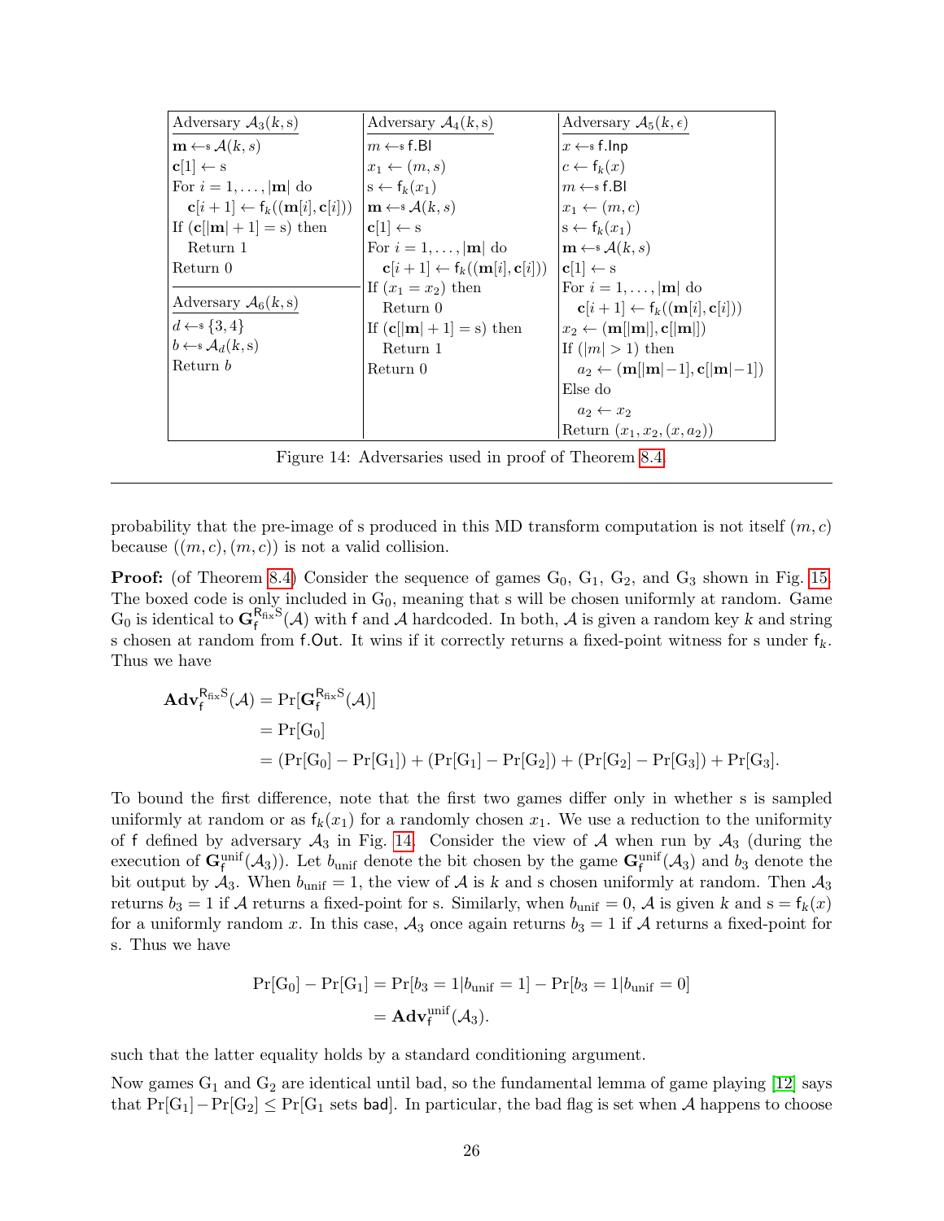| Adversary $\mathcal{A}_3(k, \mathrm{s})$ | Adversary $\mathcal{A}_4(k, \mathrm{s})$ | Adversary $\mathcal{A}_5(k, \epsilon)$ |
|---|---|---|
| $\mathbf{m} \leftarrow\$ \mathcal{A}(k, s)$ | $m \leftarrow\$ \mathsf{f.Bl}$ | $x \leftarrow\$ \mathsf{f.Inp}$ |
| $\mathbf{c}[1] \leftarrow \mathrm{s}$ | $x_1 \leftarrow (m, s)$ | $c \leftarrow \mathsf{f}_k(x)$ |
| For $i = 1, \ldots, \lvert\mathbf{m}\rvert$ do | $\mathrm{s} \leftarrow \mathsf{f}_k(x_1)$ | $m \leftarrow\$ \mathsf{f.Bl}$ |
| $\quad \mathbf{c}[i+1] \leftarrow \mathsf{f}_k((\mathbf{m}[i], \mathbf{c}[i]))$ | $\mathbf{m} \leftarrow\$ \mathcal{A}(k, s)$ | $x_1 \leftarrow (m, c)$ |
| If $(\mathbf{c}[\lvert\mathbf{m}\rvert + 1] = \mathrm{s})$ then | $\mathbf{c}[1] \leftarrow \mathrm{s}$ | $\mathrm{s} \leftarrow \mathsf{f}_k(x_1)$ |
| $\quad$ Return 1 | For $i = 1, \ldots, \lvert\mathbf{m}\rvert$ do | $\mathbf{m} \leftarrow\$ \mathcal{A}(k, s)$ |
| Return 0 | $\quad \mathbf{c}[i+1] \leftarrow \mathsf{f}_k((\mathbf{m}[i], \mathbf{c}[i]))$ | $\mathbf{c}[1] \leftarrow \mathrm{s}$ |
| **Adversary $\mathcal{A}_6(k, \mathrm{s})$** | If $(x_1 = x_2)$ then | For $i = 1, \ldots, \lvert\mathbf{m}\rvert$ do |
| $d \leftarrow\$ \{3, 4\}$ | $\quad$ Return 0 | $\quad \mathbf{c}[i+1] \leftarrow \mathsf{f}_k((\mathbf{m}[i], \mathbf{c}[i]))$ |
| $b \leftarrow\$ \mathcal{A}_d(k, \mathrm{s})$ | If $(\mathbf{c}[\lvert\mathbf{m}\rvert + 1] = \mathrm{s})$ then | $x_2 \leftarrow (\mathbf{m}[\lvert\mathbf{m}\rvert], \mathbf{c}[\lvert\mathbf{m}\rvert])$ |
| Return $b$ | $\quad$ Return 1 | If $(\lvert m\rvert > 1)$ then |
| | Return 0 | $\quad a_2 \leftarrow (\mathbf{m}[\lvert\mathbf{m}\rvert - 1], \mathbf{c}[\lvert\mathbf{m}\rvert - 1])$ |
| | | Else do |
| | | $\quad a_2 \leftarrow x_2$ |
| | | Return $(x_1, x_2, (x, a_2))$ |

Figure 14: Adversaries used in proof of Theorem 8.4.

probability that the pre-image of s produced in this MD transform computation is not itself $(m, c)$ because $((m, c), (m, c))$ is not a valid collision.

**Proof:** (of Theorem 8.4) Consider the sequence of games $\mathrm{G}_0$, $\mathrm{G}_1$, $\mathrm{G}_2$, and $\mathrm{G}_3$ shown in Fig. 15. The boxed code is only included in $\mathrm{G}_0$, meaning that s will be chosen uniformly at random. Game $\mathrm{G}_0$ is identical to $\mathbf{G}^{\mathsf{R}_{\text{fix}}\mathsf{S}}_{\mathsf{f}}(\mathcal{A})$ with $\mathsf{f}$ and $\mathcal{A}$ hardcoded. In both, $\mathcal{A}$ is given a random key $k$ and string s chosen at random from $\mathsf{f.Out}$. It wins if it correctly returns a fixed-point witness for s under $\mathsf{f}_k$. Thus we have

$$
\begin{aligned}
\mathbf{Adv}^{\mathsf{R}_{\text{fix}}\mathsf{S}}_{\mathsf{f}}(\mathcal{A}) &= \Pr[\mathbf{G}^{\mathsf{R}_{\text{fix}}\mathsf{S}}_{\mathsf{f}}(\mathcal{A})] \\
&= \Pr[\mathrm{G}_0] \\
&= (\Pr[\mathrm{G}_0] - \Pr[\mathrm{G}_1]) + (\Pr[\mathrm{G}_1] - \Pr[\mathrm{G}_2]) + (\Pr[\mathrm{G}_2] - \Pr[\mathrm{G}_3]) + \Pr[\mathrm{G}_3].
\end{aligned}
$$

To bound the first difference, note that the first two games differ only in whether s is sampled uniformly at random or as $\mathsf{f}_k(x_1)$ for a randomly chosen $x_1$. We use a reduction to the uniformity of $\mathsf{f}$ defined by adversary $\mathcal{A}_3$ in Fig. 14. Consider the view of $\mathcal{A}$ when run by $\mathcal{A}_3$ (during the execution of $\mathbf{G}^{\text{unif}}_{\mathsf{f}}(\mathcal{A}_3)$). Let $b_{\text{unif}}$ denote the bit chosen by the game $\mathbf{G}^{\text{unif}}_{\mathsf{f}}(\mathcal{A}_3)$ and $b_3$ denote the bit output by $\mathcal{A}_3$. When $b_{\text{unif}} = 1$, the view of $\mathcal{A}$ is $k$ and s chosen uniformly at random. Then $\mathcal{A}_3$ returns $b_3 = 1$ if $\mathcal{A}$ returns a fixed-point for s. Similarly, when $b_{\text{unif}} = 0$, $\mathcal{A}$ is given $k$ and $\mathrm{s} = \mathsf{f}_k(x)$ for a uniformly random $x$. In this case, $\mathcal{A}_3$ once again returns $b_3 = 1$ if $\mathcal{A}$ returns a fixed-point for s. Thus we have

$$
\begin{aligned}
\Pr[\mathrm{G}_0] - \Pr[\mathrm{G}_1] &= \Pr[b_3 = 1 | b_{\text{unif}} = 1] - \Pr[b_3 = 1 | b_{\text{unif}} = 0] \\
&= \mathbf{Adv}^{\text{unif}}_{\mathsf{f}}(\mathcal{A}_3).
\end{aligned}
$$

such that the latter equality holds by a standard conditioning argument.

Now games $\mathrm{G}_1$ and $\mathrm{G}_2$ are identical until bad, so the fundamental lemma of game playing [12] says that $\Pr[\mathrm{G}_1] - \Pr[\mathrm{G}_2] \leq \Pr[\mathrm{G}_1 \text{ sets } \mathsf{bad}]$. In particular, the bad flag is set when $\mathcal{A}$ happens to choose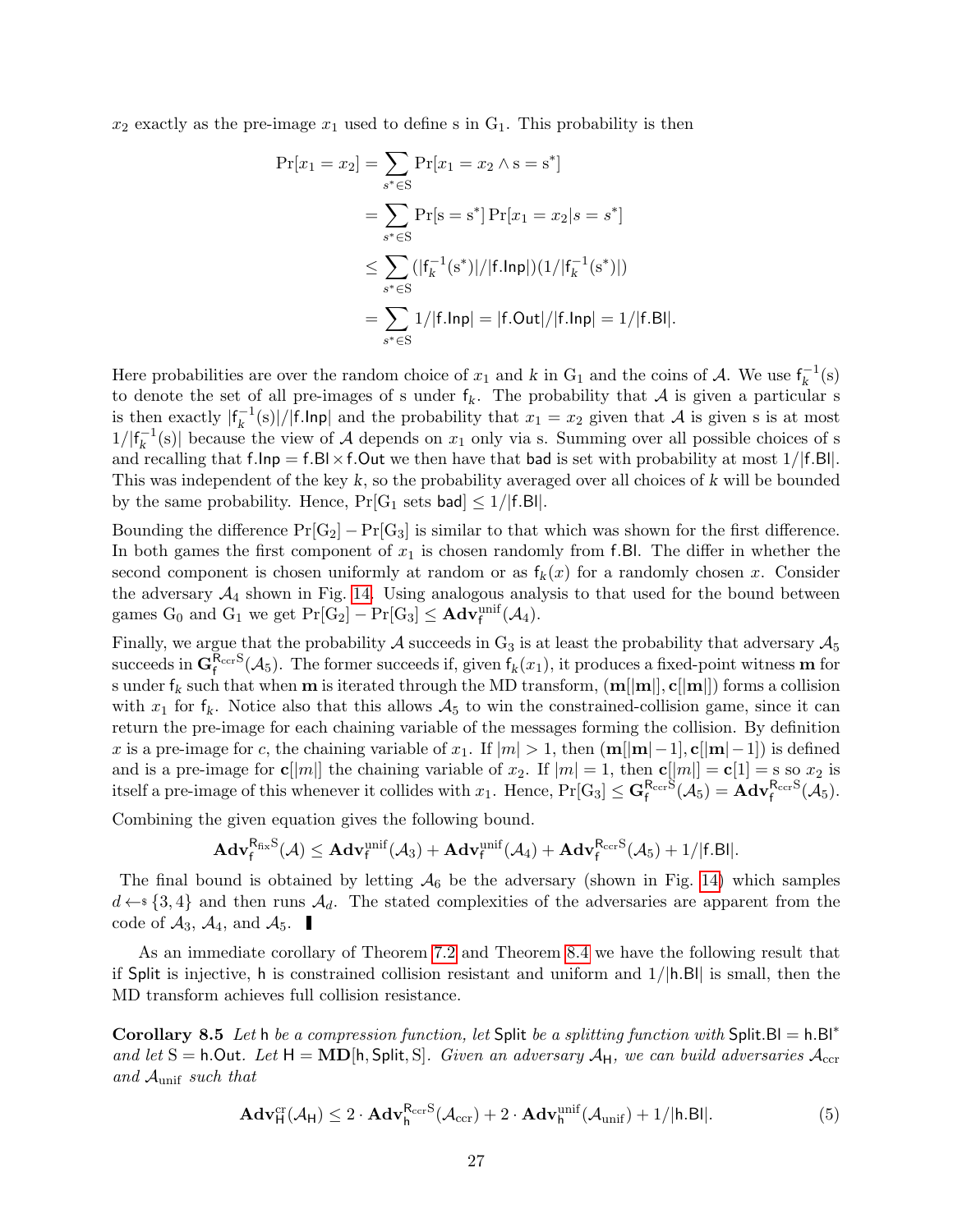$x_2$ exactly as the pre-image $x_1$ used to define s in $\mathrm{G}_1$. This probability is then

$$
\begin{aligned}
\Pr[x_1 = x_2] &= \sum_{s^* \in \mathrm{S}} \Pr[x_1 = x_2 \wedge \mathrm{s} = \mathrm{s}^*] \\
&= \sum_{s^* \in \mathrm{S}} \Pr[\mathrm{s} = \mathrm{s}^*] \Pr[x_1 = x_2 | s = s^*] \\
&\leq \sum_{s^* \in \mathrm{S}} (|\mathsf{f}_k^{-1}(\mathrm{s}^*)|/|\mathsf{f.Inp}|)(1/|\mathsf{f}_k^{-1}(\mathrm{s}^*)|) \\
&= \sum_{s^* \in \mathrm{S}} 1/|\mathsf{f.Inp}| = |\mathsf{f.Out}|/|\mathsf{f.Inp}| = 1/|\mathsf{f.Bl}|.
\end{aligned}
$$

Here probabilities are over the random choice of $x_1$ and $k$ in $\mathrm{G}_1$ and the coins of $\mathcal{A}$. We use $\mathsf{f}_k^{-1}(\mathrm{s})$ to denote the set of all pre-images of s under $\mathsf{f}_k$. The probability that $\mathcal{A}$ is given a particular s is then exactly $|\mathsf{f}_k^{-1}(\mathrm{s})|/|\mathsf{f.Inp}|$ and the probability that $x_1 = x_2$ given that $\mathcal{A}$ is given s is at most $1/|\mathsf{f}_k^{-1}(\mathrm{s})|$ because the view of $\mathcal{A}$ depends on $x_1$ only via s. Summing over all possible choices of s and recalling that $\mathsf{f.Inp} = \mathsf{f.Bl} \times \mathsf{f.Out}$ we then have that $\mathsf{bad}$ is set with probability at most $1/|\mathsf{f.Bl}|$. This was independent of the key $k$, so the probability averaged over all choices of $k$ will be bounded by the same probability. Hence, $\Pr[\mathrm{G}_1 \text{ sets } \mathsf{bad}] \leq 1/|\mathsf{f.Bl}|$.

Bounding the difference $\Pr[\mathrm{G}_2] - \Pr[\mathrm{G}_3]$ is similar to that which was shown for the first difference. In both games the first component of $x_1$ is chosen randomly from $\mathsf{f.Bl}$. The differ in whether the second component is chosen uniformly at random or as $\mathsf{f}_k(x)$ for a randomly chosen $x$. Consider the adversary $\mathcal{A}_4$ shown in Fig. 14. Using analogous analysis to that used for the bound between games $\mathrm{G}_0$ and $\mathrm{G}_1$ we get $\Pr[\mathrm{G}_2] - \Pr[\mathrm{G}_3] \leq \mathbf{Adv}^{\mathrm{unif}}_{\mathsf{f}}(\mathcal{A}_4)$.

Finally, we argue that the probability $\mathcal{A}$ succeeds in $\mathrm{G}_3$ is at least the probability that adversary $\mathcal{A}_5$ succeeds in $\mathbf{G}^{\mathsf{R}_{\mathrm{ccr}}\mathrm{S}}_{\mathsf{f}}(\mathcal{A}_5)$. The former succeeds if, given $\mathsf{f}_k(x_1)$, it produces a fixed-point witness $\mathbf{m}$ for s under $\mathsf{f}_k$ such that when $\mathbf{m}$ is iterated through the MD transform, $(\mathbf{m}[|\mathbf{m}|], \mathbf{c}[|\mathbf{m}|])$ forms a collision with $x_1$ for $\mathsf{f}_k$. Notice also that this allows $\mathcal{A}_5$ to win the constrained-collision game, since it can return the pre-image for each chaining variable of the messages forming the collision. By definition $x$ is a pre-image for $c$, the chaining variable of $x_1$. If $|m| > 1$, then $(\mathbf{m}[|\mathbf{m}|-1], \mathbf{c}[|\mathbf{m}|-1])$ is defined and is a pre-image for $\mathbf{c}[|m|]$ the chaining variable of $x_2$. If $|m| = 1$, then $\mathbf{c}[|m|] = \mathbf{c}[1] = \mathrm{s}$ so $x_2$ is itself a pre-image of this whenever it collides with $x_1$. Hence, $\Pr[\mathrm{G}_3] \leq \mathbf{G}^{\mathsf{R}_{\mathrm{ccr}}\mathrm{S}}_{\mathsf{f}}(\mathcal{A}_5) = \mathbf{Adv}^{\mathsf{R}_{\mathrm{ccr}}\mathrm{S}}_{\mathsf{f}}(\mathcal{A}_5)$.

Combining the given equation gives the following bound.

$$\mathbf{Adv}^{\mathsf{R}_{\mathrm{fix}}\mathrm{S}}_{\mathsf{f}}(\mathcal{A}) \leq \mathbf{Adv}^{\mathrm{unif}}_{\mathsf{f}}(\mathcal{A}_3) + \mathbf{Adv}^{\mathrm{unif}}_{\mathsf{f}}(\mathcal{A}_4) + \mathbf{Adv}^{\mathsf{R}_{\mathrm{ccr}}\mathrm{S}}_{\mathsf{f}}(\mathcal{A}_5) + 1/|\mathsf{f.Bl}|.$$

The final bound is obtained by letting $\mathcal{A}_6$ be the adversary (shown in Fig. 14) which samples $d \leftarrow\$ \{3, 4\}$ and then runs $\mathcal{A}_d$. The stated complexities of the adversaries are apparent from the code of $\mathcal{A}_3$, $\mathcal{A}_4$, and $\mathcal{A}_5$. ∎

As an immediate corollary of Theorem 7.2 and Theorem 8.4 we have the following result that if Split is injective, h is constrained collision resistant and uniform and $1/|\mathsf{h.Bl}|$ is small, then the MD transform achieves full collision resistance.

**Corollary 8.5** *Let* h *be a compression function, let* Split *be a splitting function with* $\mathsf{Split.Bl} = \mathsf{h.Bl}^*$ *and let* $\mathrm{S} = \mathsf{h.Out}$*. Let* $\mathsf{H} = \mathbf{MD}[\mathsf{h}, \mathsf{Split}, \mathrm{S}]$*. Given an adversary* $\mathcal{A}_{\mathsf{H}}$*, we can build adversaries* $\mathcal{A}_{\mathrm{ccr}}$ *and* $\mathcal{A}_{\mathrm{unif}}$ *such that*

$$\mathbf{Adv}^{\mathrm{cr}}_{\mathsf{H}}(\mathcal{A}_{\mathsf{H}}) \leq 2 \cdot \mathbf{Adv}^{\mathsf{R}_{\mathrm{ccr}}\mathrm{S}}_{\mathsf{h}}(\mathcal{A}_{\mathrm{ccr}}) + 2 \cdot \mathbf{Adv}^{\mathrm{unif}}_{\mathsf{h}}(\mathcal{A}_{\mathrm{unif}}) + 1/|\mathsf{h.Bl}|. \tag{5}$$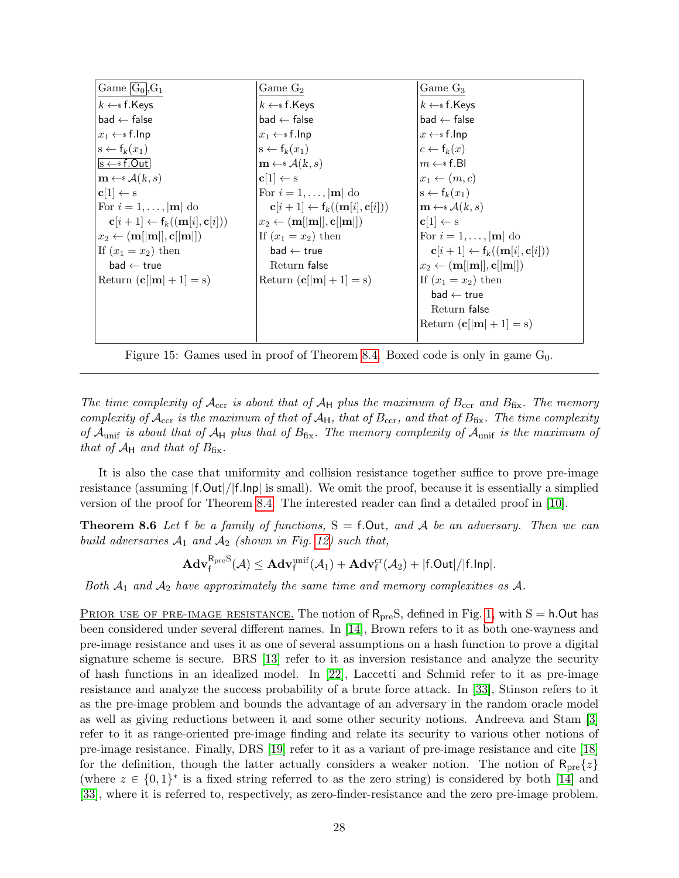| Game $\boxed{G_0}$, $G_1$ | Game $G_2$ | Game $G_3$ |
|---|---|---|
| $k \leftarrow\$ \mathsf{f.Keys}$ | $k \leftarrow\$ \mathsf{f.Keys}$ | $k \leftarrow\$ \mathsf{f.Keys}$ |
| $\mathsf{bad} \leftarrow \mathsf{false}$ | $\mathsf{bad} \leftarrow \mathsf{false}$ | $\mathsf{bad} \leftarrow \mathsf{false}$ |
| $x_1 \leftarrow\$ \mathsf{f.Inp}$ | $x_1 \leftarrow\$ \mathsf{f.Inp}$ | $x \leftarrow\$ \mathsf{f.Inp}$ |
| $\mathrm{s} \leftarrow \mathsf{f}_k(x_1)$ | $\mathrm{s} \leftarrow \mathsf{f}_k(x_1)$ | $c \leftarrow \mathsf{f}_k(x)$ |
| $\boxed{\mathrm{s} \leftarrow\$ \mathsf{f.Out}}$ | $\mathbf{m} \leftarrow\$ \mathcal{A}(k, s)$ | $m \leftarrow\$ \mathsf{f.Bl}$ |
| $\mathbf{m} \leftarrow\$ \mathcal{A}(k, s)$ | $\mathbf{c}[1] \leftarrow \mathrm{s}$ | $x_1 \leftarrow (m, c)$ |
| $\mathbf{c}[1] \leftarrow \mathrm{s}$ | For $i = 1, \ldots, \|\mathbf{m}\|$ do | $\mathrm{s} \leftarrow \mathsf{f}_k(x_1)$ |
| For $i = 1, \ldots, \|\mathbf{m}\|$ do | $\quad \mathbf{c}[i+1] \leftarrow \mathsf{f}_k((\mathbf{m}[i], \mathbf{c}[i]))$ | $\mathbf{m} \leftarrow\$ \mathcal{A}(k, s)$ |
| $\quad \mathbf{c}[i+1] \leftarrow \mathsf{f}_k((\mathbf{m}[i], \mathbf{c}[i]))$ | $x_2 \leftarrow (\mathbf{m}[\|\mathbf{m}\|], \mathbf{c}[\|\mathbf{m}\|])$ | $\mathbf{c}[1] \leftarrow \mathrm{s}$ |
| $x_2 \leftarrow (\mathbf{m}[\|\mathbf{m}\|], \mathbf{c}[\|\mathbf{m}\|])$ | If $(x_1 = x_2)$ then | For $i = 1, \ldots, \|\mathbf{m}\|$ do |
| If $(x_1 = x_2)$ then | $\quad \mathsf{bad} \leftarrow \mathsf{true}$ | $\quad \mathbf{c}[i+1] \leftarrow \mathsf{f}_k((\mathbf{m}[i], \mathbf{c}[i]))$ |
| $\quad \mathsf{bad} \leftarrow \mathsf{true}$ | $\quad$ Return false | $x_2 \leftarrow (\mathbf{m}[\|\mathbf{m}\|], \mathbf{c}[\|\mathbf{m}\|])$ |
| Return $(\mathbf{c}[\|\mathbf{m}\|+1] = \mathrm{s})$ | Return $(\mathbf{c}[\|\mathbf{m}\|+1] = \mathrm{s})$ | If $(x_1 = x_2)$ then |
| | | $\quad \mathsf{bad} \leftarrow \mathsf{true}$ |
| | | $\quad$ Return false |
| | | Return $(\mathbf{c}[\|\mathbf{m}\|+1] = \mathrm{s})$ |

Figure 15: Games used in proof of Theorem 8.4. Boxed code is only in game $G_0$.

*The time complexity of $\mathcal{A}_{\text{ccr}}$ is about that of $\mathcal{A}_{\mathsf{H}}$ plus the maximum of $B_{\text{ccr}}$ and $B_{\text{fix}}$. The memory complexity of $\mathcal{A}_{\text{ccr}}$ is the maximum of that of $\mathcal{A}_{\mathsf{H}}$, that of $B_{\text{ccr}}$, and that of $B_{\text{fix}}$. The time complexity of $\mathcal{A}_{\text{unif}}$ is about that of $\mathcal{A}_{\mathsf{H}}$ plus that of $B_{\text{fix}}$. The memory complexity of $\mathcal{A}_{\text{unif}}$ is the maximum of that of $\mathcal{A}_{\mathsf{H}}$ and that of $B_{\text{fix}}$.*

It is also the case that uniformity and collision resistance together suffice to prove pre-image resistance (assuming $|\mathsf{f.Out}|/|\mathsf{f.Inp}|$ is small). We omit the proof, because it is essentially a simplied version of the proof for Theorem 8.4. The interested reader can find a detailed proof in [10].

**Theorem 8.6** *Let* $\mathsf{f}$ *be a family of functions,* $\mathrm{S} = \mathsf{f.Out}$*, and* $\mathcal{A}$ *be an adversary. Then we can build adversaries* $\mathcal{A}_1$ *and* $\mathcal{A}_2$ *(shown in Fig. 12) such that,*

$$\mathbf{Adv}_{\mathsf{f}}^{\mathsf{R}_{\text{pre}}\mathrm{S}}(\mathcal{A}) \leq \mathbf{Adv}_{\mathsf{f}}^{\text{unif}}(\mathcal{A}_1) + \mathbf{Adv}_{\mathsf{f}}^{\text{cr}}(\mathcal{A}_2) + |\mathsf{f.Out}|/|\mathsf{f.Inp}|.$$

*Both* $\mathcal{A}_1$ *and* $\mathcal{A}_2$ *have approximately the same time and memory complexities as* $\mathcal{A}$*.*

Prior use of pre-image resistance. The notion of $\mathsf{R}_{\text{pre}}\mathrm{S}$, defined in Fig. 1, with $\mathrm{S} = \mathsf{h.Out}$ has been considered under several different names. In [14], Brown refers to it as both one-wayness and pre-image resistance and uses it as one of several assumptions on a hash function to prove a digital signature scheme is secure. BRS [13] refer to it as inversion resistance and analyze the security of hash functions in an idealized model. In [22], Laccetti and Schmid refer to it as pre-image resistance and analyze the success probability of a brute force attack. In [33], Stinson refers to it as the pre-image problem and bounds the advantage of an adversary in the random oracle model as well as giving reductions between it and some other security notions. Andreeva and Stam [3] refer to it as range-oriented pre-image finding and relate its security to various other notions of pre-image resistance. Finally, DRS [19] refer to it as a variant of pre-image resistance and cite [18] for the definition, though the latter actually considers a weaker notion. The notion of $\mathsf{R}_{\text{pre}}\{z\}$ (where $z \in \{0,1\}^*$ is a fixed string referred to as the zero string) is considered by both [14] and [33], where it is referred to, respectively, as zero-finder-resistance and the zero pre-image problem.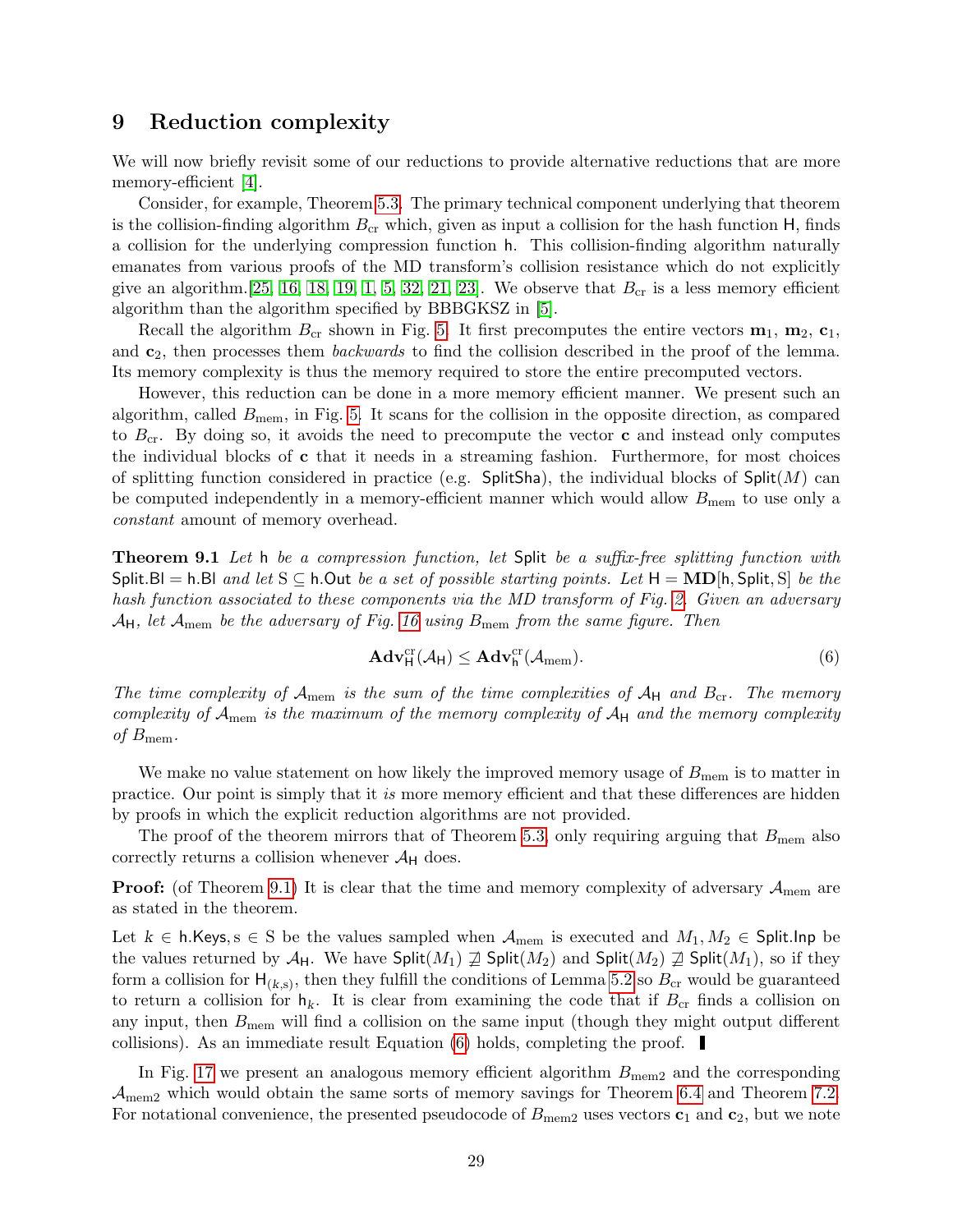## 9 Reduction complexity

We will now briefly revisit some of our reductions to provide alternative reductions that are more memory-efficient [4].

Consider, for example, Theorem 5.3. The primary technical component underlying that theorem is the collision-finding algorithm $B_{\mathrm{cr}}$ which, given as input a collision for the hash function $\mathsf{H}$, finds a collision for the underlying compression function $\mathsf{h}$. This collision-finding algorithm naturally emanates from various proofs of the MD transform's collision resistance which do not explicitly give an algorithm.[25, 16, 18, 19, 1, 5, 32, 21, 23]. We observe that $B_{\mathrm{cr}}$ is a less memory efficient algorithm than the algorithm specified by BBBGKSZ in [5].

Recall the algorithm $B_{\mathrm{cr}}$ shown in Fig. 5. It first precomputes the entire vectors $\mathbf{m}_1$, $\mathbf{m}_2$, $\mathbf{c}_1$, and $\mathbf{c}_2$, then processes them *backwards* to find the collision described in the proof of the lemma. Its memory complexity is thus the memory required to store the entire precomputed vectors.

However, this reduction can be done in a more memory efficient manner. We present such an algorithm, called $B_{\mathrm{mem}}$, in Fig. 5. It scans for the collision in the opposite direction, as compared to $B_{\mathrm{cr}}$. By doing so, it avoids the need to precompute the vector $\mathbf{c}$ and instead only computes the individual blocks of $\mathbf{c}$ that it needs in a streaming fashion. Furthermore, for most choices of splitting function considered in practice (e.g. $\mathsf{SplitSha}$), the individual blocks of $\mathsf{Split}(M)$ can be computed independently in a memory-efficient manner which would allow $B_{\mathrm{mem}}$ to use only a *constant* amount of memory overhead.

**Theorem 9.1** *Let* $\mathsf{h}$ *be a compression function, let* $\mathsf{Split}$ *be a suffix-free splitting function with* $\mathsf{Split.Bl} = \mathsf{h.Bl}$ *and let* $\mathrm{S} \subseteq \mathsf{h.Out}$ *be a set of possible starting points. Let* $\mathsf{H} = \mathbf{MD}[\mathsf{h}, \mathsf{Split}, \mathrm{S}]$ *be the hash function associated to these components via the MD transform of Fig. 2. Given an adversary* $\mathcal{A}_{\mathsf{H}}$*, let* $\mathcal{A}_{\mathrm{mem}}$ *be the adversary of Fig. 16 using* $B_{\mathrm{mem}}$ *from the same figure. Then*

$$\mathbf{Adv}^{\mathrm{cr}}_{\mathsf{H}}(\mathcal{A}_{\mathsf{H}}) \leq \mathbf{Adv}^{\mathrm{cr}}_{\mathsf{h}}(\mathcal{A}_{\mathrm{mem}}). \tag{6}$$

*The time complexity of* $\mathcal{A}_{\mathrm{mem}}$ *is the sum of the time complexities of* $\mathcal{A}_{\mathsf{H}}$ *and* $B_{\mathrm{cr}}$*. The memory complexity of* $\mathcal{A}_{\mathrm{mem}}$ *is the maximum of the memory complexity of* $\mathcal{A}_{\mathsf{H}}$ *and the memory complexity of* $B_{\mathrm{mem}}$*.*

We make no value statement on how likely the improved memory usage of $B_{\mathrm{mem}}$ is to matter in practice. Our point is simply that it *is* more memory efficient and that these differences are hidden by proofs in which the explicit reduction algorithms are not provided.

The proof of the theorem mirrors that of Theorem 5.3, only requiring arguing that $B_{\mathrm{mem}}$ also correctly returns a collision whenever $\mathcal{A}_{\mathsf{H}}$ does.

**Proof:** (of Theorem 9.1) It is clear that the time and memory complexity of adversary $\mathcal{A}_{\mathrm{mem}}$ are as stated in the theorem.

Let $k \in \mathsf{h.Keys}, s \in \mathrm{S}$ be the values sampled when $\mathcal{A}_{\mathrm{mem}}$ is executed and $M_1, M_2 \in \mathsf{Split.Inp}$ be the values returned by $\mathcal{A}_{\mathsf{H}}$. We have $\mathsf{Split}(M_1) \not\sqsupseteq \mathsf{Split}(M_2)$ and $\mathsf{Split}(M_2) \not\sqsupseteq \mathsf{Split}(M_1)$, so if they form a collision for $\mathsf{H}_{(k,s)}$, then they fulfill the conditions of Lemma 5.2 so $B_{\mathrm{cr}}$ would be guaranteed to return a collision for $\mathsf{h}_k$. It is clear from examining the code that if $B_{\mathrm{cr}}$ finds a collision on any input, then $B_{\mathrm{mem}}$ will find a collision on the same input (though they might output different collisions). As an immediate result Equation (6) holds, completing the proof. ∎

In Fig. 17 we present an analogous memory efficient algorithm $B_{\mathrm{mem2}}$ and the corresponding $\mathcal{A}_{\mathrm{mem2}}$ which would obtain the same sorts of memory savings for Theorem 6.4 and Theorem 7.2. For notational convenience, the presented pseudocode of $B_{\mathrm{mem2}}$ uses vectors $\mathbf{c}_1$ and $\mathbf{c}_2$, but we note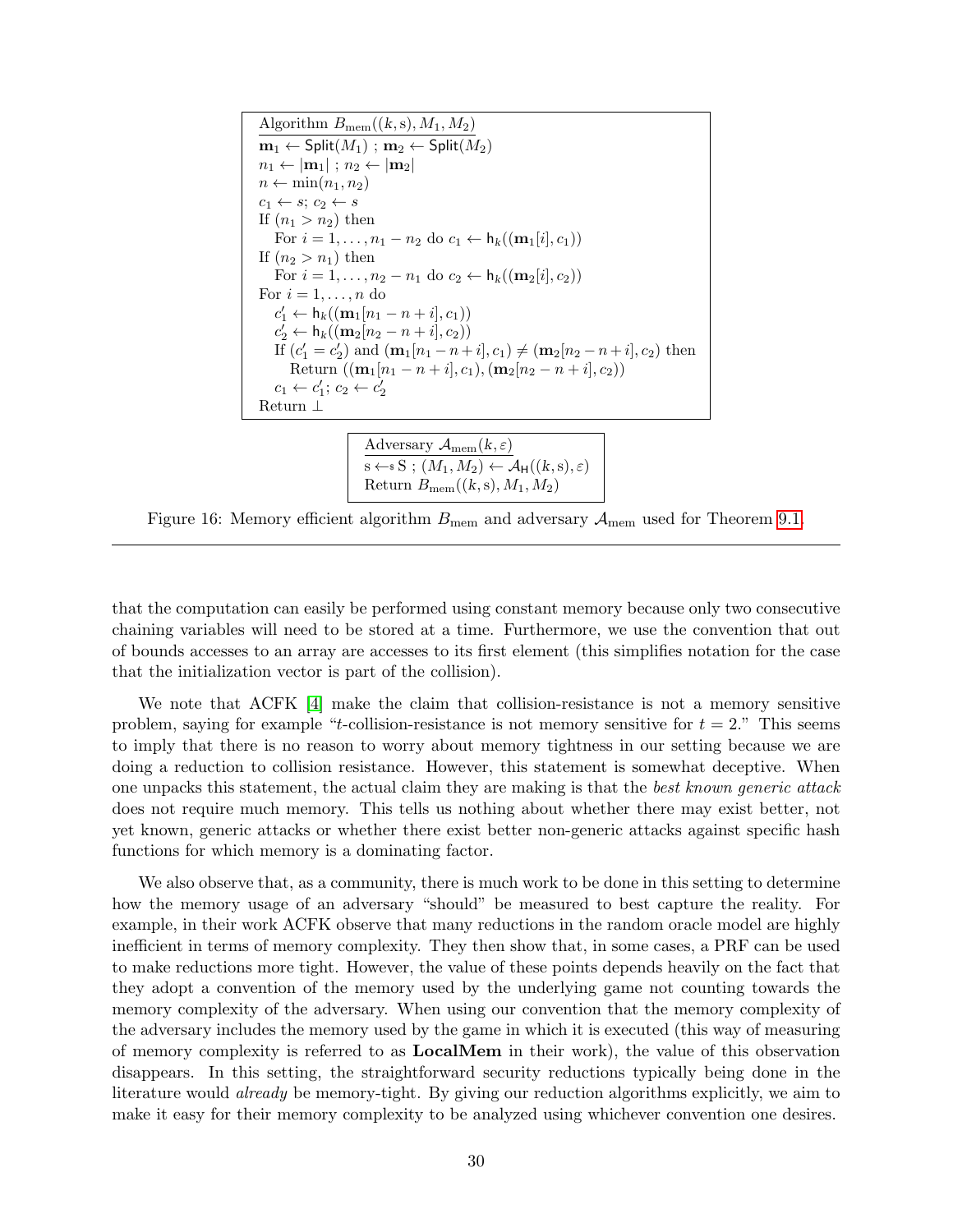```
Algorithm B_mem((k, s), M_1, M_2)
m_1 ← Split(M_1) ; m_2 ← Split(M_2)
n_1 ← |m_1| ; n_2 ← |m_2|
n ← min(n_1, n_2)
c_1 ← s; c_2 ← s
If (n_1 > n_2) then
    For i = 1, ..., n_1 − n_2 do c_1 ← h_k((m_1[i], c_1))
If (n_2 > n_1) then
    For i = 1, ..., n_2 − n_1 do c_2 ← h_k((m_2[i], c_2))
For i = 1, ..., n do
    c'_1 ← h_k((m_1[n_1 − n + i], c_1))
    c'_2 ← h_k((m_2[n_2 − n + i], c_2))
    If (c'_1 = c'_2) and (m_1[n_1 − n + i], c_1) ≠ (m_2[n_2 − n + i], c_2) then
        Return ((m_1[n_1 − n + i], c_1), (m_2[n_2 − n + i], c_2))
    c_1 ← c'_1; c_2 ← c'_2
Return ⊥
```

```
Adversary A_mem(k, ε)
s ←$ S ; (M_1, M_2) ← A_H((k, s), ε)
Return B_mem((k, s), M_1, M_2)
```

Figure 16: Memory efficient algorithm $B_{\mathrm{mem}}$ and adversary $\mathcal{A}_{\mathrm{mem}}$ used for Theorem 9.1.

---

that the computation can easily be performed using constant memory because only two consecutive chaining variables will need to be stored at a time. Furthermore, we use the convention that out of bounds accesses to an array are accesses to its first element (this simplifies notation for the case that the initialization vector is part of the collision).

We note that ACFK [4] make the claim that collision-resistance is not a memory sensitive problem, saying for example "$t$-collision-resistance is not memory sensitive for $t = 2$." This seems to imply that there is no reason to worry about memory tightness in our setting because we are doing a reduction to collision resistance. However, this statement is somewhat deceptive. When one unpacks this statement, the actual claim they are making is that the *best known generic attack* does not require much memory. This tells us nothing about whether there may exist better, not yet known, generic attacks or whether there exist better non-generic attacks against specific hash functions for which memory is a dominating factor.

We also observe that, as a community, there is much work to be done in this setting to determine how the memory usage of an adversary "should" be measured to best capture the reality. For example, in their work ACFK observe that many reductions in the random oracle model are highly inefficient in terms of memory complexity. They then show that, in some cases, a PRF can be used to make reductions more tight. However, the value of these points depends heavily on the fact that they adopt a convention of the memory used by the underlying game not counting towards the memory complexity of the adversary. When using our convention that the memory complexity of the adversary includes the memory used by the game in which it is executed (this way of measuring of memory complexity is referred to as **LocalMem** in their work), the value of this observation disappears. In this setting, the straightforward security reductions typically being done in the literature would *already* be memory-tight. By giving our reduction algorithms explicitly, we aim to make it easy for their memory complexity to be analyzed using whichever convention one desires.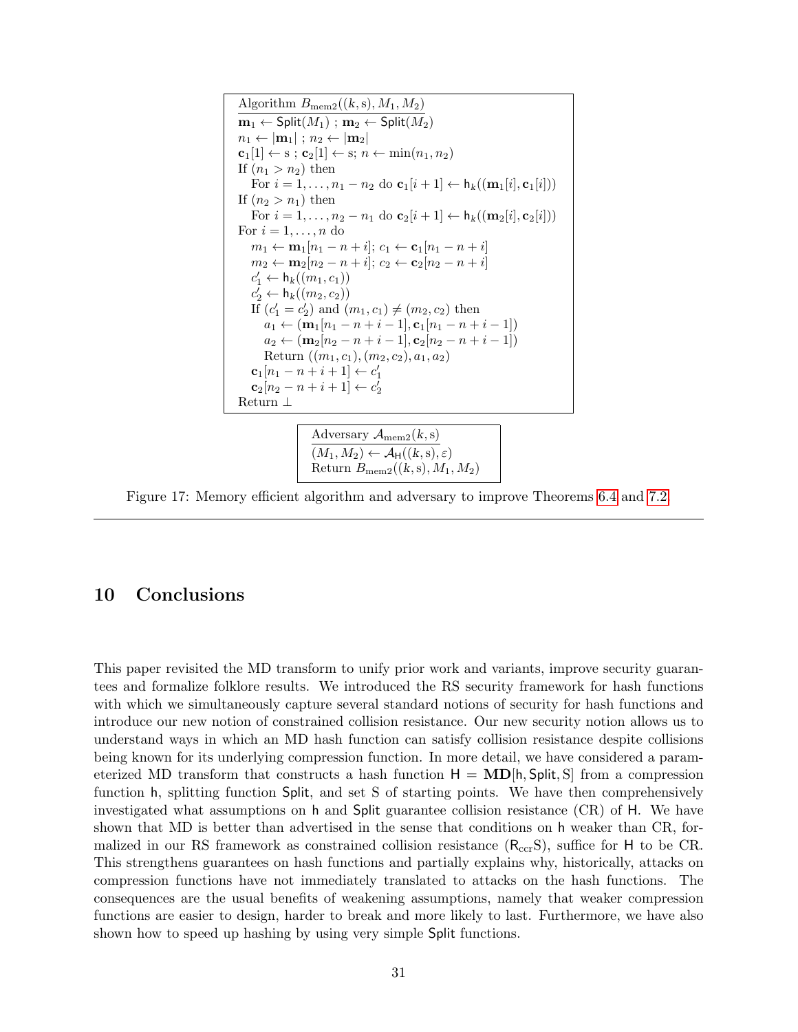```
Algorithm B_mem2((k, s), M_1, M_2)
m_1 ← Split(M_1) ; m_2 ← Split(M_2)
n_1 ← |m_1| ; n_2 ← |m_2|
c_1[1] ← s ; c_2[1] ← s; n ← min(n_1, n_2)
If (n_1 > n_2) then
   For i = 1, ..., n_1 − n_2 do c_1[i+1] ← h_k((m_1[i], c_1[i]))
If (n_2 > n_1) then
   For i = 1, ..., n_2 − n_1 do c_2[i+1] ← h_k((m_2[i], c_2[i]))
For i = 1, ..., n do
   m_1 ← m_1[n_1 − n + i]; c_1 ← c_1[n_1 − n + i]
   m_2 ← m_2[n_2 − n + i]; c_2 ← c_2[n_2 − n + i]
   c'_1 ← h_k((m_1, c_1))
   c'_2 ← h_k((m_2, c_2))
   If (c'_1 = c'_2) and (m_1, c_1) ≠ (m_2, c_2) then
      a_1 ← (m_1[n_1 − n + i − 1], c_1[n_1 − n + i − 1])
      a_2 ← (m_2[n_2 − n + i − 1], c_2[n_2 − n + i − 1])
      Return ((m_1, c_1), (m_2, c_2), a_1, a_2)
   c_1[n_1 − n + i + 1] ← c'_1
   c_2[n_2 − n + i + 1] ← c'_2
Return ⊥
```

```
Adversary A_mem2(k, s)
(M_1, M_2) ← A_H((k, s), ε)
Return B_mem2((k, s), M_1, M_2)
```

Figure 17: Memory efficient algorithm and adversary to improve Theorems 6.4 and 7.2

## 10 Conclusions

This paper revisited the MD transform to unify prior work and variants, improve security guarantees and formalize folklore results. We introduced the RS security framework for hash functions with which we simultaneously capture several standard notions of security for hash functions and introduce our new notion of constrained collision resistance. Our new security notion allows us to understand ways in which an MD hash function can satisfy collision resistance despite collisions being known for its underlying compression function. In more detail, we have considered a parameterized MD transform that constructs a hash function $\mathsf{H} = \mathbf{MD}[\mathsf{h}, \mathsf{Split}, \mathrm{S}]$ from a compression function $\mathsf{h}$, splitting function $\mathsf{Split}$, and set S of starting points. We have then comprehensively investigated what assumptions on $\mathsf{h}$ and $\mathsf{Split}$ guarantee collision resistance (CR) of $\mathsf{H}$. We have shown that MD is better than advertised in the sense that conditions on $\mathsf{h}$ weaker than CR, formalized in our RS framework as constrained collision resistance ($\mathsf{R}_{\mathrm{ccr}}\mathrm{S}$), suffice for $\mathsf{H}$ to be CR. This strengthens guarantees on hash functions and partially explains why, historically, attacks on compression functions have not immediately translated to attacks on the hash functions. The consequences are the usual benefits of weakening assumptions, namely that weaker compression functions are easier to design, harder to break and more likely to last. Furthermore, we have also shown how to speed up hashing by using very simple $\mathsf{Split}$ functions.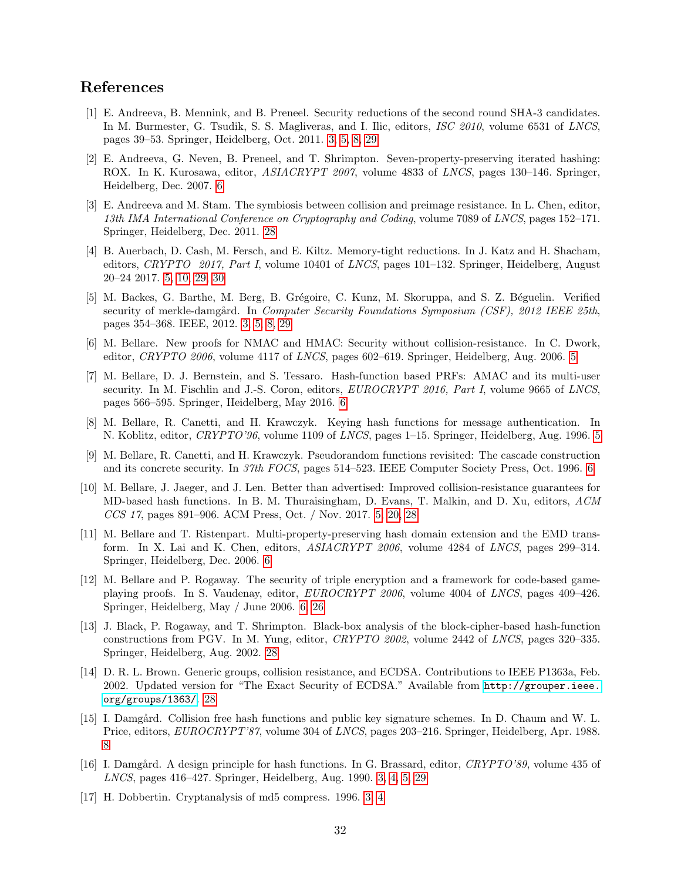## References

[1] E. Andreeva, B. Mennink, and B. Preneel. Security reductions of the second round SHA-3 candidates. In M. Burmester, G. Tsudik, S. S. Magliveras, and I. Ilic, editors, *ISC 2010*, volume 6531 of *LNCS*, pages 39–53. Springer, Heidelberg, Oct. 2011. 3, 5, 8, 29

[2] E. Andreeva, G. Neven, B. Preneel, and T. Shrimpton. Seven-property-preserving iterated hashing: ROX. In K. Kurosawa, editor, *ASIACRYPT 2007*, volume 4833 of *LNCS*, pages 130–146. Springer, Heidelberg, Dec. 2007. 6

[3] E. Andreeva and M. Stam. The symbiosis between collision and preimage resistance. In L. Chen, editor, *13th IMA International Conference on Cryptography and Coding*, volume 7089 of *LNCS*, pages 152–171. Springer, Heidelberg, Dec. 2011. 28

[4] B. Auerbach, D. Cash, M. Fersch, and E. Kiltz. Memory-tight reductions. In J. Katz and H. Shacham, editors, *CRYPTO 2017, Part I*, volume 10401 of *LNCS*, pages 101–132. Springer, Heidelberg, August 20–24 2017. 5, 10, 29, 30

[5] M. Backes, G. Barthe, M. Berg, B. Grégoire, C. Kunz, M. Skoruppa, and S. Z. Béguelin. Verified security of merkle-damgård. In *Computer Security Foundations Symposium (CSF), 2012 IEEE 25th*, pages 354–368. IEEE, 2012. 3, 5, 8, 29

[6] M. Bellare. New proofs for NMAC and HMAC: Security without collision-resistance. In C. Dwork, editor, *CRYPTO 2006*, volume 4117 of *LNCS*, pages 602–619. Springer, Heidelberg, Aug. 2006. 5

[7] M. Bellare, D. J. Bernstein, and S. Tessaro. Hash-function based PRFs: AMAC and its multi-user security. In M. Fischlin and J.-S. Coron, editors, *EUROCRYPT 2016, Part I*, volume 9665 of *LNCS*, pages 566–595. Springer, Heidelberg, May 2016. 6

[8] M. Bellare, R. Canetti, and H. Krawczyk. Keying hash functions for message authentication. In N. Koblitz, editor, *CRYPTO'96*, volume 1109 of *LNCS*, pages 1–15. Springer, Heidelberg, Aug. 1996. 5

[9] M. Bellare, R. Canetti, and H. Krawczyk. Pseudorandom functions revisited: The cascade construction and its concrete security. In *37th FOCS*, pages 514–523. IEEE Computer Society Press, Oct. 1996. 6

[10] M. Bellare, J. Jaeger, and J. Len. Better than advertised: Improved collision-resistance guarantees for MD-based hash functions. In B. M. Thuraisingham, D. Evans, T. Malkin, and D. Xu, editors, *ACM CCS 17*, pages 891–906. ACM Press, Oct. / Nov. 2017. 5, 20, 28

[11] M. Bellare and T. Ristenpart. Multi-property-preserving hash domain extension and the EMD transform. In X. Lai and K. Chen, editors, *ASIACRYPT 2006*, volume 4284 of *LNCS*, pages 299–314. Springer, Heidelberg, Dec. 2006. 6

[12] M. Bellare and P. Rogaway. The security of triple encryption and a framework for code-based game-playing proofs. In S. Vaudenay, editor, *EUROCRYPT 2006*, volume 4004 of *LNCS*, pages 409–426. Springer, Heidelberg, May / June 2006. 6, 26

[13] J. Black, P. Rogaway, and T. Shrimpton. Black-box analysis of the block-cipher-based hash-function constructions from PGV. In M. Yung, editor, *CRYPTO 2002*, volume 2442 of *LNCS*, pages 320–335. Springer, Heidelberg, Aug. 2002. 28

[14] D. R. L. Brown. Generic groups, collision resistance, and ECDSA. Contributions to IEEE P1363a, Feb. 2002. Updated version for "The Exact Security of ECDSA." Available from http://grouper.ieee.org/groups/1363/. 28

[15] I. Damgård. Collision free hash functions and public key signature schemes. In D. Chaum and W. L. Price, editors, *EUROCRYPT'87*, volume 304 of *LNCS*, pages 203–216. Springer, Heidelberg, Apr. 1988. 8

[16] I. Damgård. A design principle for hash functions. In G. Brassard, editor, *CRYPTO'89*, volume 435 of *LNCS*, pages 416–427. Springer, Heidelberg, Aug. 1990. 3, 4, 5, 29

[17] H. Dobbertin. Cryptanalysis of md5 compress. 1996. 3, 4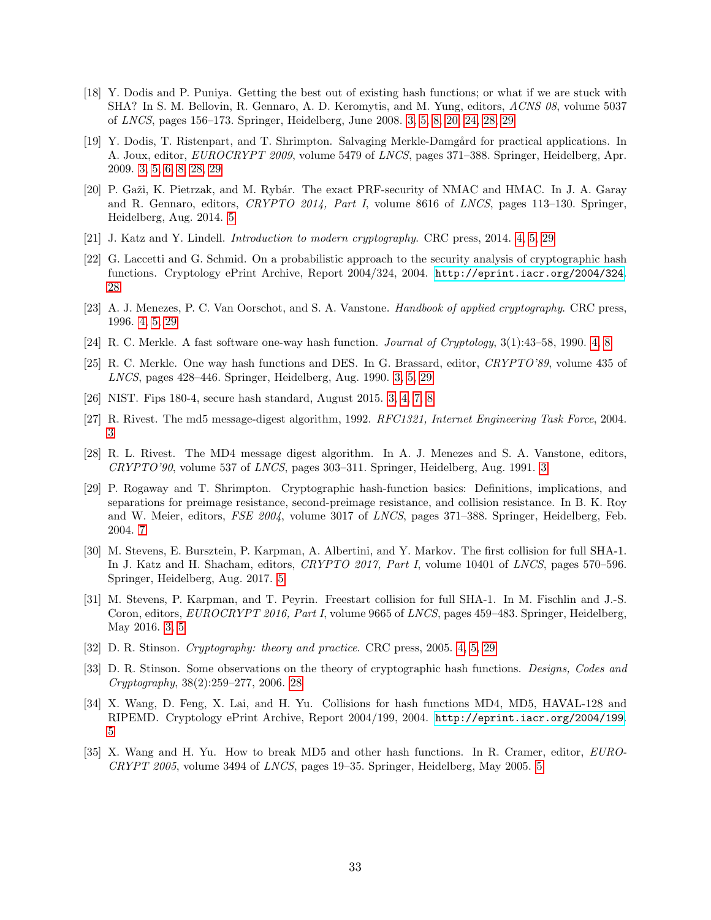[18] Y. Dodis and P. Puniya. Getting the best out of existing hash functions; or what if we are stuck with SHA? In S. M. Bellovin, R. Gennaro, A. D. Keromytis, and M. Yung, editors, *ACNS 08*, volume 5037 of *LNCS*, pages 156–173. Springer, Heidelberg, June 2008. 3, 5, 8, 20, 24, 28, 29

[19] Y. Dodis, T. Ristenpart, and T. Shrimpton. Salvaging Merkle-Damgård for practical applications. In A. Joux, editor, *EUROCRYPT 2009*, volume 5479 of *LNCS*, pages 371–388. Springer, Heidelberg, Apr. 2009. 3, 5, 6, 8, 28, 29

[20] P. Gaži, K. Pietrzak, and M. Rybár. The exact PRF-security of NMAC and HMAC. In J. A. Garay and R. Gennaro, editors, *CRYPTO 2014, Part I*, volume 8616 of *LNCS*, pages 113–130. Springer, Heidelberg, Aug. 2014. 5

[21] J. Katz and Y. Lindell. *Introduction to modern cryptography.* CRC press, 2014. 4, 5, 29

[22] G. Laccetti and G. Schmid. On a probabilistic approach to the security analysis of cryptographic hash functions. Cryptology ePrint Archive, Report 2004/324, 2004. http://eprint.iacr.org/2004/324. 28

[23] A. J. Menezes, P. C. Van Oorschot, and S. A. Vanstone. *Handbook of applied cryptography.* CRC press, 1996. 4, 5, 29

[24] R. C. Merkle. A fast software one-way hash function. *Journal of Cryptology*, 3(1):43–58, 1990. 4, 8

[25] R. C. Merkle. One way hash functions and DES. In G. Brassard, editor, *CRYPTO'89*, volume 435 of *LNCS*, pages 428–446. Springer, Heidelberg, Aug. 1990. 3, 5, 29

[26] NIST. Fips 180-4, secure hash standard, August 2015. 3, 4, 7, 8

[27] R. Rivest. The md5 message-digest algorithm, 1992. *RFC1321, Internet Engineering Task Force*, 2004. 3

[28] R. L. Rivest. The MD4 message digest algorithm. In A. J. Menezes and S. A. Vanstone, editors, *CRYPTO'90*, volume 537 of *LNCS*, pages 303–311. Springer, Heidelberg, Aug. 1991. 3

[29] P. Rogaway and T. Shrimpton. Cryptographic hash-function basics: Definitions, implications, and separations for preimage resistance, second-preimage resistance, and collision resistance. In B. K. Roy and W. Meier, editors, *FSE 2004*, volume 3017 of *LNCS*, pages 371–388. Springer, Heidelberg, Feb. 2004. 7

[30] M. Stevens, E. Bursztein, P. Karpman, A. Albertini, and Y. Markov. The first collision for full SHA-1. In J. Katz and H. Shacham, editors, *CRYPTO 2017, Part I*, volume 10401 of *LNCS*, pages 570–596. Springer, Heidelberg, Aug. 2017. 5

[31] M. Stevens, P. Karpman, and T. Peyrin. Freestart collision for full SHA-1. In M. Fischlin and J.-S. Coron, editors, *EUROCRYPT 2016, Part I*, volume 9665 of *LNCS*, pages 459–483. Springer, Heidelberg, May 2016. 3, 5

[32] D. R. Stinson. *Cryptography: theory and practice.* CRC press, 2005. 4, 5, 29

[33] D. R. Stinson. Some observations on the theory of cryptographic hash functions. *Designs, Codes and Cryptography*, 38(2):259–277, 2006. 28

[34] X. Wang, D. Feng, X. Lai, and H. Yu. Collisions for hash functions MD4, MD5, HAVAL-128 and RIPEMD. Cryptology ePrint Archive, Report 2004/199, 2004. http://eprint.iacr.org/2004/199. 5

[35] X. Wang and H. Yu. How to break MD5 and other hash functions. In R. Cramer, editor, *EUROCRYPT 2005*, volume 3494 of *LNCS*, pages 19–35. Springer, Heidelberg, May 2005. 5